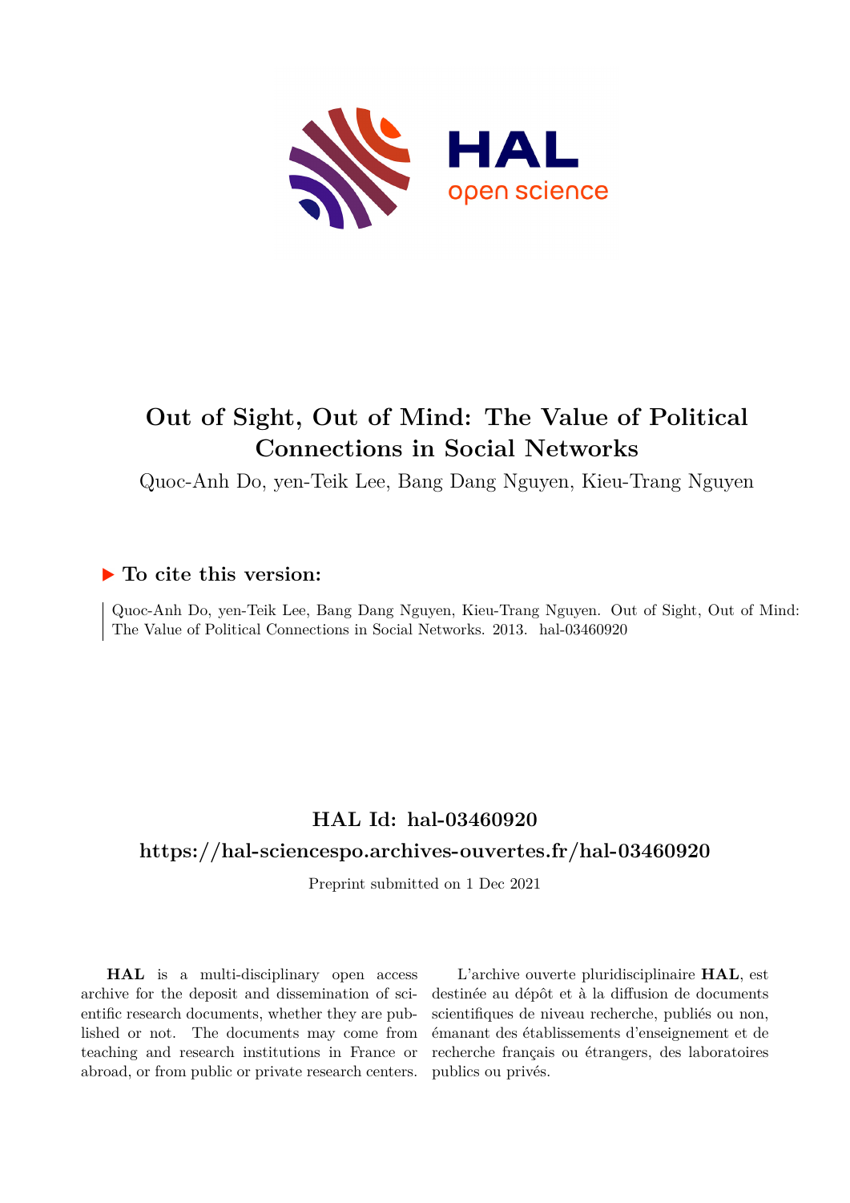# Out of Sight, Out of Mind: The Value of Political Connections in Social Networks

Quoc-Anh Do, yen-Teik Lee, Bang Dang Nguyen, Kieu-Trang Nguyen

## ▶ To cite this version:

Quoc-Anh Do, yen-Teik Lee, Bang Dang Nguyen, Kieu-Trang Nguyen. Out of Sight, Out of Mind: The Value of Political Connections in Social Networks. 2013. hal-03460920

## HAL Id: hal-03460920

## https://hal-sciencespo.archives-ouvertes.fr/hal-03460920

Preprint submitted on 1 Dec 2021

**HAL** is a multi-disciplinary open access archive for the deposit and dissemination of scientific research documents, whether they are published or not. The documents may come from teaching and research institutions in France or abroad, or from public or private research centers.

L'archive ouverte pluridisciplinaire **HAL**, est destinée au dépôt et à la diffusion de documents scientifiques de niveau recherche, publiés ou non, émanant des établissements d'enseignement et de recherche français ou étrangers, des laboratoires publics ou privés.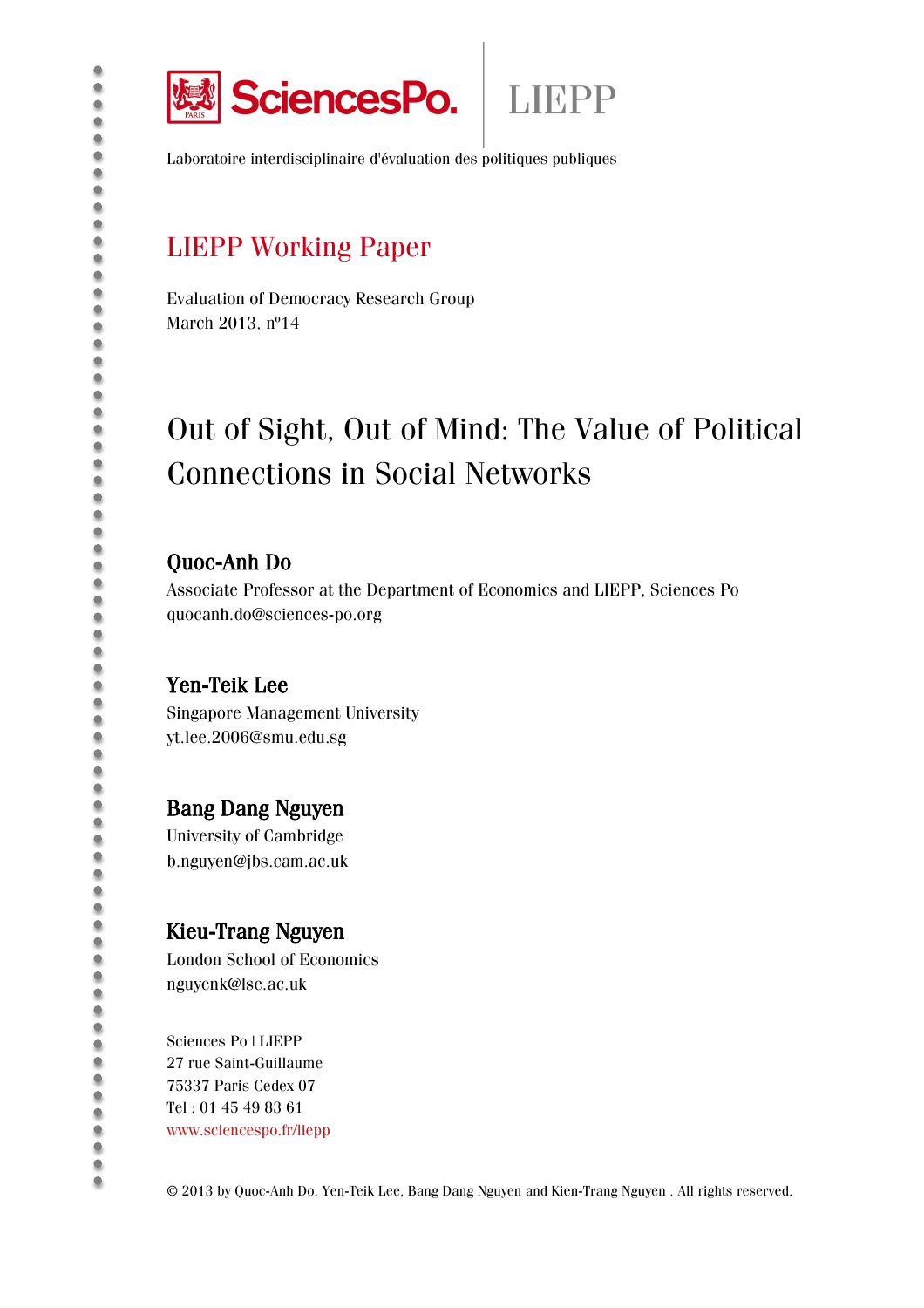SciencesPo. | LIEPP

Laboratoire interdisciplinaire d'évaluation des politiques publiques

## LIEPP Working Paper

Evaluation of Democracy Research Group
March 2013, nº14

# Out of Sight, Out of Mind: The Value of Political Connections in Social Networks

### Quoc-Anh Do

Associate Professor at the Department of Economics and LIEPP, Sciences Po
quocanh.do@sciences-po.org

### Yen-Teik Lee

Singapore Management University
yt.lee.2006@smu.edu.sg

### Bang Dang Nguyen

University of Cambridge
b.nguyen@jbs.cam.ac.uk

### Kieu-Trang Nguyen

London School of Economics
nguyenk@lse.ac.uk

Sciences Po | LIEPP
27 rue Saint-Guillaume
75337 Paris Cedex 07
Tel : 01 45 49 83 61
www.sciencespo.fr/liepp

© 2013 by Quoc-Anh Do, Yen-Teik Lee, Bang Dang Nguyen and Kien-Trang Nguyen . All rights reserved.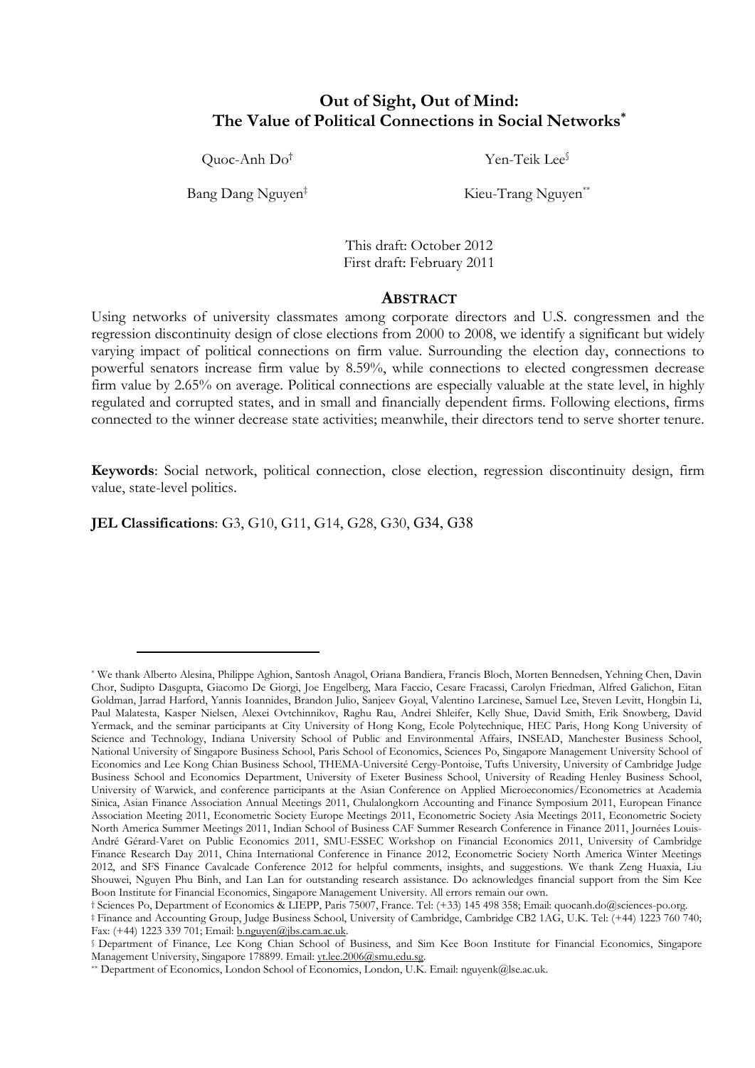# Out of Sight, Out of Mind: The Value of Political Connections in Social Networks*

Quoc-Anh Do†

Yen-Teik Lee§

Bang Dang Nguyen‡

Kieu-Trang Nguyen**

This draft: October 2012
First draft: February 2011

## ABSTRACT

Using networks of university classmates among corporate directors and U.S. congressmen and the regression discontinuity design of close elections from 2000 to 2008, we identify a significant but widely varying impact of political connections on firm value. Surrounding the election day, connections to powerful senators increase firm value by 8.59%, while connections to elected congressmen decrease firm value by 2.65% on average. Political connections are especially valuable at the state level, in highly regulated and corrupted states, and in small and financially dependent firms. Following elections, firms connected to the winner decrease state activities; meanwhile, their directors tend to serve shorter tenure.

**Keywords**: Social network, political connection, close election, regression discontinuity design, firm value, state-level politics.

**JEL Classifications**: G3, G10, G11, G14, G28, G30, G34, G38

---

* We thank Alberto Alesina, Philippe Aghion, Santosh Anagol, Oriana Bandiera, Francis Bloch, Morten Bennedsen, Yehning Chen, Davin Chor, Sudipto Dasgupta, Giacomo De Giorgi, Joe Engelberg, Mara Faccio, Cesare Fracassi, Carolyn Friedman, Alfred Galichon, Eitan Goldman, Jarrad Harford, Yannis Ioannides, Brandon Julio, Sanjeev Goyal, Valentino Larcinese, Samuel Lee, Steven Levitt, Hongbin Li, Paul Malatesta, Kasper Nielsen, Alexei Ovtchinnikov, Raghu Rau, Andrei Shleifer, Kelly Shue, David Smith, Erik Snowberg, David Yermack, and the seminar participants at City University of Hong Kong, Ecole Polytechnique, HEC Paris, Hong Kong University of Science and Technology, Indiana University School of Public and Environmental Affairs, INSEAD, Manchester Business School, National University of Singapore Business School, Paris School of Economics, Sciences Po, Singapore Management University School of Economics and Lee Kong Chian Business School, THEMA-Université Cergy-Pontoise, Tufts University, University of Cambridge Judge Business School and Economics Department, University of Exeter Business School, University of Reading Henley Business School, University of Warwick, and conference participants at the Asian Conference on Applied Microeconomics/Econometrics at Academia Sinica, Asian Finance Association Annual Meetings 2011, Chulalongkorn Accounting and Finance Symposium 2011, European Finance Association Meeting 2011, Econometric Society Europe Meetings 2011, Econometric Society Asia Meetings 2011, Econometric Society North America Summer Meetings 2011, Indian School of Business CAF Summer Research Conference in Finance 2011, Journées Louis-André Gérard-Varet on Public Economics 2011, SMU-ESSEC Workshop on Financial Economics 2011, University of Cambridge Finance Research Day 2011, China International Conference in Finance 2012, Econometric Society North America Winter Meetings 2012, and SFS Finance Cavalcade Conference 2012 for helpful comments, insights, and suggestions. We thank Zeng Huaxia, Liu Shouwei, Nguyen Phu Binh, and Lan Lan for outstanding research assistance. Do acknowledges financial support from the Sim Kee Boon Institute for Financial Economics, Singapore Management University. All errors remain our own.

† Sciences Po, Department of Economics & LIEPP, Paris 75007, France. Tel: (+33) 145 498 358; Email: quocanh.do@sciences-po.org.

‡ Finance and Accounting Group, Judge Business School, University of Cambridge, Cambridge CB2 1AG, U.K. Tel: (+44) 1223 760 740; Fax: (+44) 1223 339 701; Email: b.nguyen@jbs.cam.ac.uk.

§ Department of Finance, Lee Kong Chian School of Business, and Sim Kee Boon Institute for Financial Economics, Singapore Management University, Singapore 178899. Email: yt.lee.2006@smu.edu.sg.

** Department of Economics, London School of Economics, London, U.K. Email: nguyenk@lse.ac.uk.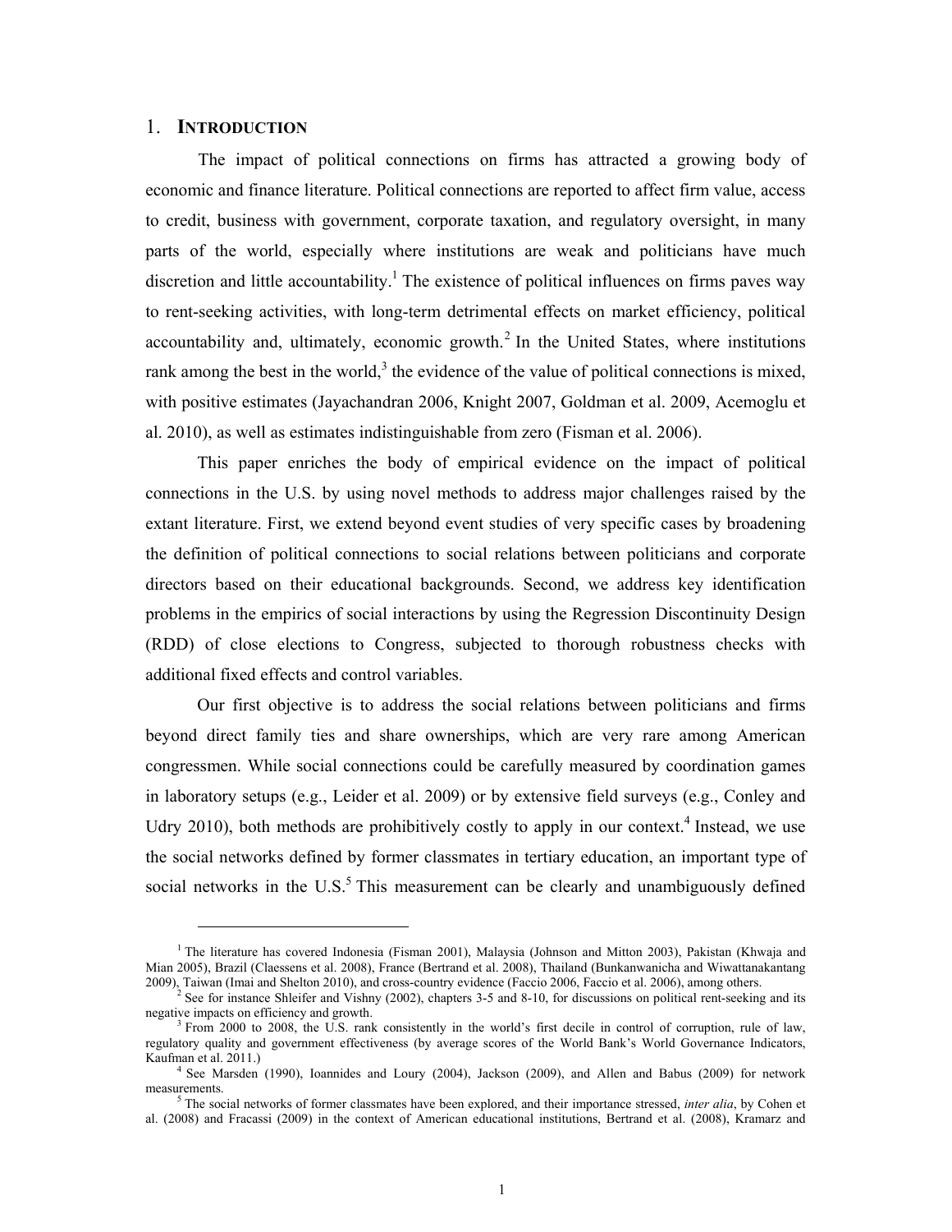## 1. INTRODUCTION

The impact of political connections on firms has attracted a growing body of economic and finance literature. Political connections are reported to affect firm value, access to credit, business with government, corporate taxation, and regulatory oversight, in many parts of the world, especially where institutions are weak and politicians have much discretion and little accountability.[1] The existence of political influences on firms paves way to rent-seeking activities, with long-term detrimental effects on market efficiency, political accountability and, ultimately, economic growth.[2] In the United States, where institutions rank among the best in the world,[3] the evidence of the value of political connections is mixed, with positive estimates (Jayachandran 2006, Knight 2007, Goldman et al. 2009, Acemoglu et al. 2010), as well as estimates indistinguishable from zero (Fisman et al. 2006).

This paper enriches the body of empirical evidence on the impact of political connections in the U.S. by using novel methods to address major challenges raised by the extant literature. First, we extend beyond event studies of very specific cases by broadening the definition of political connections to social relations between politicians and corporate directors based on their educational backgrounds. Second, we address key identification problems in the empirics of social interactions by using the Regression Discontinuity Design (RDD) of close elections to Congress, subjected to thorough robustness checks with additional fixed effects and control variables.

Our first objective is to address the social relations between politicians and firms beyond direct family ties and share ownerships, which are very rare among American congressmen. While social connections could be carefully measured by coordination games in laboratory setups (e.g., Leider et al. 2009) or by extensive field surveys (e.g., Conley and Udry 2010), both methods are prohibitively costly to apply in our context.[4] Instead, we use the social networks defined by former classmates in tertiary education, an important type of social networks in the U.S.[5] This measurement can be clearly and unambiguously defined

---

[1] The literature has covered Indonesia (Fisman 2001), Malaysia (Johnson and Mitton 2003), Pakistan (Khwaja and Mian 2005), Brazil (Claessens et al. 2008), France (Bertrand et al. 2008), Thailand (Bunkanwanicha and Wiwattanakantang 2009), Taiwan (Imai and Shelton 2010), and cross-country evidence (Faccio 2006, Faccio et al. 2006), among others.

[2] See for instance Shleifer and Vishny (2002), chapters 3-5 and 8-10, for discussions on political rent-seeking and its negative impacts on efficiency and growth.

[3] From 2000 to 2008, the U.S. rank consistently in the world's first decile in control of corruption, rule of law, regulatory quality and government effectiveness (by average scores of the World Bank's World Governance Indicators, Kaufman et al. 2011.)

[4] See Marsden (1990), Ioannides and Loury (2004), Jackson (2009), and Allen and Babus (2009) for network measurements.

[5] The social networks of former classmates have been explored, and their importance stressed, *inter alia*, by Cohen et al. (2008) and Fracassi (2009) in the context of American educational institutions, Bertrand et al. (2008), Kramarz and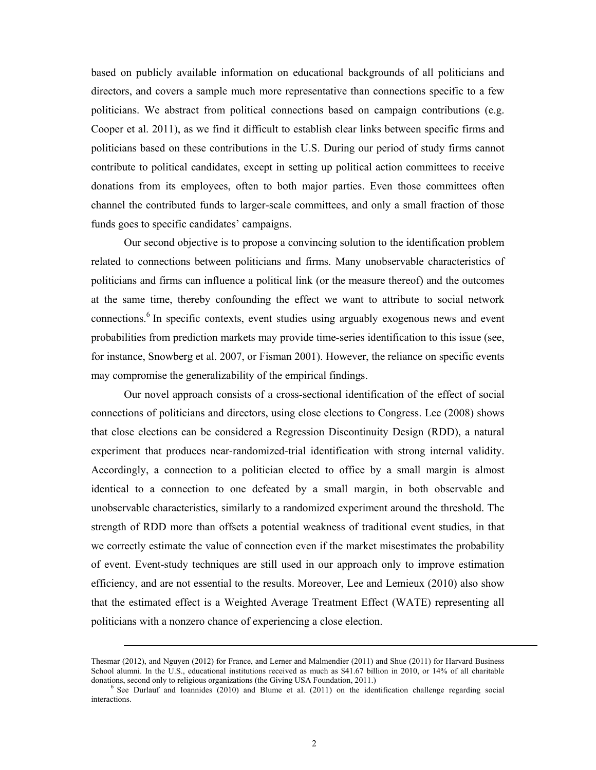based on publicly available information on educational backgrounds of all politicians and directors, and covers a sample much more representative than connections specific to a few politicians. We abstract from political connections based on campaign contributions (e.g. Cooper et al. 2011), as we find it difficult to establish clear links between specific firms and politicians based on these contributions in the U.S. During our period of study firms cannot contribute to political candidates, except in setting up political action committees to receive donations from its employees, often to both major parties. Even those committees often channel the contributed funds to larger-scale committees, and only a small fraction of those funds goes to specific candidates' campaigns.

Our second objective is to propose a convincing solution to the identification problem related to connections between politicians and firms. Many unobservable characteristics of politicians and firms can influence a political link (or the measure thereof) and the outcomes at the same time, thereby confounding the effect we want to attribute to social network connections.[6] In specific contexts, event studies using arguably exogenous news and event probabilities from prediction markets may provide time-series identification to this issue (see, for instance, Snowberg et al. 2007, or Fisman 2001). However, the reliance on specific events may compromise the generalizability of the empirical findings.

Our novel approach consists of a cross-sectional identification of the effect of social connections of politicians and directors, using close elections to Congress. Lee (2008) shows that close elections can be considered a Regression Discontinuity Design (RDD), a natural experiment that produces near-randomized-trial identification with strong internal validity. Accordingly, a connection to a politician elected to office by a small margin is almost identical to a connection to one defeated by a small margin, in both observable and unobservable characteristics, similarly to a randomized experiment around the threshold. The strength of RDD more than offsets a potential weakness of traditional event studies, in that we correctly estimate the value of connection even if the market misestimates the probability of event. Event-study techniques are still used in our approach only to improve estimation efficiency, and are not essential to the results. Moreover, Lee and Lemieux (2010) also show that the estimated effect is a Weighted Average Treatment Effect (WATE) representing all politicians with a nonzero chance of experiencing a close election.

---

Thesmar (2012), and Nguyen (2012) for France, and Lerner and Malmendier (2011) and Shue (2011) for Harvard Business School alumni. In the U.S., educational institutions received as much as $41.67 billion in 2010, or 14% of all charitable donations, second only to religious organizations (the Giving USA Foundation, 2011.)

[6] See Durlauf and Ioannides (2010) and Blume et al. (2011) on the identification challenge regarding social interactions.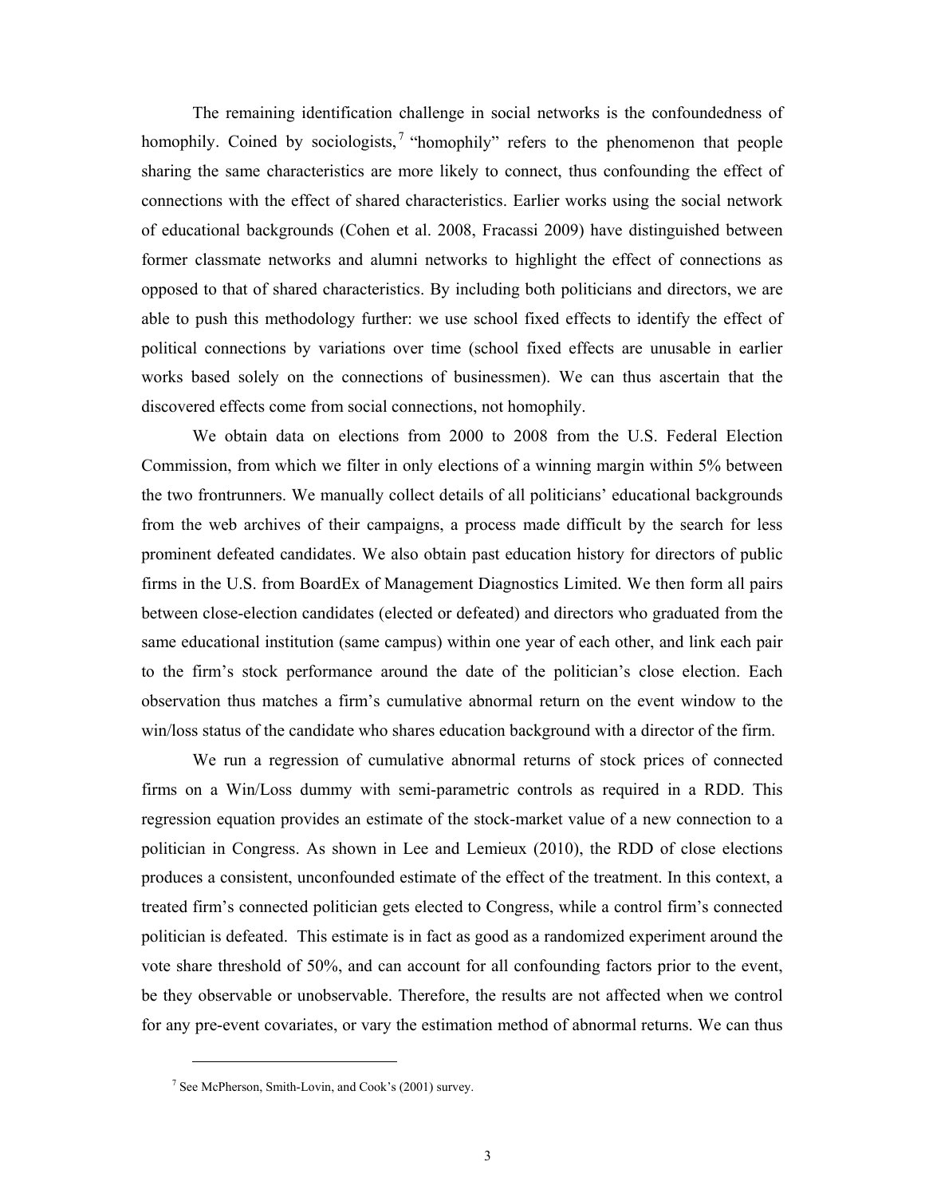The remaining identification challenge in social networks is the confoundedness of homophily. Coined by sociologists,[7] "homophily" refers to the phenomenon that people sharing the same characteristics are more likely to connect, thus confounding the effect of connections with the effect of shared characteristics. Earlier works using the social network of educational backgrounds (Cohen et al. 2008, Fracassi 2009) have distinguished between former classmate networks and alumni networks to highlight the effect of connections as opposed to that of shared characteristics. By including both politicians and directors, we are able to push this methodology further: we use school fixed effects to identify the effect of political connections by variations over time (school fixed effects are unusable in earlier works based solely on the connections of businessmen). We can thus ascertain that the discovered effects come from social connections, not homophily.

We obtain data on elections from 2000 to 2008 from the U.S. Federal Election Commission, from which we filter in only elections of a winning margin within 5% between the two frontrunners. We manually collect details of all politicians' educational backgrounds from the web archives of their campaigns, a process made difficult by the search for less prominent defeated candidates. We also obtain past education history for directors of public firms in the U.S. from BoardEx of Management Diagnostics Limited. We then form all pairs between close-election candidates (elected or defeated) and directors who graduated from the same educational institution (same campus) within one year of each other, and link each pair to the firm's stock performance around the date of the politician's close election. Each observation thus matches a firm's cumulative abnormal return on the event window to the win/loss status of the candidate who shares education background with a director of the firm.

We run a regression of cumulative abnormal returns of stock prices of connected firms on a Win/Loss dummy with semi-parametric controls as required in a RDD. This regression equation provides an estimate of the stock-market value of a new connection to a politician in Congress. As shown in Lee and Lemieux (2010), the RDD of close elections produces a consistent, unconfounded estimate of the effect of the treatment. In this context, a treated firm's connected politician gets elected to Congress, while a control firm's connected politician is defeated. This estimate is in fact as good as a randomized experiment around the vote share threshold of 50%, and can account for all confounding factors prior to the event, be they observable or unobservable. Therefore, the results are not affected when we control for any pre-event covariates, or vary the estimation method of abnormal returns. We can thus

[7] See McPherson, Smith-Lovin, and Cook's (2001) survey.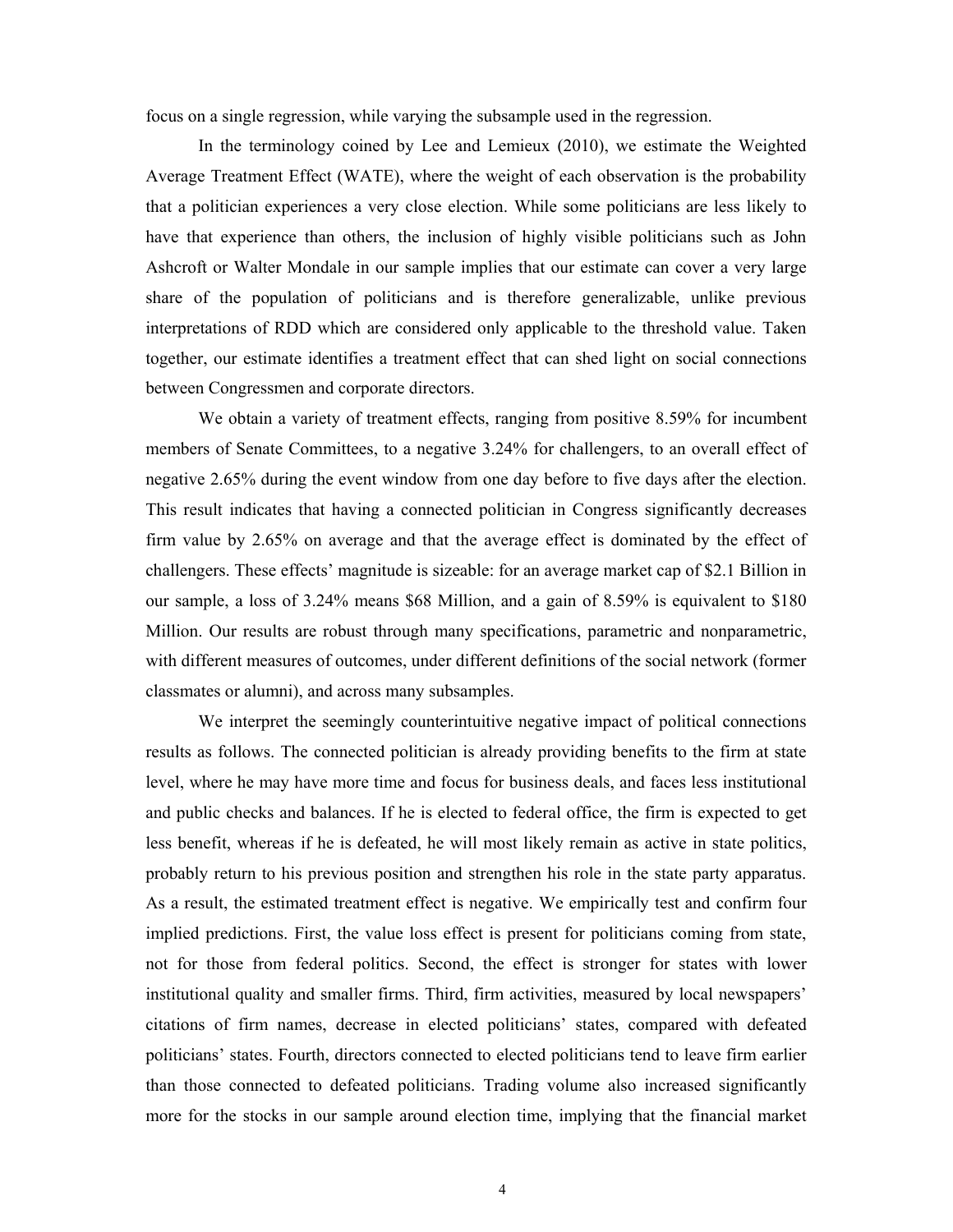focus on a single regression, while varying the subsample used in the regression.

In the terminology coined by Lee and Lemieux (2010), we estimate the Weighted Average Treatment Effect (WATE), where the weight of each observation is the probability that a politician experiences a very close election. While some politicians are less likely to have that experience than others, the inclusion of highly visible politicians such as John Ashcroft or Walter Mondale in our sample implies that our estimate can cover a very large share of the population of politicians and is therefore generalizable, unlike previous interpretations of RDD which are considered only applicable to the threshold value. Taken together, our estimate identifies a treatment effect that can shed light on social connections between Congressmen and corporate directors.

We obtain a variety of treatment effects, ranging from positive 8.59% for incumbent members of Senate Committees, to a negative 3.24% for challengers, to an overall effect of negative 2.65% during the event window from one day before to five days after the election. This result indicates that having a connected politician in Congress significantly decreases firm value by 2.65% on average and that the average effect is dominated by the effect of challengers. These effects' magnitude is sizeable: for an average market cap of $2.1 Billion in our sample, a loss of 3.24% means $68 Million, and a gain of 8.59% is equivalent to $180 Million. Our results are robust through many specifications, parametric and nonparametric, with different measures of outcomes, under different definitions of the social network (former classmates or alumni), and across many subsamples.

We interpret the seemingly counterintuitive negative impact of political connections results as follows. The connected politician is already providing benefits to the firm at state level, where he may have more time and focus for business deals, and faces less institutional and public checks and balances. If he is elected to federal office, the firm is expected to get less benefit, whereas if he is defeated, he will most likely remain as active in state politics, probably return to his previous position and strengthen his role in the state party apparatus. As a result, the estimated treatment effect is negative. We empirically test and confirm four implied predictions. First, the value loss effect is present for politicians coming from state, not for those from federal politics. Second, the effect is stronger for states with lower institutional quality and smaller firms. Third, firm activities, measured by local newspapers' citations of firm names, decrease in elected politicians' states, compared with defeated politicians' states. Fourth, directors connected to elected politicians tend to leave firm earlier than those connected to defeated politicians. Trading volume also increased significantly more for the stocks in our sample around election time, implying that the financial market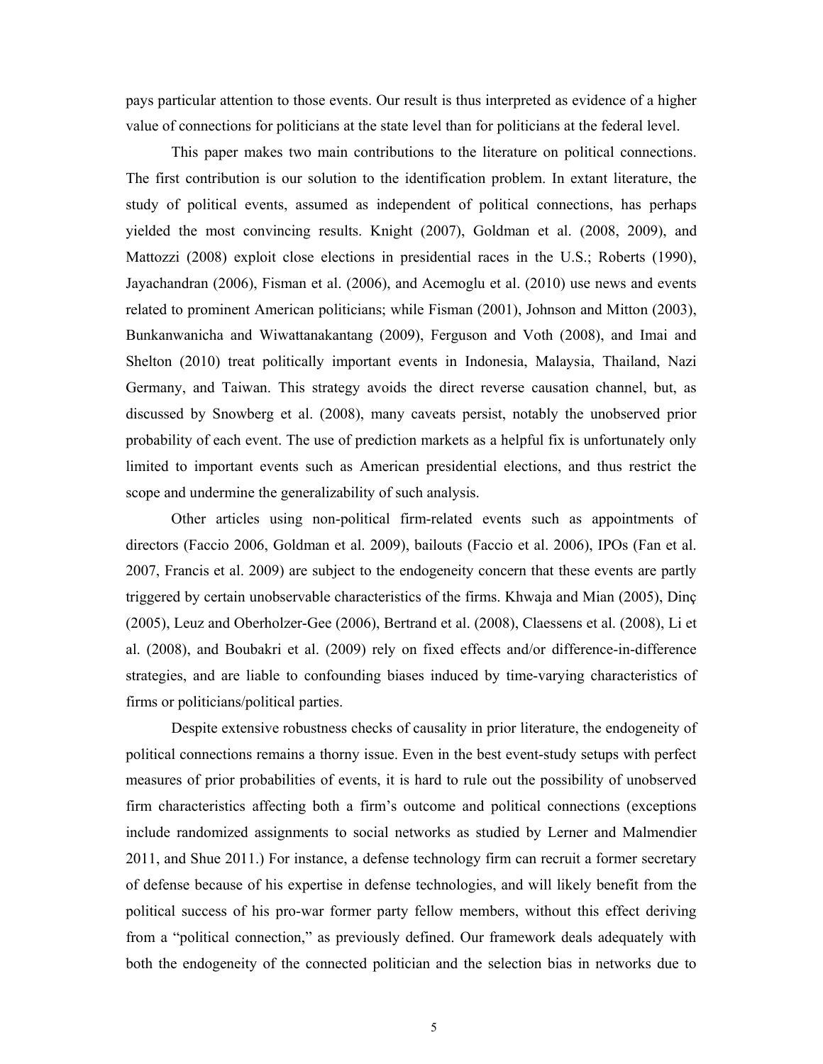pays particular attention to those events. Our result is thus interpreted as evidence of a higher value of connections for politicians at the state level than for politicians at the federal level.

This paper makes two main contributions to the literature on political connections. The first contribution is our solution to the identification problem. In extant literature, the study of political events, assumed as independent of political connections, has perhaps yielded the most convincing results. Knight (2007), Goldman et al. (2008, 2009), and Mattozzi (2008) exploit close elections in presidential races in the U.S.; Roberts (1990), Jayachandran (2006), Fisman et al. (2006), and Acemoglu et al. (2010) use news and events related to prominent American politicians; while Fisman (2001), Johnson and Mitton (2003), Bunkanwanicha and Wiwattanakantang (2009), Ferguson and Voth (2008), and Imai and Shelton (2010) treat politically important events in Indonesia, Malaysia, Thailand, Nazi Germany, and Taiwan. This strategy avoids the direct reverse causation channel, but, as discussed by Snowberg et al. (2008), many caveats persist, notably the unobserved prior probability of each event. The use of prediction markets as a helpful fix is unfortunately only limited to important events such as American presidential elections, and thus restrict the scope and undermine the generalizability of such analysis.

Other articles using non-political firm-related events such as appointments of directors (Faccio 2006, Goldman et al. 2009), bailouts (Faccio et al. 2006), IPOs (Fan et al. 2007, Francis et al. 2009) are subject to the endogeneity concern that these events are partly triggered by certain unobservable characteristics of the firms. Khwaja and Mian (2005), Dinç (2005), Leuz and Oberholzer-Gee (2006), Bertrand et al. (2008), Claessens et al. (2008), Li et al. (2008), and Boubakri et al. (2009) rely on fixed effects and/or difference-in-difference strategies, and are liable to confounding biases induced by time-varying characteristics of firms or politicians/political parties.

Despite extensive robustness checks of causality in prior literature, the endogeneity of political connections remains a thorny issue. Even in the best event-study setups with perfect measures of prior probabilities of events, it is hard to rule out the possibility of unobserved firm characteristics affecting both a firm's outcome and political connections (exceptions include randomized assignments to social networks as studied by Lerner and Malmendier 2011, and Shue 2011.) For instance, a defense technology firm can recruit a former secretary of defense because of his expertise in defense technologies, and will likely benefit from the political success of his pro-war former party fellow members, without this effect deriving from a "political connection," as previously defined. Our framework deals adequately with both the endogeneity of the connected politician and the selection bias in networks due to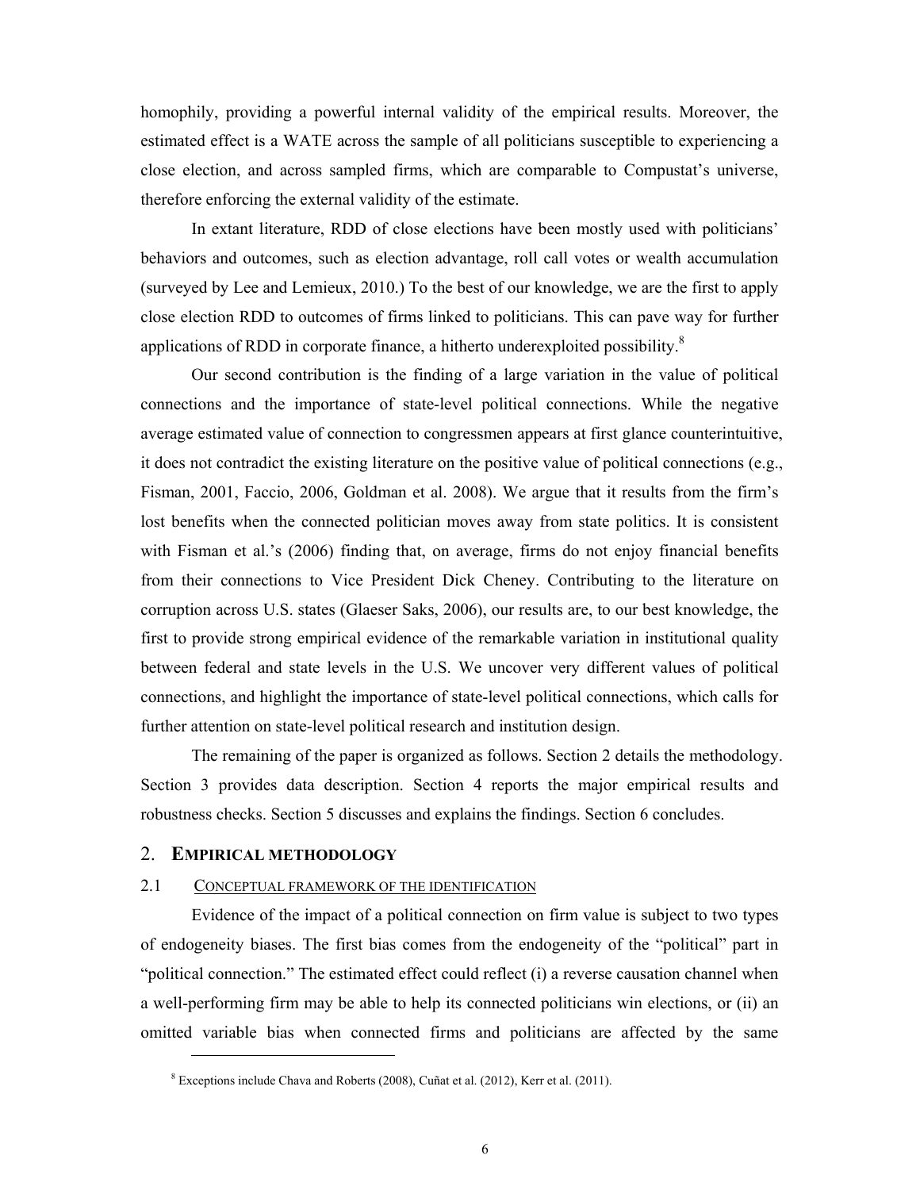homophily, providing a powerful internal validity of the empirical results. Moreover, the estimated effect is a WATE across the sample of all politicians susceptible to experiencing a close election, and across sampled firms, which are comparable to Compustat's universe, therefore enforcing the external validity of the estimate.

In extant literature, RDD of close elections have been mostly used with politicians' behaviors and outcomes, such as election advantage, roll call votes or wealth accumulation (surveyed by Lee and Lemieux, 2010.) To the best of our knowledge, we are the first to apply close election RDD to outcomes of firms linked to politicians. This can pave way for further applications of RDD in corporate finance, a hitherto underexploited possibility.[8]

Our second contribution is the finding of a large variation in the value of political connections and the importance of state-level political connections. While the negative average estimated value of connection to congressmen appears at first glance counterintuitive, it does not contradict the existing literature on the positive value of political connections (e.g., Fisman, 2001, Faccio, 2006, Goldman et al. 2008). We argue that it results from the firm's lost benefits when the connected politician moves away from state politics. It is consistent with Fisman et al.'s (2006) finding that, on average, firms do not enjoy financial benefits from their connections to Vice President Dick Cheney. Contributing to the literature on corruption across U.S. states (Glaeser Saks, 2006), our results are, to our best knowledge, the first to provide strong empirical evidence of the remarkable variation in institutional quality between federal and state levels in the U.S. We uncover very different values of political connections, and highlight the importance of state-level political connections, which calls for further attention on state-level political research and institution design.

The remaining of the paper is organized as follows. Section 2 details the methodology. Section 3 provides data description. Section 4 reports the major empirical results and robustness checks. Section 5 discusses and explains the findings. Section 6 concludes.

## 2. EMPIRICAL METHODOLOGY

### 2.1 CONCEPTUAL FRAMEWORK OF THE IDENTIFICATION

Evidence of the impact of a political connection on firm value is subject to two types of endogeneity biases. The first bias comes from the endogeneity of the "political" part in "political connection." The estimated effect could reflect (i) a reverse causation channel when a well-performing firm may be able to help its connected politicians win elections, or (ii) an omitted variable bias when connected firms and politicians are affected by the same

[8] Exceptions include Chava and Roberts (2008), Cuñat et al. (2012), Kerr et al. (2011).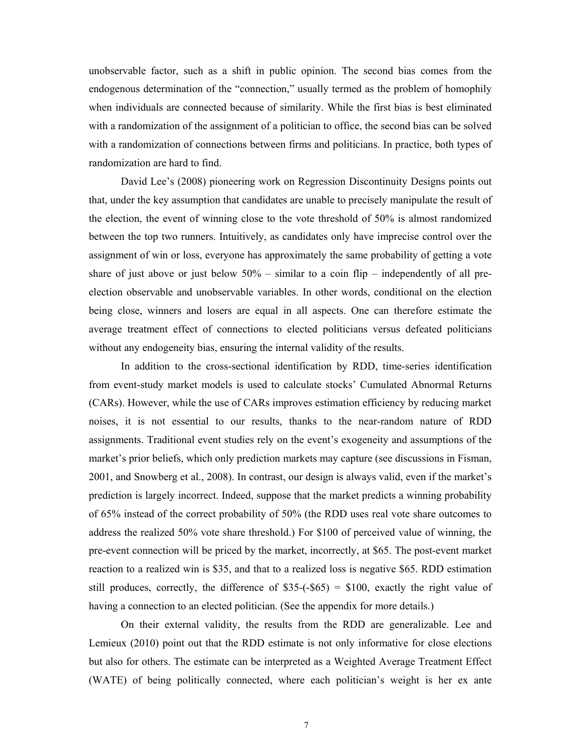unobservable factor, such as a shift in public opinion. The second bias comes from the endogenous determination of the "connection," usually termed as the problem of homophily when individuals are connected because of similarity. While the first bias is best eliminated with a randomization of the assignment of a politician to office, the second bias can be solved with a randomization of connections between firms and politicians. In practice, both types of randomization are hard to find.

David Lee's (2008) pioneering work on Regression Discontinuity Designs points out that, under the key assumption that candidates are unable to precisely manipulate the result of the election, the event of winning close to the vote threshold of 50% is almost randomized between the top two runners. Intuitively, as candidates only have imprecise control over the assignment of win or loss, everyone has approximately the same probability of getting a vote share of just above or just below 50% – similar to a coin flip – independently of all pre-election observable and unobservable variables. In other words, conditional on the election being close, winners and losers are equal in all aspects. One can therefore estimate the average treatment effect of connections to elected politicians versus defeated politicians without any endogeneity bias, ensuring the internal validity of the results.

In addition to the cross-sectional identification by RDD, time-series identification from event-study market models is used to calculate stocks' Cumulated Abnormal Returns (CARs). However, while the use of CARs improves estimation efficiency by reducing market noises, it is not essential to our results, thanks to the near-random nature of RDD assignments. Traditional event studies rely on the event's exogeneity and assumptions of the market's prior beliefs, which only prediction markets may capture (see discussions in Fisman, 2001, and Snowberg et al., 2008). In contrast, our design is always valid, even if the market's prediction is largely incorrect. Indeed, suppose that the market predicts a winning probability of 65% instead of the correct probability of 50% (the RDD uses real vote share outcomes to address the realized 50% vote share threshold.) For \$100 of perceived value of winning, the pre-event connection will be priced by the market, incorrectly, at \$65. The post-event market reaction to a realized win is \$35, and that to a realized loss is negative \$65. RDD estimation still produces, correctly, the difference of \$35-(-\$65) = \$100, exactly the right value of having a connection to an elected politician. (See the appendix for more details.)

On their external validity, the results from the RDD are generalizable. Lee and Lemieux (2010) point out that the RDD estimate is not only informative for close elections but also for others. The estimate can be interpreted as a Weighted Average Treatment Effect (WATE) of being politically connected, where each politician's weight is her ex ante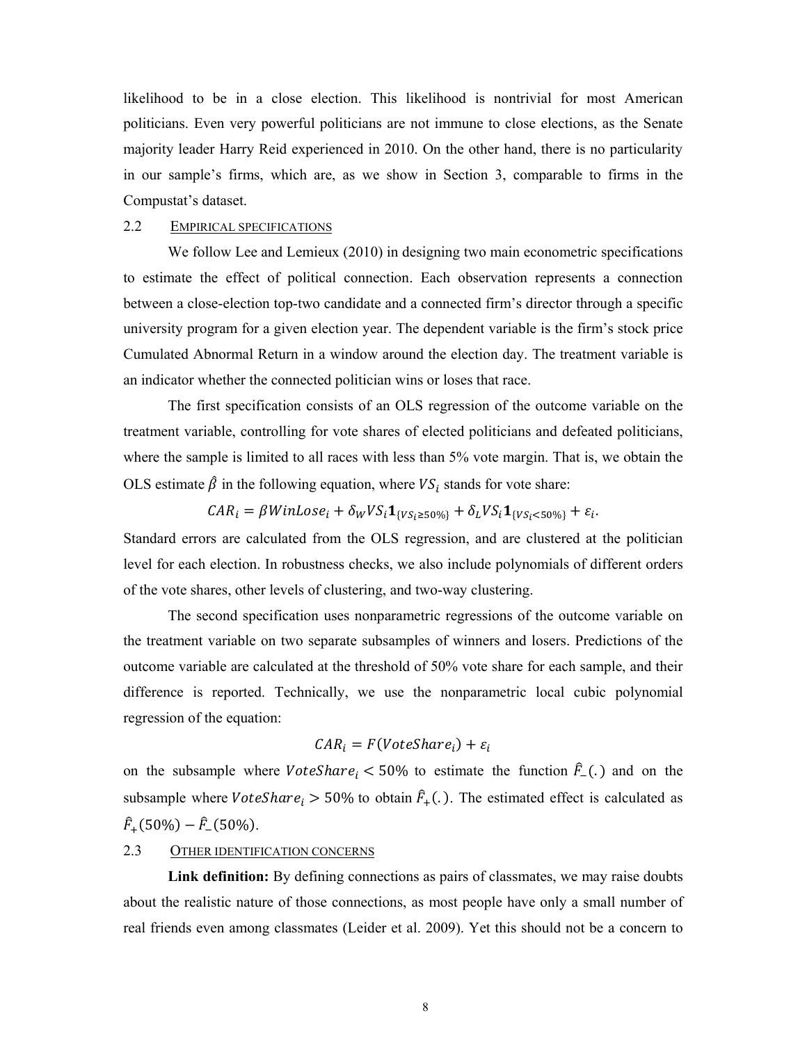likelihood to be in a close election. This likelihood is nontrivial for most American politicians. Even very powerful politicians are not immune to close elections, as the Senate majority leader Harry Reid experienced in 2010. On the other hand, there is no particularity in our sample's firms, which are, as we show in Section 3, comparable to firms in the Compustat's dataset.

## 2.2 EMPIRICAL SPECIFICATIONS

We follow Lee and Lemieux (2010) in designing two main econometric specifications to estimate the effect of political connection. Each observation represents a connection between a close-election top-two candidate and a connected firm's director through a specific university program for a given election year. The dependent variable is the firm's stock price Cumulated Abnormal Return in a window around the election day. The treatment variable is an indicator whether the connected politician wins or loses that race.

The first specification consists of an OLS regression of the outcome variable on the treatment variable, controlling for vote shares of elected politicians and defeated politicians, where the sample is limited to all races with less than 5% vote margin. That is, we obtain the OLS estimate $\hat{\beta}$ in the following equation, where $VS_i$ stands for vote share:

$$CAR_i = \beta WinLose_i + \delta_W VS_i \mathbf{1}_{\{VS_i \geq 50\%\}} + \delta_L VS_i \mathbf{1}_{\{VS_i < 50\%\}} + \varepsilon_i.$$

Standard errors are calculated from the OLS regression, and are clustered at the politician level for each election. In robustness checks, we also include polynomials of different orders of the vote shares, other levels of clustering, and two-way clustering.

The second specification uses nonparametric regressions of the outcome variable on the treatment variable on two separate subsamples of winners and losers. Predictions of the outcome variable are calculated at the threshold of 50% vote share for each sample, and their difference is reported. Technically, we use the nonparametric local cubic polynomial regression of the equation:

$$CAR_i = F(VoteShare_i) + \varepsilon_i$$

on the subsample where $VoteShare_i < 50\%$ to estimate the function $\hat{F}_-(.)$ and on the subsample where $VoteShare_i > 50\%$ to obtain $\hat{F}_+(.)$. The estimated effect is calculated as $\hat{F}_+(50\%) - \hat{F}_-(50\%)$.

## 2.3 OTHER IDENTIFICATION CONCERNS

**Link definition:** By defining connections as pairs of classmates, we may raise doubts about the realistic nature of those connections, as most people have only a small number of real friends even among classmates (Leider et al. 2009). Yet this should not be a concern to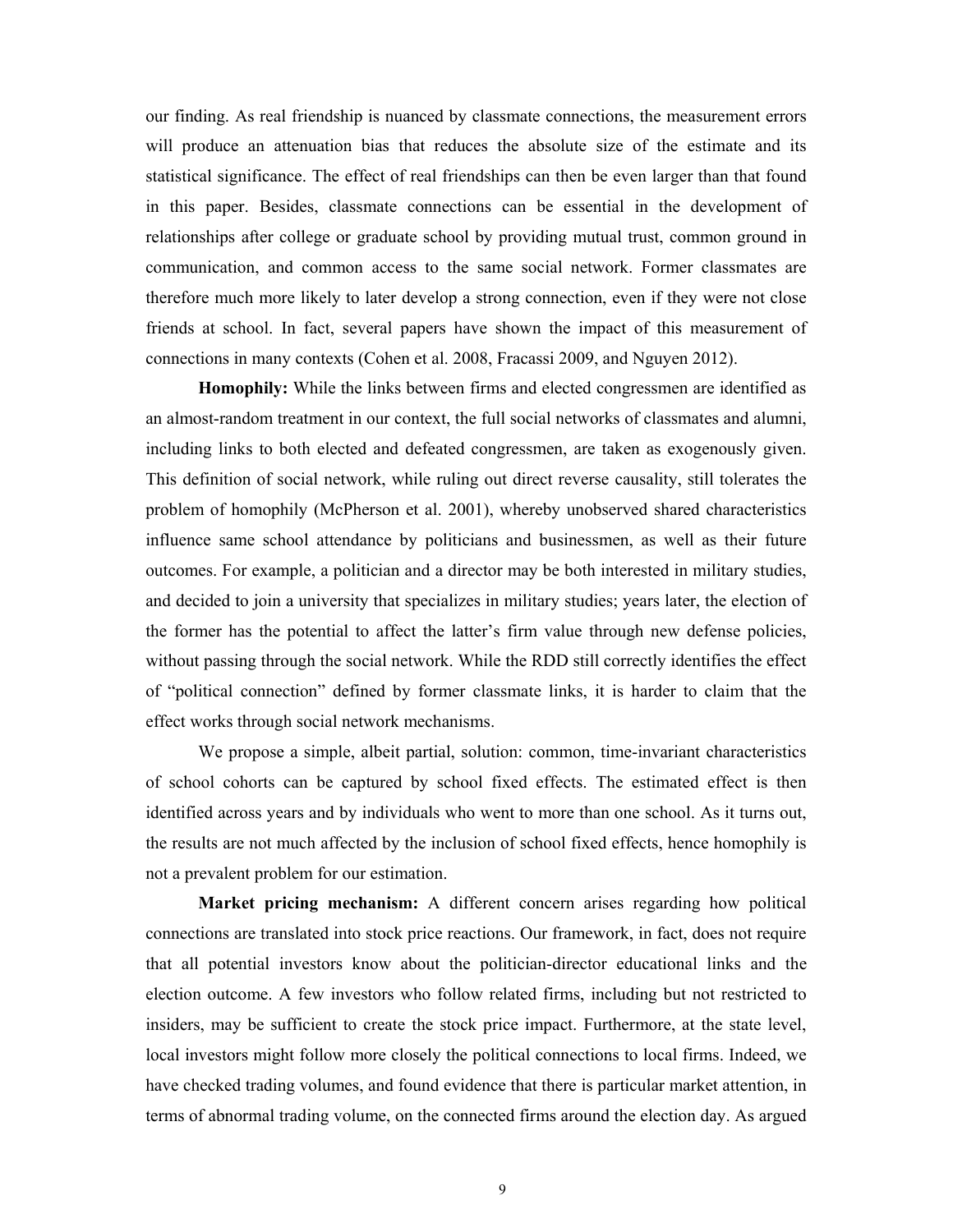our finding. As real friendship is nuanced by classmate connections, the measurement errors will produce an attenuation bias that reduces the absolute size of the estimate and its statistical significance. The effect of real friendships can then be even larger than that found in this paper. Besides, classmate connections can be essential in the development of relationships after college or graduate school by providing mutual trust, common ground in communication, and common access to the same social network. Former classmates are therefore much more likely to later develop a strong connection, even if they were not close friends at school. In fact, several papers have shown the impact of this measurement of connections in many contexts (Cohen et al. 2008, Fracassi 2009, and Nguyen 2012).

**Homophily:** While the links between firms and elected congressmen are identified as an almost-random treatment in our context, the full social networks of classmates and alumni, including links to both elected and defeated congressmen, are taken as exogenously given. This definition of social network, while ruling out direct reverse causality, still tolerates the problem of homophily (McPherson et al. 2001), whereby unobserved shared characteristics influence same school attendance by politicians and businessmen, as well as their future outcomes. For example, a politician and a director may be both interested in military studies, and decided to join a university that specializes in military studies; years later, the election of the former has the potential to affect the latter's firm value through new defense policies, without passing through the social network. While the RDD still correctly identifies the effect of "political connection" defined by former classmate links, it is harder to claim that the effect works through social network mechanisms.

We propose a simple, albeit partial, solution: common, time-invariant characteristics of school cohorts can be captured by school fixed effects. The estimated effect is then identified across years and by individuals who went to more than one school. As it turns out, the results are not much affected by the inclusion of school fixed effects, hence homophily is not a prevalent problem for our estimation.

**Market pricing mechanism:** A different concern arises regarding how political connections are translated into stock price reactions. Our framework, in fact, does not require that all potential investors know about the politician-director educational links and the election outcome. A few investors who follow related firms, including but not restricted to insiders, may be sufficient to create the stock price impact. Furthermore, at the state level, local investors might follow more closely the political connections to local firms. Indeed, we have checked trading volumes, and found evidence that there is particular market attention, in terms of abnormal trading volume, on the connected firms around the election day. As argued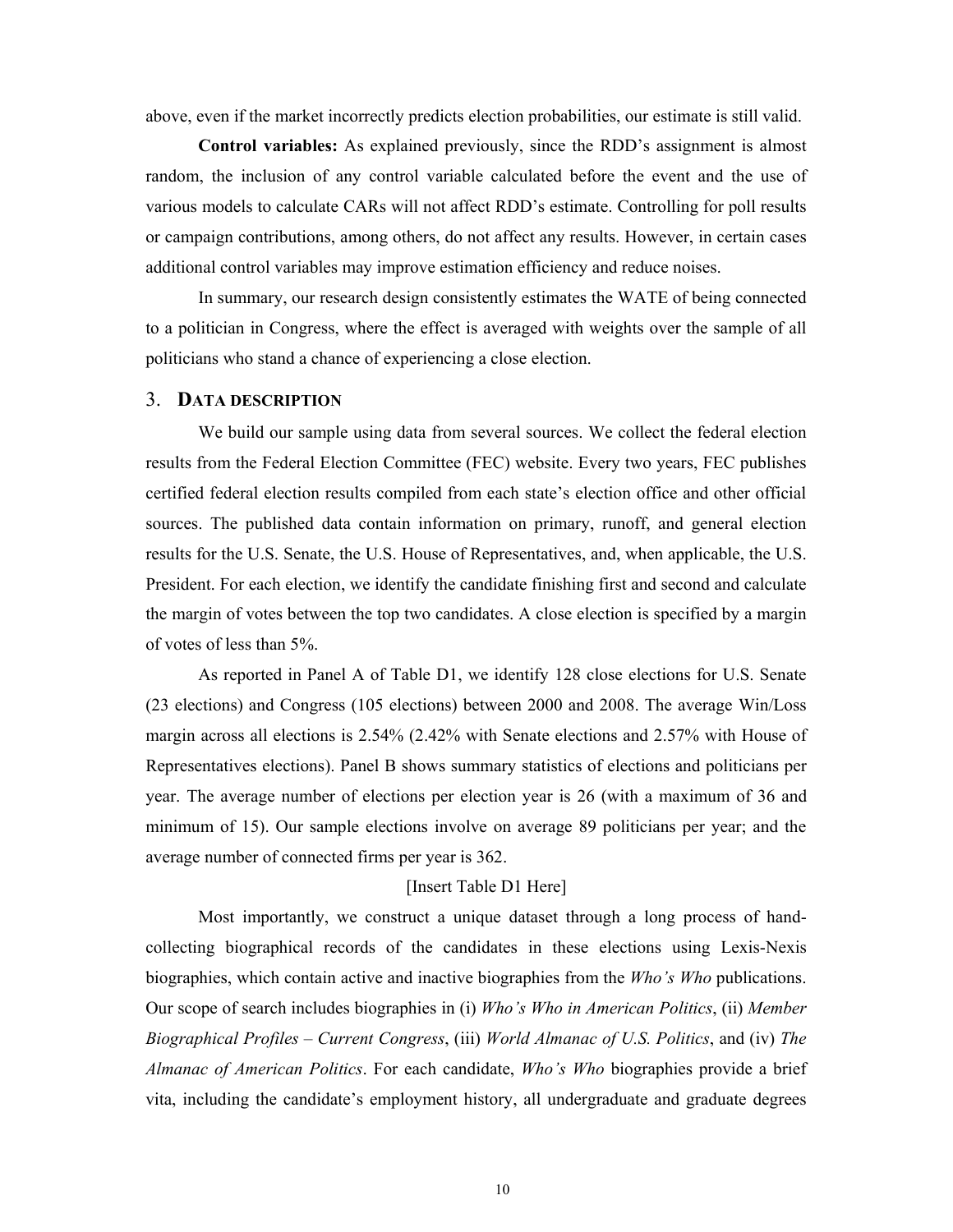above, even if the market incorrectly predicts election probabilities, our estimate is still valid.

**Control variables:** As explained previously, since the RDD's assignment is almost random, the inclusion of any control variable calculated before the event and the use of various models to calculate CARs will not affect RDD's estimate. Controlling for poll results or campaign contributions, among others, do not affect any results. However, in certain cases additional control variables may improve estimation efficiency and reduce noises.

In summary, our research design consistently estimates the WATE of being connected to a politician in Congress, where the effect is averaged with weights over the sample of all politicians who stand a chance of experiencing a close election.

## 3. DATA DESCRIPTION

We build our sample using data from several sources. We collect the federal election results from the Federal Election Committee (FEC) website. Every two years, FEC publishes certified federal election results compiled from each state's election office and other official sources. The published data contain information on primary, runoff, and general election results for the U.S. Senate, the U.S. House of Representatives, and, when applicable, the U.S. President. For each election, we identify the candidate finishing first and second and calculate the margin of votes between the top two candidates. A close election is specified by a margin of votes of less than 5%.

As reported in Panel A of Table D1, we identify 128 close elections for U.S. Senate (23 elections) and Congress (105 elections) between 2000 and 2008. The average Win/Loss margin across all elections is 2.54% (2.42% with Senate elections and 2.57% with House of Representatives elections). Panel B shows summary statistics of elections and politicians per year. The average number of elections per election year is 26 (with a maximum of 36 and minimum of 15). Our sample elections involve on average 89 politicians per year; and the average number of connected firms per year is 362.

[Insert Table D1 Here]

Most importantly, we construct a unique dataset through a long process of hand-collecting biographical records of the candidates in these elections using Lexis-Nexis biographies, which contain active and inactive biographies from the *Who's Who* publications. Our scope of search includes biographies in (i) *Who's Who in American Politics*, (ii) *Member Biographical Profiles – Current Congress*, (iii) *World Almanac of U.S. Politics*, and (iv) *The Almanac of American Politics*. For each candidate, *Who's Who* biographies provide a brief vita, including the candidate's employment history, all undergraduate and graduate degrees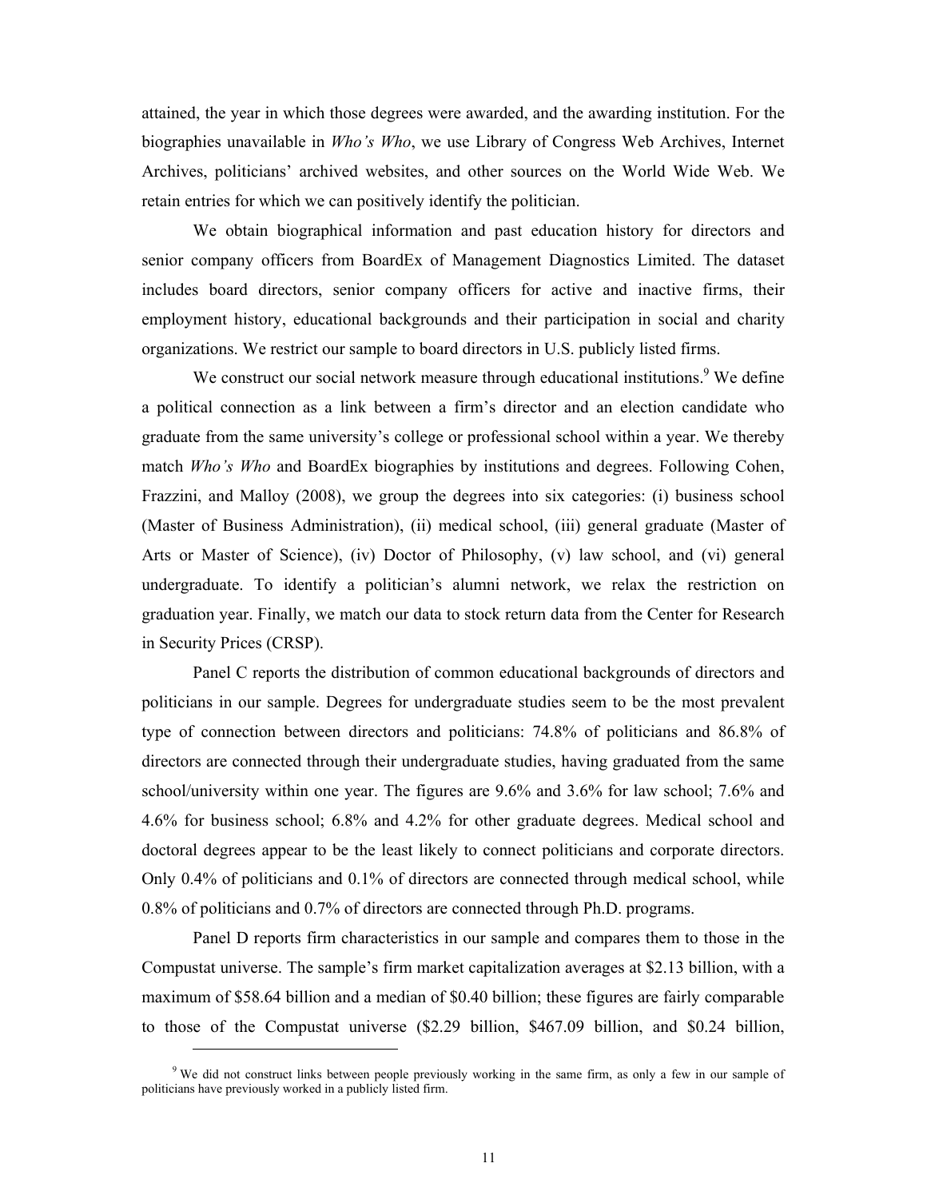attained, the year in which those degrees were awarded, and the awarding institution. For the biographies unavailable in *Who's Who*, we use Library of Congress Web Archives, Internet Archives, politicians' archived websites, and other sources on the World Wide Web. We retain entries for which we can positively identify the politician.

We obtain biographical information and past education history for directors and senior company officers from BoardEx of Management Diagnostics Limited. The dataset includes board directors, senior company officers for active and inactive firms, their employment history, educational backgrounds and their participation in social and charity organizations. We restrict our sample to board directors in U.S. publicly listed firms.

We construct our social network measure through educational institutions.[9] We define a political connection as a link between a firm's director and an election candidate who graduate from the same university's college or professional school within a year. We thereby match *Who's Who* and BoardEx biographies by institutions and degrees. Following Cohen, Frazzini, and Malloy (2008), we group the degrees into six categories: (i) business school (Master of Business Administration), (ii) medical school, (iii) general graduate (Master of Arts or Master of Science), (iv) Doctor of Philosophy, (v) law school, and (vi) general undergraduate. To identify a politician's alumni network, we relax the restriction on graduation year. Finally, we match our data to stock return data from the Center for Research in Security Prices (CRSP).

Panel C reports the distribution of common educational backgrounds of directors and politicians in our sample. Degrees for undergraduate studies seem to be the most prevalent type of connection between directors and politicians: 74.8% of politicians and 86.8% of directors are connected through their undergraduate studies, having graduated from the same school/university within one year. The figures are 9.6% and 3.6% for law school; 7.6% and 4.6% for business school; 6.8% and 4.2% for other graduate degrees. Medical school and doctoral degrees appear to be the least likely to connect politicians and corporate directors. Only 0.4% of politicians and 0.1% of directors are connected through medical school, while 0.8% of politicians and 0.7% of directors are connected through Ph.D. programs.

Panel D reports firm characteristics in our sample and compares them to those in the Compustat universe. The sample's firm market capitalization averages at \$2.13 billion, with a maximum of \$58.64 billion and a median of \$0.40 billion; these figures are fairly comparable to those of the Compustat universe (\$2.29 billion, \$467.09 billion, and \$0.24 billion,

[9] We did not construct links between people previously working in the same firm, as only a few in our sample of politicians have previously worked in a publicly listed firm.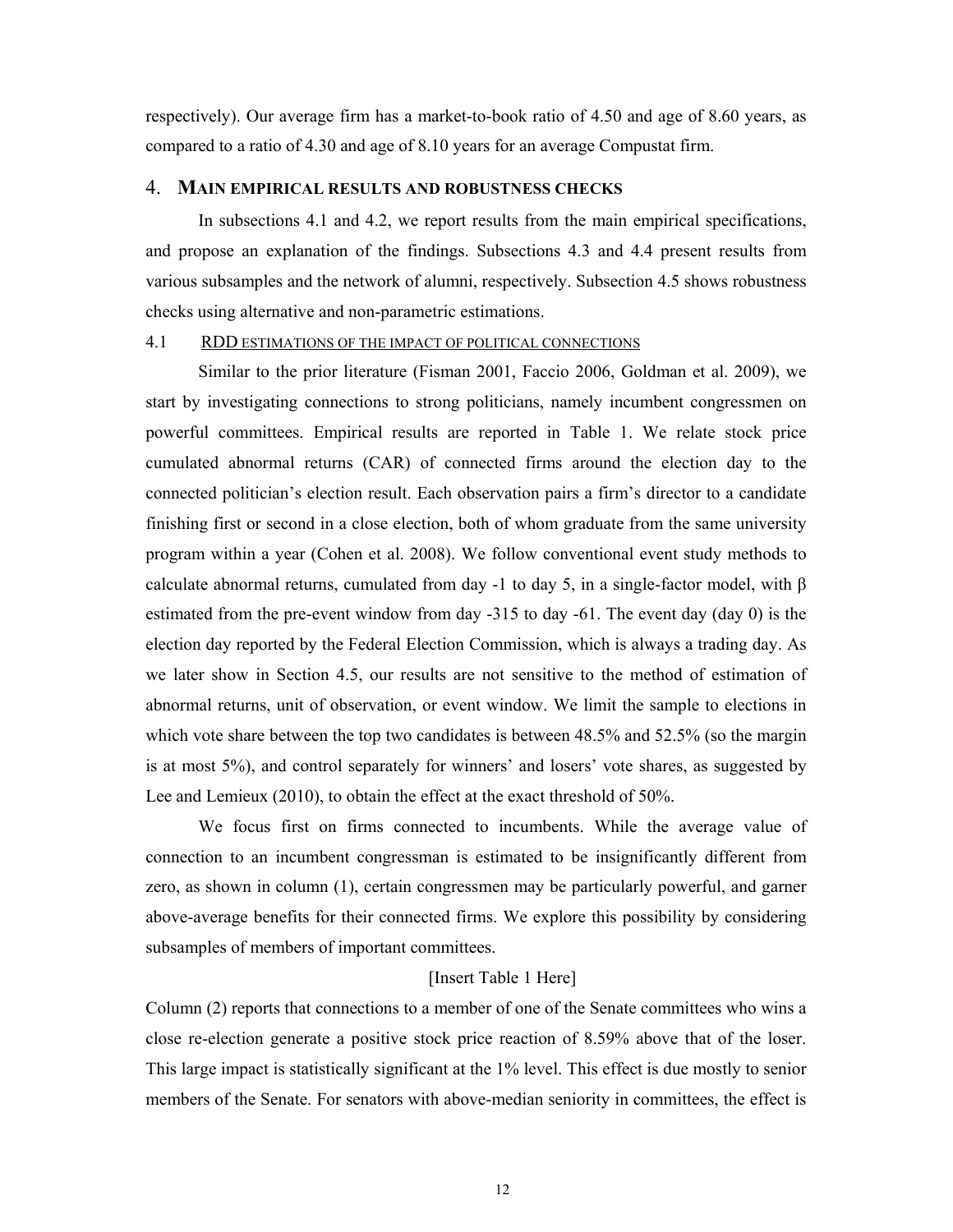respectively). Our average firm has a market-to-book ratio of 4.50 and age of 8.60 years, as compared to a ratio of 4.30 and age of 8.10 years for an average Compustat firm.

## 4. MAIN EMPIRICAL RESULTS AND ROBUSTNESS CHECKS

In subsections 4.1 and 4.2, we report results from the main empirical specifications, and propose an explanation of the findings. Subsections 4.3 and 4.4 present results from various subsamples and the network of alumni, respectively. Subsection 4.5 shows robustness checks using alternative and non-parametric estimations.

### 4.1 RDD ESTIMATIONS OF THE IMPACT OF POLITICAL CONNECTIONS

Similar to the prior literature (Fisman 2001, Faccio 2006, Goldman et al. 2009), we start by investigating connections to strong politicians, namely incumbent congressmen on powerful committees. Empirical results are reported in Table 1. We relate stock price cumulated abnormal returns (CAR) of connected firms around the election day to the connected politician's election result. Each observation pairs a firm's director to a candidate finishing first or second in a close election, both of whom graduate from the same university program within a year (Cohen et al. 2008). We follow conventional event study methods to calculate abnormal returns, cumulated from day -1 to day 5, in a single-factor model, with $\beta$ estimated from the pre-event window from day -315 to day -61. The event day (day 0) is the election day reported by the Federal Election Commission, which is always a trading day. As we later show in Section 4.5, our results are not sensitive to the method of estimation of abnormal returns, unit of observation, or event window. We limit the sample to elections in which vote share between the top two candidates is between 48.5% and 52.5% (so the margin is at most 5%), and control separately for winners' and losers' vote shares, as suggested by Lee and Lemieux (2010), to obtain the effect at the exact threshold of 50%.

We focus first on firms connected to incumbents. While the average value of connection to an incumbent congressman is estimated to be insignificantly different from zero, as shown in column (1), certain congressmen may be particularly powerful, and garner above-average benefits for their connected firms. We explore this possibility by considering subsamples of members of important committees.

[Insert Table 1 Here]

Column (2) reports that connections to a member of one of the Senate committees who wins a close re-election generate a positive stock price reaction of 8.59% above that of the loser. This large impact is statistically significant at the 1% level. This effect is due mostly to senior members of the Senate. For senators with above-median seniority in committees, the effect is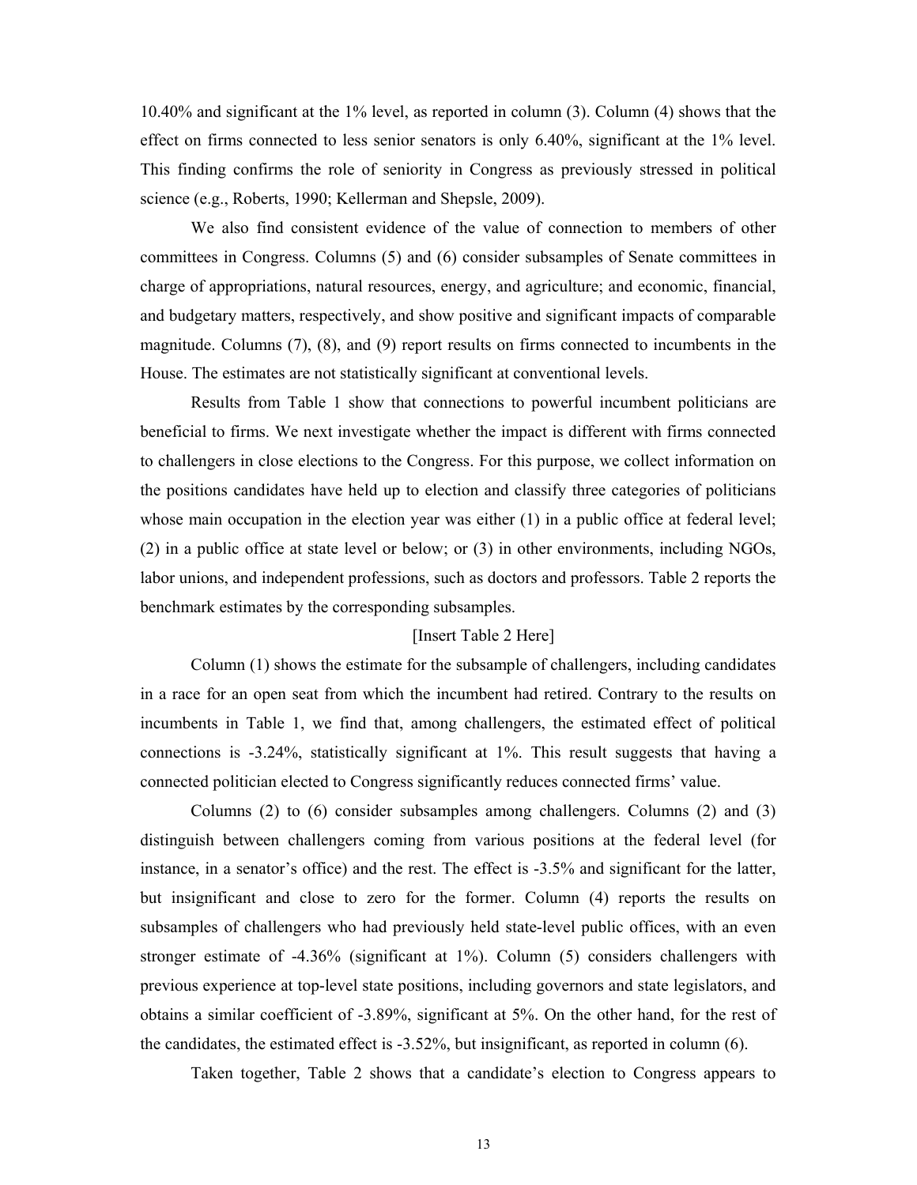10.40% and significant at the 1% level, as reported in column (3). Column (4) shows that the effect on firms connected to less senior senators is only 6.40%, significant at the 1% level. This finding confirms the role of seniority in Congress as previously stressed in political science (e.g., Roberts, 1990; Kellerman and Shepsle, 2009).

We also find consistent evidence of the value of connection to members of other committees in Congress. Columns (5) and (6) consider subsamples of Senate committees in charge of appropriations, natural resources, energy, and agriculture; and economic, financial, and budgetary matters, respectively, and show positive and significant impacts of comparable magnitude. Columns (7), (8), and (9) report results on firms connected to incumbents in the House. The estimates are not statistically significant at conventional levels.

Results from Table 1 show that connections to powerful incumbent politicians are beneficial to firms. We next investigate whether the impact is different with firms connected to challengers in close elections to the Congress. For this purpose, we collect information on the positions candidates have held up to election and classify three categories of politicians whose main occupation in the election year was either (1) in a public office at federal level; (2) in a public office at state level or below; or (3) in other environments, including NGOs, labor unions, and independent professions, such as doctors and professors. Table 2 reports the benchmark estimates by the corresponding subsamples.

[Insert Table 2 Here]

Column (1) shows the estimate for the subsample of challengers, including candidates in a race for an open seat from which the incumbent had retired. Contrary to the results on incumbents in Table 1, we find that, among challengers, the estimated effect of political connections is -3.24%, statistically significant at 1%. This result suggests that having a connected politician elected to Congress significantly reduces connected firms' value.

Columns (2) to (6) consider subsamples among challengers. Columns (2) and (3) distinguish between challengers coming from various positions at the federal level (for instance, in a senator's office) and the rest. The effect is -3.5% and significant for the latter, but insignificant and close to zero for the former. Column (4) reports the results on subsamples of challengers who had previously held state-level public offices, with an even stronger estimate of -4.36% (significant at 1%). Column (5) considers challengers with previous experience at top-level state positions, including governors and state legislators, and obtains a similar coefficient of -3.89%, significant at 5%. On the other hand, for the rest of the candidates, the estimated effect is -3.52%, but insignificant, as reported in column (6).

Taken together, Table 2 shows that a candidate's election to Congress appears to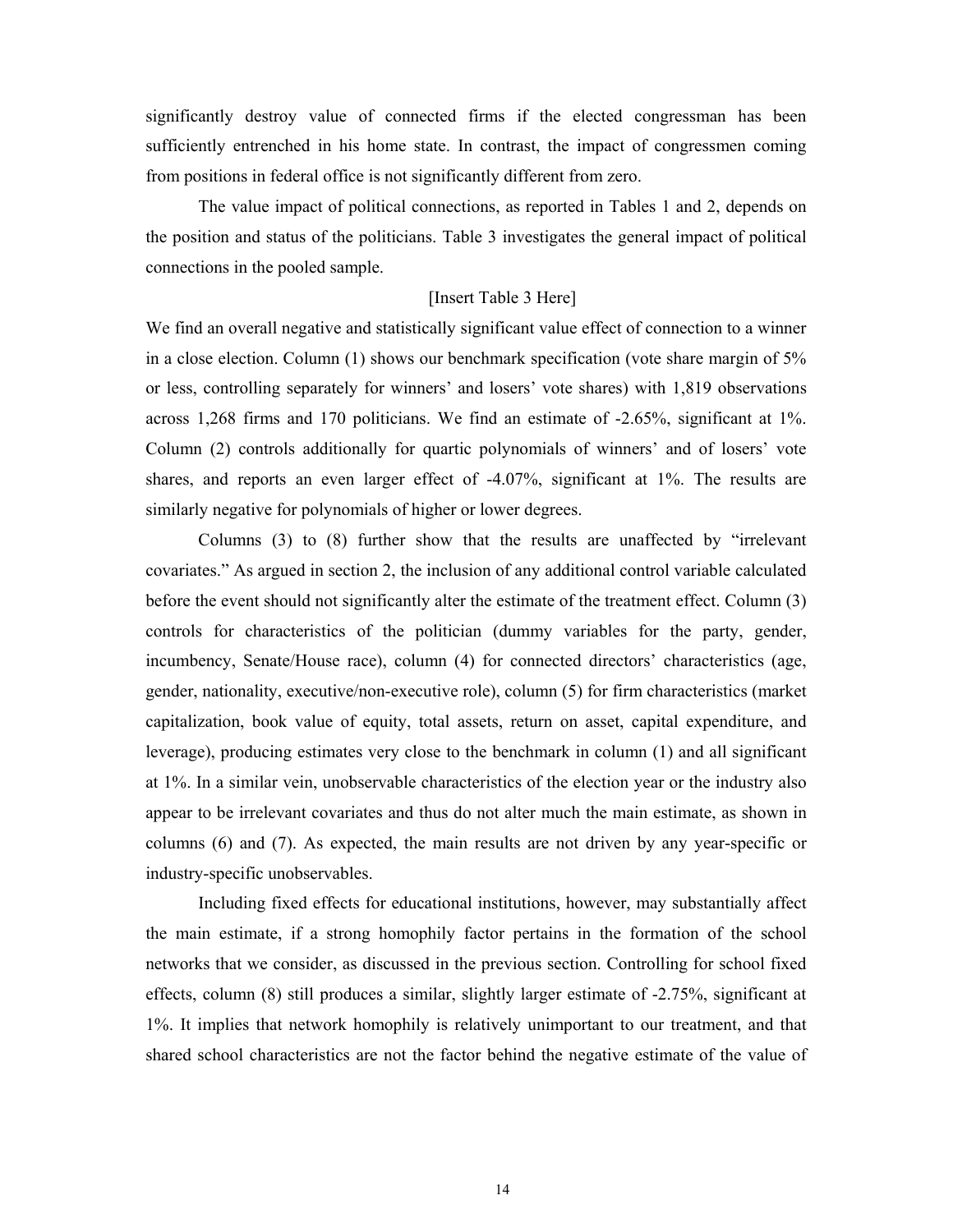significantly destroy value of connected firms if the elected congressman has been sufficiently entrenched in his home state. In contrast, the impact of congressmen coming from positions in federal office is not significantly different from zero.

The value impact of political connections, as reported in Tables 1 and 2, depends on the position and status of the politicians. Table 3 investigates the general impact of political connections in the pooled sample.

[Insert Table 3 Here]

We find an overall negative and statistically significant value effect of connection to a winner in a close election. Column (1) shows our benchmark specification (vote share margin of 5% or less, controlling separately for winners' and losers' vote shares) with 1,819 observations across 1,268 firms and 170 politicians. We find an estimate of -2.65%, significant at 1%. Column (2) controls additionally for quartic polynomials of winners' and of losers' vote shares, and reports an even larger effect of -4.07%, significant at 1%. The results are similarly negative for polynomials of higher or lower degrees.

Columns (3) to (8) further show that the results are unaffected by "irrelevant covariates." As argued in section 2, the inclusion of any additional control variable calculated before the event should not significantly alter the estimate of the treatment effect. Column (3) controls for characteristics of the politician (dummy variables for the party, gender, incumbency, Senate/House race), column (4) for connected directors' characteristics (age, gender, nationality, executive/non-executive role), column (5) for firm characteristics (market capitalization, book value of equity, total assets, return on asset, capital expenditure, and leverage), producing estimates very close to the benchmark in column (1) and all significant at 1%. In a similar vein, unobservable characteristics of the election year or the industry also appear to be irrelevant covariates and thus do not alter much the main estimate, as shown in columns (6) and (7). As expected, the main results are not driven by any year-specific or industry-specific unobservables.

Including fixed effects for educational institutions, however, may substantially affect the main estimate, if a strong homophily factor pertains in the formation of the school networks that we consider, as discussed in the previous section. Controlling for school fixed effects, column (8) still produces a similar, slightly larger estimate of -2.75%, significant at 1%. It implies that network homophily is relatively unimportant to our treatment, and that shared school characteristics are not the factor behind the negative estimate of the value of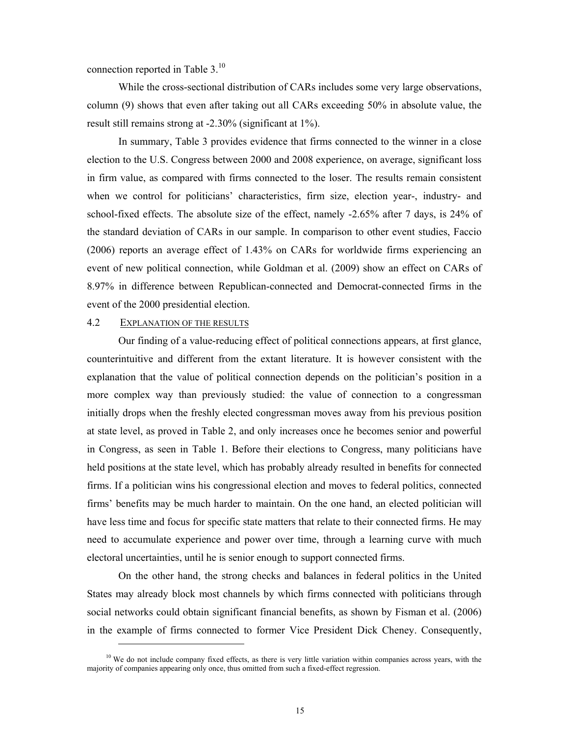connection reported in Table 3.[10]

While the cross-sectional distribution of CARs includes some very large observations, column (9) shows that even after taking out all CARs exceeding 50% in absolute value, the result still remains strong at -2.30% (significant at 1%).

In summary, Table 3 provides evidence that firms connected to the winner in a close election to the U.S. Congress between 2000 and 2008 experience, on average, significant loss in firm value, as compared with firms connected to the loser. The results remain consistent when we control for politicians' characteristics, firm size, election year-, industry- and school-fixed effects. The absolute size of the effect, namely -2.65% after 7 days, is 24% of the standard deviation of CARs in our sample. In comparison to other event studies, Faccio (2006) reports an average effect of 1.43% on CARs for worldwide firms experiencing an event of new political connection, while Goldman et al. (2009) show an effect on CARs of 8.97% in difference between Republican-connected and Democrat-connected firms in the event of the 2000 presidential election.

### 4.2 EXPLANATION OF THE RESULTS

Our finding of a value-reducing effect of political connections appears, at first glance, counterintuitive and different from the extant literature. It is however consistent with the explanation that the value of political connection depends on the politician's position in a more complex way than previously studied: the value of connection to a congressman initially drops when the freshly elected congressman moves away from his previous position at state level, as proved in Table 2, and only increases once he becomes senior and powerful in Congress, as seen in Table 1. Before their elections to Congress, many politicians have held positions at the state level, which has probably already resulted in benefits for connected firms. If a politician wins his congressional election and moves to federal politics, connected firms' benefits may be much harder to maintain. On the one hand, an elected politician will have less time and focus for specific state matters that relate to their connected firms. He may need to accumulate experience and power over time, through a learning curve with much electoral uncertainties, until he is senior enough to support connected firms.

On the other hand, the strong checks and balances in federal politics in the United States may already block most channels by which firms connected with politicians through social networks could obtain significant financial benefits, as shown by Fisman et al. (2006) in the example of firms connected to former Vice President Dick Cheney. Consequently,

[10] We do not include company fixed effects, as there is very little variation within companies across years, with the majority of companies appearing only once, thus omitted from such a fixed-effect regression.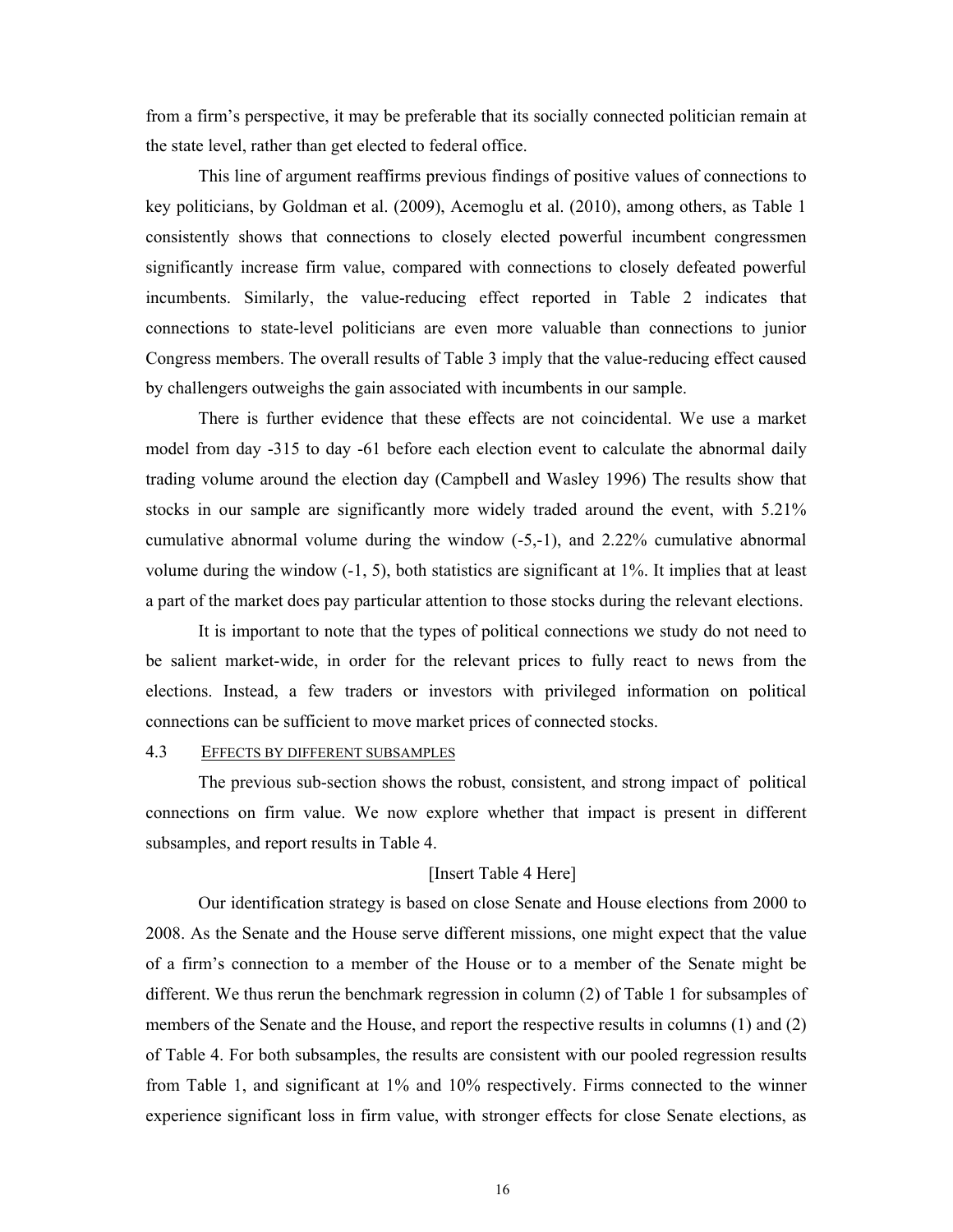from a firm's perspective, it may be preferable that its socially connected politician remain at the state level, rather than get elected to federal office.

This line of argument reaffirms previous findings of positive values of connections to key politicians, by Goldman et al. (2009), Acemoglu et al. (2010), among others, as Table 1 consistently shows that connections to closely elected powerful incumbent congressmen significantly increase firm value, compared with connections to closely defeated powerful incumbents. Similarly, the value-reducing effect reported in Table 2 indicates that connections to state-level politicians are even more valuable than connections to junior Congress members. The overall results of Table 3 imply that the value-reducing effect caused by challengers outweighs the gain associated with incumbents in our sample.

There is further evidence that these effects are not coincidental. We use a market model from day -315 to day -61 before each election event to calculate the abnormal daily trading volume around the election day (Campbell and Wasley 1996) The results show that stocks in our sample are significantly more widely traded around the event, with 5.21% cumulative abnormal volume during the window (-5,-1), and 2.22% cumulative abnormal volume during the window (-1, 5), both statistics are significant at 1%. It implies that at least a part of the market does pay particular attention to those stocks during the relevant elections.

It is important to note that the types of political connections we study do not need to be salient market-wide, in order for the relevant prices to fully react to news from the elections. Instead, a few traders or investors with privileged information on political connections can be sufficient to move market prices of connected stocks.

### 4.3 EFFECTS BY DIFFERENT SUBSAMPLES

The previous sub-section shows the robust, consistent, and strong impact of political connections on firm value. We now explore whether that impact is present in different subsamples, and report results in Table 4.

[Insert Table 4 Here]

Our identification strategy is based on close Senate and House elections from 2000 to 2008. As the Senate and the House serve different missions, one might expect that the value of a firm's connection to a member of the House or to a member of the Senate might be different. We thus rerun the benchmark regression in column (2) of Table 1 for subsamples of members of the Senate and the House, and report the respective results in columns (1) and (2) of Table 4. For both subsamples, the results are consistent with our pooled regression results from Table 1, and significant at 1% and 10% respectively. Firms connected to the winner experience significant loss in firm value, with stronger effects for close Senate elections, as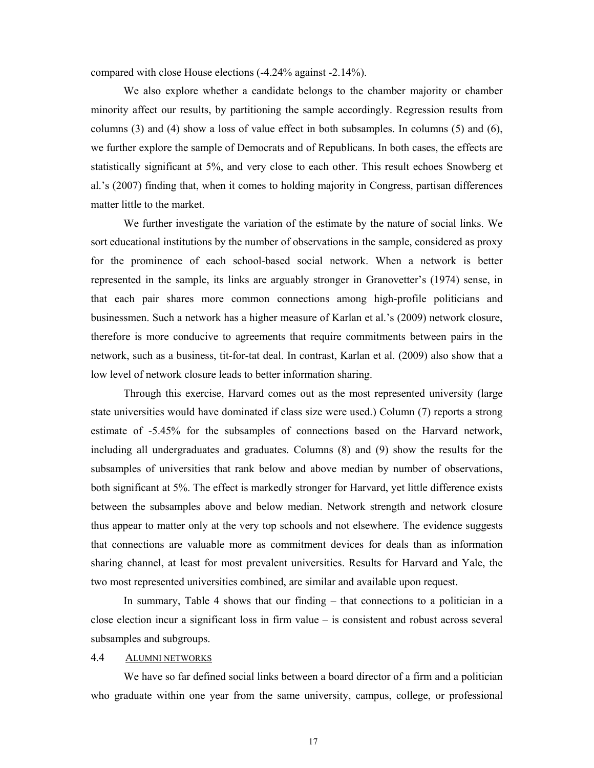compared with close House elections (-4.24% against -2.14%).

We also explore whether a candidate belongs to the chamber majority or chamber minority affect our results, by partitioning the sample accordingly. Regression results from columns (3) and (4) show a loss of value effect in both subsamples. In columns (5) and (6), we further explore the sample of Democrats and of Republicans. In both cases, the effects are statistically significant at 5%, and very close to each other. This result echoes Snowberg et al.'s (2007) finding that, when it comes to holding majority in Congress, partisan differences matter little to the market.

We further investigate the variation of the estimate by the nature of social links. We sort educational institutions by the number of observations in the sample, considered as proxy for the prominence of each school-based social network. When a network is better represented in the sample, its links are arguably stronger in Granovetter's (1974) sense, in that each pair shares more common connections among high-profile politicians and businessmen. Such a network has a higher measure of Karlan et al.'s (2009) network closure, therefore is more conducive to agreements that require commitments between pairs in the network, such as a business, tit-for-tat deal. In contrast, Karlan et al. (2009) also show that a low level of network closure leads to better information sharing.

Through this exercise, Harvard comes out as the most represented university (large state universities would have dominated if class size were used.) Column (7) reports a strong estimate of -5.45% for the subsamples of connections based on the Harvard network, including all undergraduates and graduates. Columns (8) and (9) show the results for the subsamples of universities that rank below and above median by number of observations, both significant at 5%. The effect is markedly stronger for Harvard, yet little difference exists between the subsamples above and below median. Network strength and network closure thus appear to matter only at the very top schools and not elsewhere. The evidence suggests that connections are valuable more as commitment devices for deals than as information sharing channel, at least for most prevalent universities. Results for Harvard and Yale, the two most represented universities combined, are similar and available upon request.

In summary, Table 4 shows that our finding – that connections to a politician in a close election incur a significant loss in firm value – is consistent and robust across several subsamples and subgroups.

### 4.4 Alumni networks

We have so far defined social links between a board director of a firm and a politician who graduate within one year from the same university, campus, college, or professional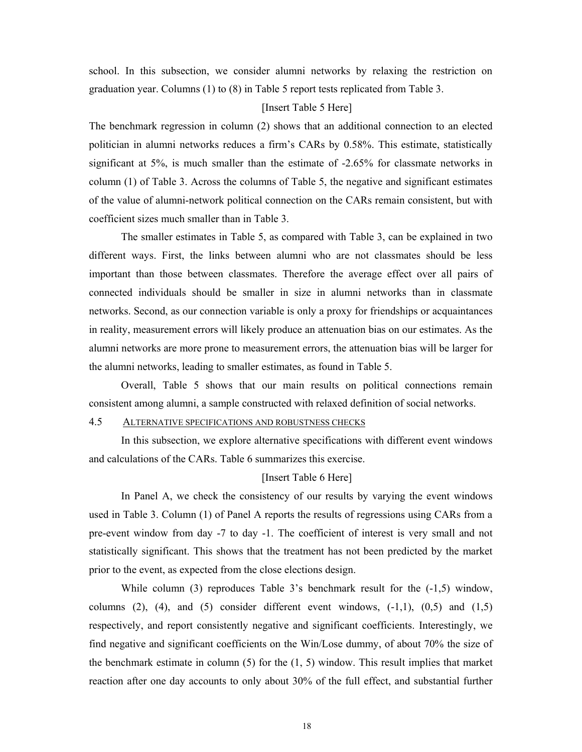school. In this subsection, we consider alumni networks by relaxing the restriction on graduation year. Columns (1) to (8) in Table 5 report tests replicated from Table 3.

[Insert Table 5 Here]

The benchmark regression in column (2) shows that an additional connection to an elected politician in alumni networks reduces a firm's CARs by 0.58%. This estimate, statistically significant at 5%, is much smaller than the estimate of -2.65% for classmate networks in column (1) of Table 3. Across the columns of Table 5, the negative and significant estimates of the value of alumni-network political connection on the CARs remain consistent, but with coefficient sizes much smaller than in Table 3.

The smaller estimates in Table 5, as compared with Table 3, can be explained in two different ways. First, the links between alumni who are not classmates should be less important than those between classmates. Therefore the average effect over all pairs of connected individuals should be smaller in size in alumni networks than in classmate networks. Second, as our connection variable is only a proxy for friendships or acquaintances in reality, measurement errors will likely produce an attenuation bias on our estimates. As the alumni networks are more prone to measurement errors, the attenuation bias will be larger for the alumni networks, leading to smaller estimates, as found in Table 5.

Overall, Table 5 shows that our main results on political connections remain consistent among alumni, a sample constructed with relaxed definition of social networks.

### 4.5 Alternative specifications and robustness checks

In this subsection, we explore alternative specifications with different event windows and calculations of the CARs. Table 6 summarizes this exercise.

[Insert Table 6 Here]

In Panel A, we check the consistency of our results by varying the event windows used in Table 3. Column (1) of Panel A reports the results of regressions using CARs from a pre-event window from day -7 to day -1. The coefficient of interest is very small and not statistically significant. This shows that the treatment has not been predicted by the market prior to the event, as expected from the close elections design.

While column (3) reproduces Table 3's benchmark result for the (-1,5) window, columns (2), (4), and (5) consider different event windows, (-1,1), (0,5) and (1,5) respectively, and report consistently negative and significant coefficients. Interestingly, we find negative and significant coefficients on the Win/Lose dummy, of about 70% the size of the benchmark estimate in column (5) for the (1, 5) window. This result implies that market reaction after one day accounts to only about 30% of the full effect, and substantial further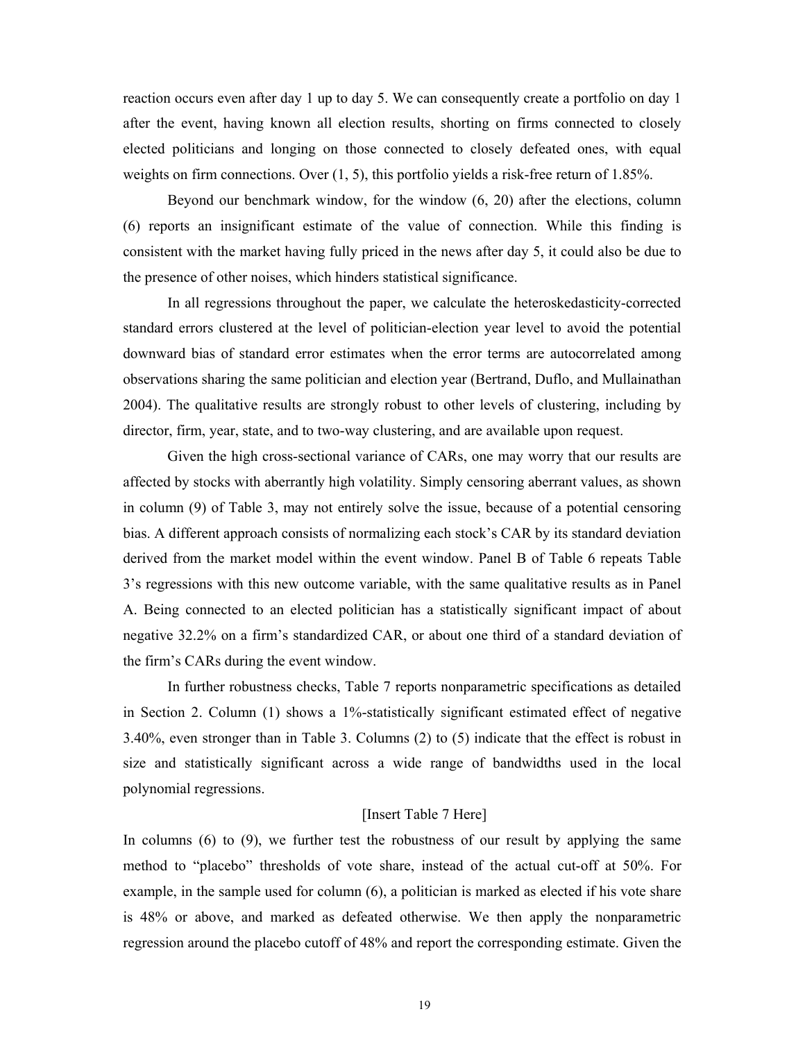reaction occurs even after day 1 up to day 5. We can consequently create a portfolio on day 1 after the event, having known all election results, shorting on firms connected to closely elected politicians and longing on those connected to closely defeated ones, with equal weights on firm connections. Over (1, 5), this portfolio yields a risk-free return of 1.85%.

Beyond our benchmark window, for the window (6, 20) after the elections, column (6) reports an insignificant estimate of the value of connection. While this finding is consistent with the market having fully priced in the news after day 5, it could also be due to the presence of other noises, which hinders statistical significance.

In all regressions throughout the paper, we calculate the heteroskedasticity-corrected standard errors clustered at the level of politician-election year level to avoid the potential downward bias of standard error estimates when the error terms are autocorrelated among observations sharing the same politician and election year (Bertrand, Duflo, and Mullainathan 2004). The qualitative results are strongly robust to other levels of clustering, including by director, firm, year, state, and to two-way clustering, and are available upon request.

Given the high cross-sectional variance of CARs, one may worry that our results are affected by stocks with aberrantly high volatility. Simply censoring aberrant values, as shown in column (9) of Table 3, may not entirely solve the issue, because of a potential censoring bias. A different approach consists of normalizing each stock's CAR by its standard deviation derived from the market model within the event window. Panel B of Table 6 repeats Table 3's regressions with this new outcome variable, with the same qualitative results as in Panel A. Being connected to an elected politician has a statistically significant impact of about negative 32.2% on a firm's standardized CAR, or about one third of a standard deviation of the firm's CARs during the event window.

In further robustness checks, Table 7 reports nonparametric specifications as detailed in Section 2. Column (1) shows a 1%-statistically significant estimated effect of negative 3.40%, even stronger than in Table 3. Columns (2) to (5) indicate that the effect is robust in size and statistically significant across a wide range of bandwidths used in the local polynomial regressions.

[Insert Table 7 Here]

In columns (6) to (9), we further test the robustness of our result by applying the same method to "placebo" thresholds of vote share, instead of the actual cut-off at 50%. For example, in the sample used for column (6), a politician is marked as elected if his vote share is 48% or above, and marked as defeated otherwise. We then apply the nonparametric regression around the placebo cutoff of 48% and report the corresponding estimate. Given the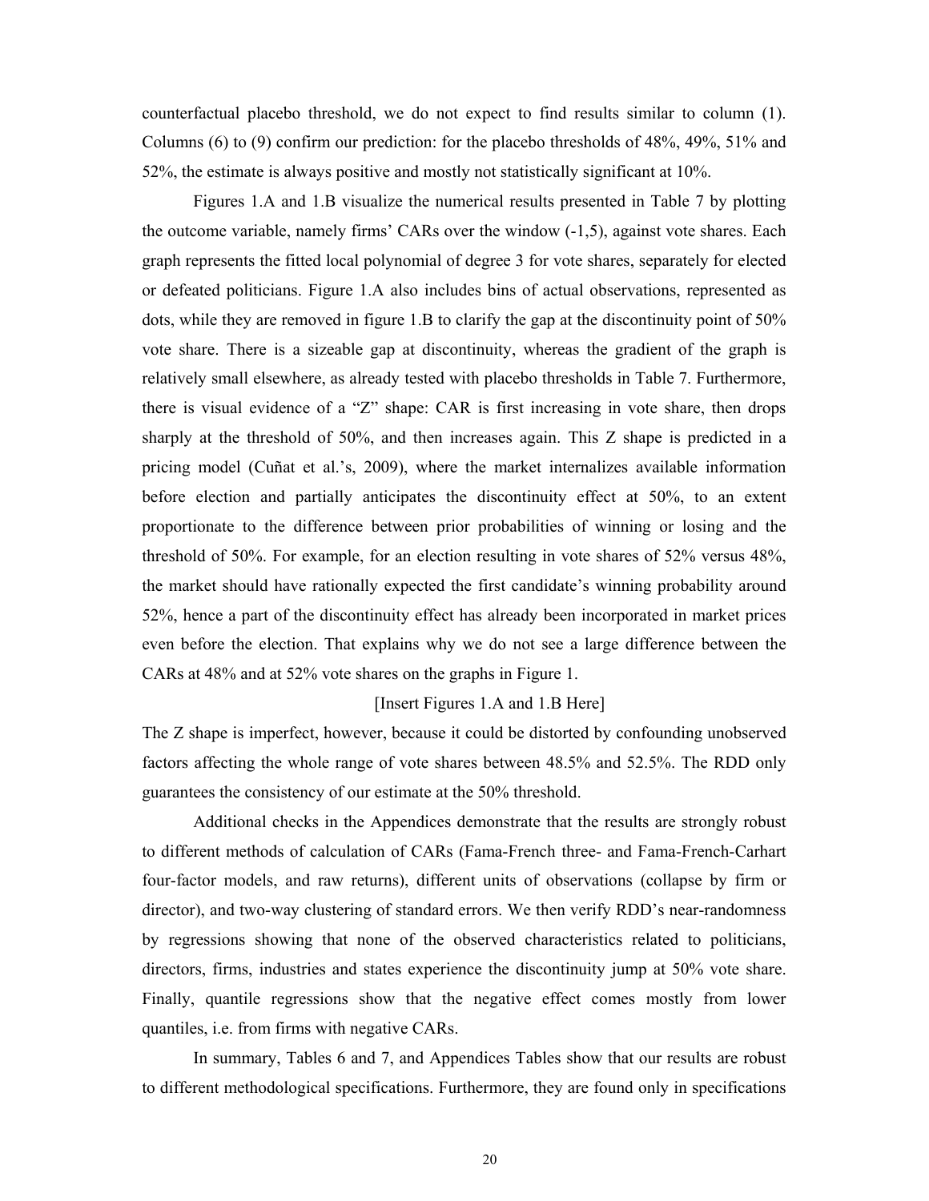counterfactual placebo threshold, we do not expect to find results similar to column (1). Columns (6) to (9) confirm our prediction: for the placebo thresholds of 48%, 49%, 51% and 52%, the estimate is always positive and mostly not statistically significant at 10%.

Figures 1.A and 1.B visualize the numerical results presented in Table 7 by plotting the outcome variable, namely firms' CARs over the window (-1,5), against vote shares. Each graph represents the fitted local polynomial of degree 3 for vote shares, separately for elected or defeated politicians. Figure 1.A also includes bins of actual observations, represented as dots, while they are removed in figure 1.B to clarify the gap at the discontinuity point of 50% vote share. There is a sizeable gap at discontinuity, whereas the gradient of the graph is relatively small elsewhere, as already tested with placebo thresholds in Table 7. Furthermore, there is visual evidence of a "Z" shape: CAR is first increasing in vote share, then drops sharply at the threshold of 50%, and then increases again. This Z shape is predicted in a pricing model (Cuñat et al.'s, 2009), where the market internalizes available information before election and partially anticipates the discontinuity effect at 50%, to an extent proportionate to the difference between prior probabilities of winning or losing and the threshold of 50%. For example, for an election resulting in vote shares of 52% versus 48%, the market should have rationally expected the first candidate's winning probability around 52%, hence a part of the discontinuity effect has already been incorporated in market prices even before the election. That explains why we do not see a large difference between the CARs at 48% and at 52% vote shares on the graphs in Figure 1.

[Insert Figures 1.A and 1.B Here]

The Z shape is imperfect, however, because it could be distorted by confounding unobserved factors affecting the whole range of vote shares between 48.5% and 52.5%. The RDD only guarantees the consistency of our estimate at the 50% threshold.

Additional checks in the Appendices demonstrate that the results are strongly robust to different methods of calculation of CARs (Fama-French three- and Fama-French-Carhart four-factor models, and raw returns), different units of observations (collapse by firm or director), and two-way clustering of standard errors. We then verify RDD's near-randomness by regressions showing that none of the observed characteristics related to politicians, directors, firms, industries and states experience the discontinuity jump at 50% vote share. Finally, quantile regressions show that the negative effect comes mostly from lower quantiles, i.e. from firms with negative CARs.

In summary, Tables 6 and 7, and Appendices Tables show that our results are robust to different methodological specifications. Furthermore, they are found only in specifications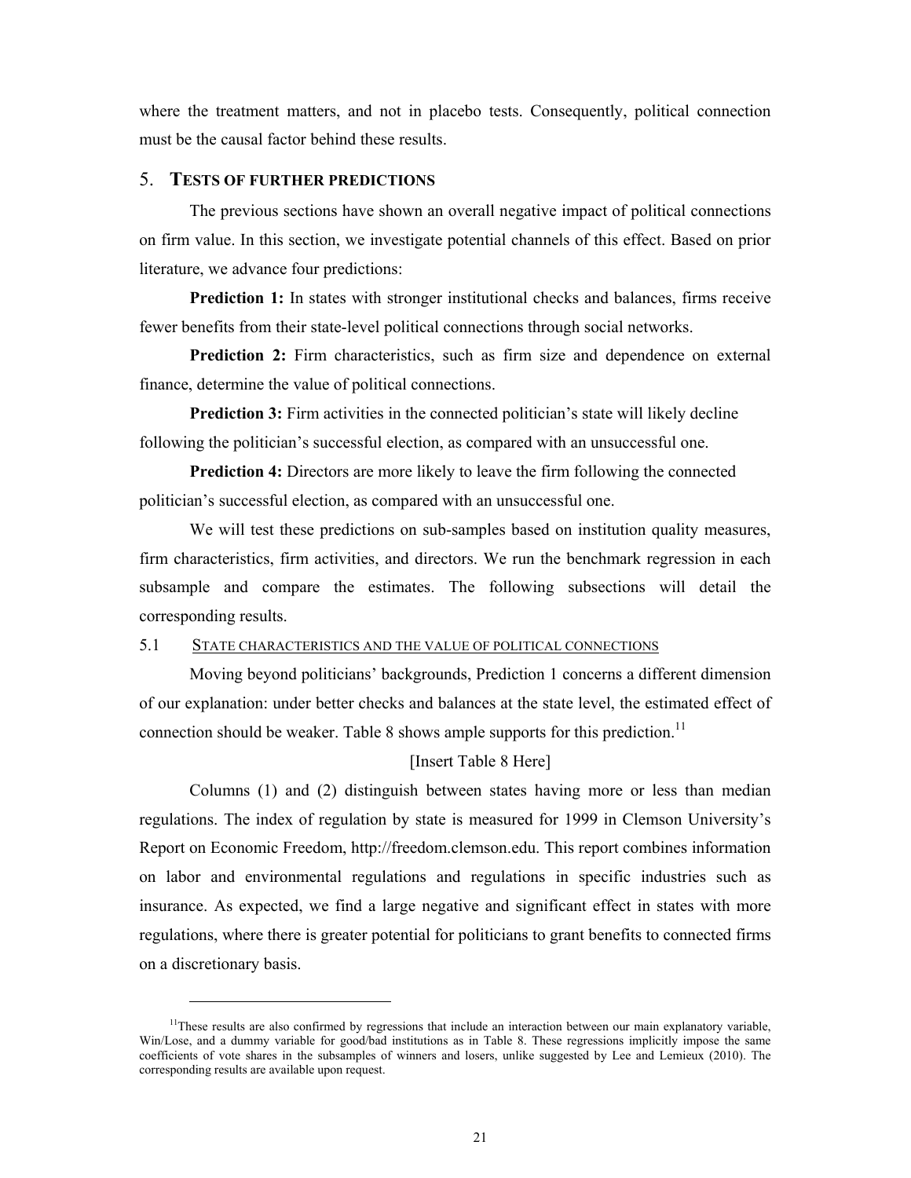where the treatment matters, and not in placebo tests. Consequently, political connection must be the causal factor behind these results.

## 5. TESTS OF FURTHER PREDICTIONS

The previous sections have shown an overall negative impact of political connections on firm value. In this section, we investigate potential channels of this effect. Based on prior literature, we advance four predictions:

**Prediction 1:** In states with stronger institutional checks and balances, firms receive fewer benefits from their state-level political connections through social networks.

**Prediction 2:** Firm characteristics, such as firm size and dependence on external finance, determine the value of political connections.

**Prediction 3:** Firm activities in the connected politician's state will likely decline following the politician's successful election, as compared with an unsuccessful one.

**Prediction 4:** Directors are more likely to leave the firm following the connected politician's successful election, as compared with an unsuccessful one.

We will test these predictions on sub-samples based on institution quality measures, firm characteristics, firm activities, and directors. We run the benchmark regression in each subsample and compare the estimates. The following subsections will detail the corresponding results.

### 5.1 STATE CHARACTERISTICS AND THE VALUE OF POLITICAL CONNECTIONS

Moving beyond politicians' backgrounds, Prediction 1 concerns a different dimension of our explanation: under better checks and balances at the state level, the estimated effect of connection should be weaker. Table 8 shows ample supports for this prediction.[11]

[Insert Table 8 Here]

Columns (1) and (2) distinguish between states having more or less than median regulations. The index of regulation by state is measured for 1999 in Clemson University's Report on Economic Freedom, http://freedom.clemson.edu. This report combines information on labor and environmental regulations and regulations in specific industries such as insurance. As expected, we find a large negative and significant effect in states with more regulations, where there is greater potential for politicians to grant benefits to connected firms on a discretionary basis.

[11] These results are also confirmed by regressions that include an interaction between our main explanatory variable, Win/Lose, and a dummy variable for good/bad institutions as in Table 8. These regressions implicitly impose the same coefficients of vote shares in the subsamples of winners and losers, unlike suggested by Lee and Lemieux (2010). The corresponding results are available upon request.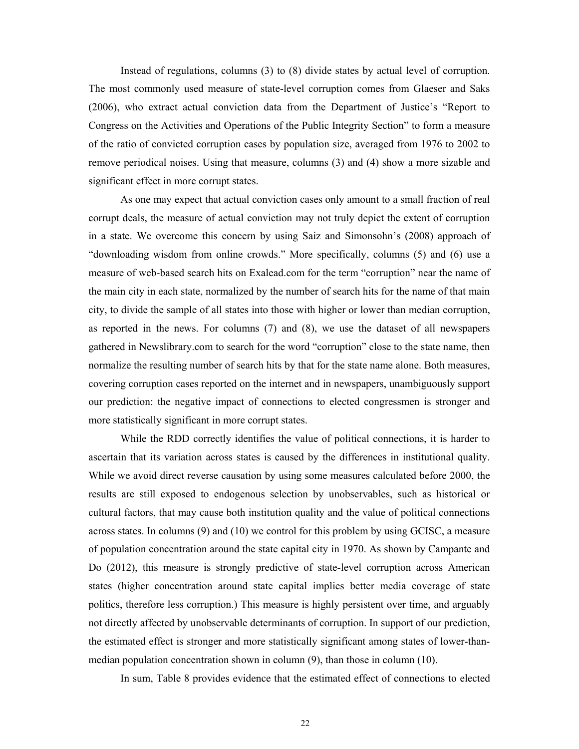Instead of regulations, columns (3) to (8) divide states by actual level of corruption. The most commonly used measure of state-level corruption comes from Glaeser and Saks (2006), who extract actual conviction data from the Department of Justice's "Report to Congress on the Activities and Operations of the Public Integrity Section" to form a measure of the ratio of convicted corruption cases by population size, averaged from 1976 to 2002 to remove periodical noises. Using that measure, columns (3) and (4) show a more sizable and significant effect in more corrupt states.

As one may expect that actual conviction cases only amount to a small fraction of real corrupt deals, the measure of actual conviction may not truly depict the extent of corruption in a state. We overcome this concern by using Saiz and Simonsohn's (2008) approach of "downloading wisdom from online crowds." More specifically, columns (5) and (6) use a measure of web-based search hits on Exalead.com for the term "corruption" near the name of the main city in each state, normalized by the number of search hits for the name of that main city, to divide the sample of all states into those with higher or lower than median corruption, as reported in the news. For columns (7) and (8), we use the dataset of all newspapers gathered in Newslibrary.com to search for the word "corruption" close to the state name, then normalize the resulting number of search hits by that for the state name alone. Both measures, covering corruption cases reported on the internet and in newspapers, unambiguously support our prediction: the negative impact of connections to elected congressmen is stronger and more statistically significant in more corrupt states.

While the RDD correctly identifies the value of political connections, it is harder to ascertain that its variation across states is caused by the differences in institutional quality. While we avoid direct reverse causation by using some measures calculated before 2000, the results are still exposed to endogenous selection by unobservables, such as historical or cultural factors, that may cause both institution quality and the value of political connections across states. In columns (9) and (10) we control for this problem by using GCISC, a measure of population concentration around the state capital city in 1970. As shown by Campante and Do (2012), this measure is strongly predictive of state-level corruption across American states (higher concentration around state capital implies better media coverage of state politics, therefore less corruption.) This measure is highly persistent over time, and arguably not directly affected by unobservable determinants of corruption. In support of our prediction, the estimated effect is stronger and more statistically significant among states of lower-than-median population concentration shown in column (9), than those in column (10).

In sum, Table 8 provides evidence that the estimated effect of connections to elected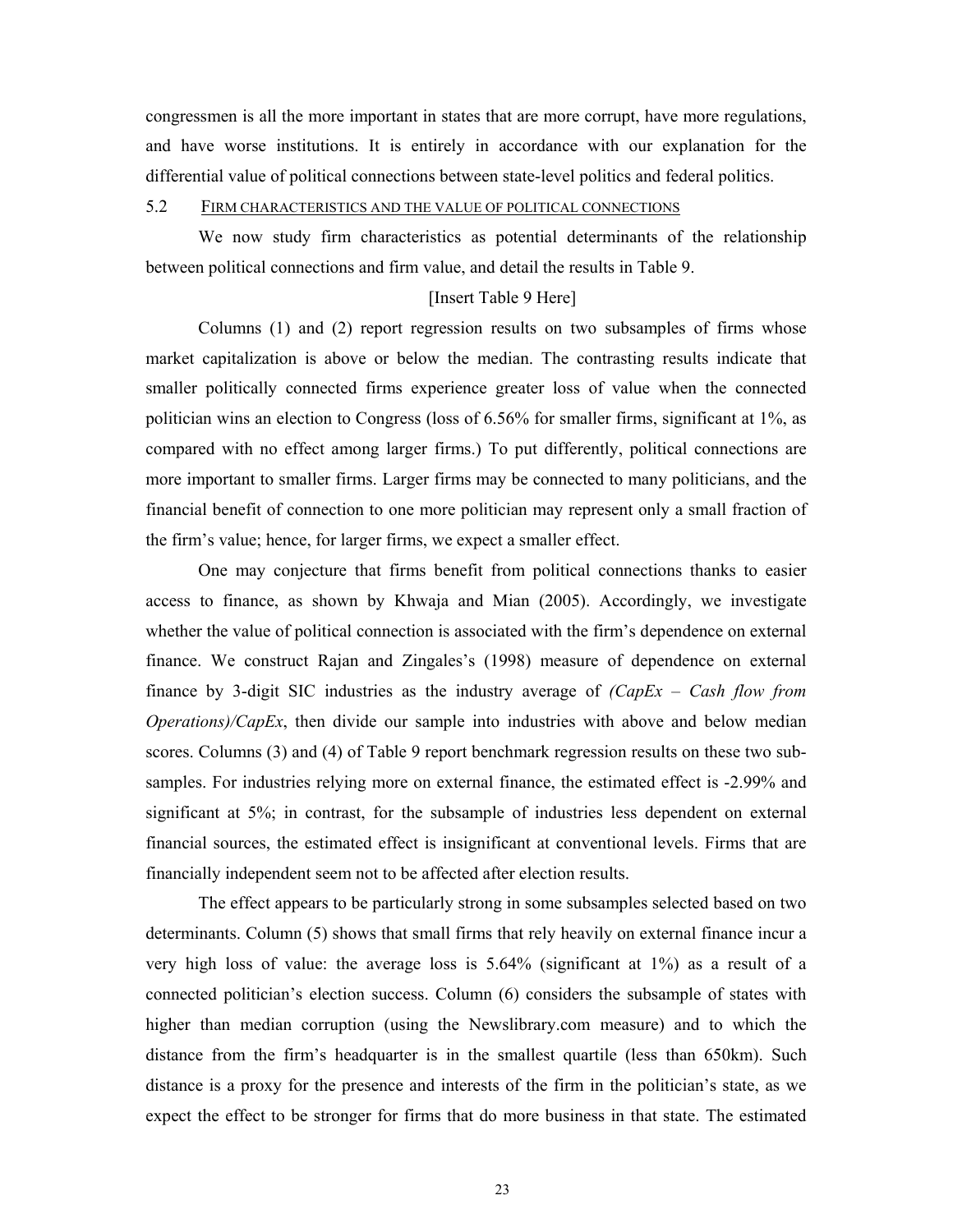congressmen is all the more important in states that are more corrupt, have more regulations, and have worse institutions. It is entirely in accordance with our explanation for the differential value of political connections between state-level politics and federal politics.

## 5.2 FIRM CHARACTERISTICS AND THE VALUE OF POLITICAL CONNECTIONS

We now study firm characteristics as potential determinants of the relationship between political connections and firm value, and detail the results in Table 9.

[Insert Table 9 Here]

Columns (1) and (2) report regression results on two subsamples of firms whose market capitalization is above or below the median. The contrasting results indicate that smaller politically connected firms experience greater loss of value when the connected politician wins an election to Congress (loss of 6.56% for smaller firms, significant at 1%, as compared with no effect among larger firms.) To put differently, political connections are more important to smaller firms. Larger firms may be connected to many politicians, and the financial benefit of connection to one more politician may represent only a small fraction of the firm's value; hence, for larger firms, we expect a smaller effect.

One may conjecture that firms benefit from political connections thanks to easier access to finance, as shown by Khwaja and Mian (2005). Accordingly, we investigate whether the value of political connection is associated with the firm's dependence on external finance. We construct Rajan and Zingales's (1998) measure of dependence on external finance by 3-digit SIC industries as the industry average of *(CapEx – Cash flow from Operations)/CapEx*, then divide our sample into industries with above and below median scores. Columns (3) and (4) of Table 9 report benchmark regression results on these two sub-samples. For industries relying more on external finance, the estimated effect is -2.99% and significant at 5%; in contrast, for the subsample of industries less dependent on external financial sources, the estimated effect is insignificant at conventional levels. Firms that are financially independent seem not to be affected after election results.

The effect appears to be particularly strong in some subsamples selected based on two determinants. Column (5) shows that small firms that rely heavily on external finance incur a very high loss of value: the average loss is 5.64% (significant at 1%) as a result of a connected politician's election success. Column (6) considers the subsample of states with higher than median corruption (using the Newslibrary.com measure) and to which the distance from the firm's headquarter is in the smallest quartile (less than 650km). Such distance is a proxy for the presence and interests of the firm in the politician's state, as we expect the effect to be stronger for firms that do more business in that state. The estimated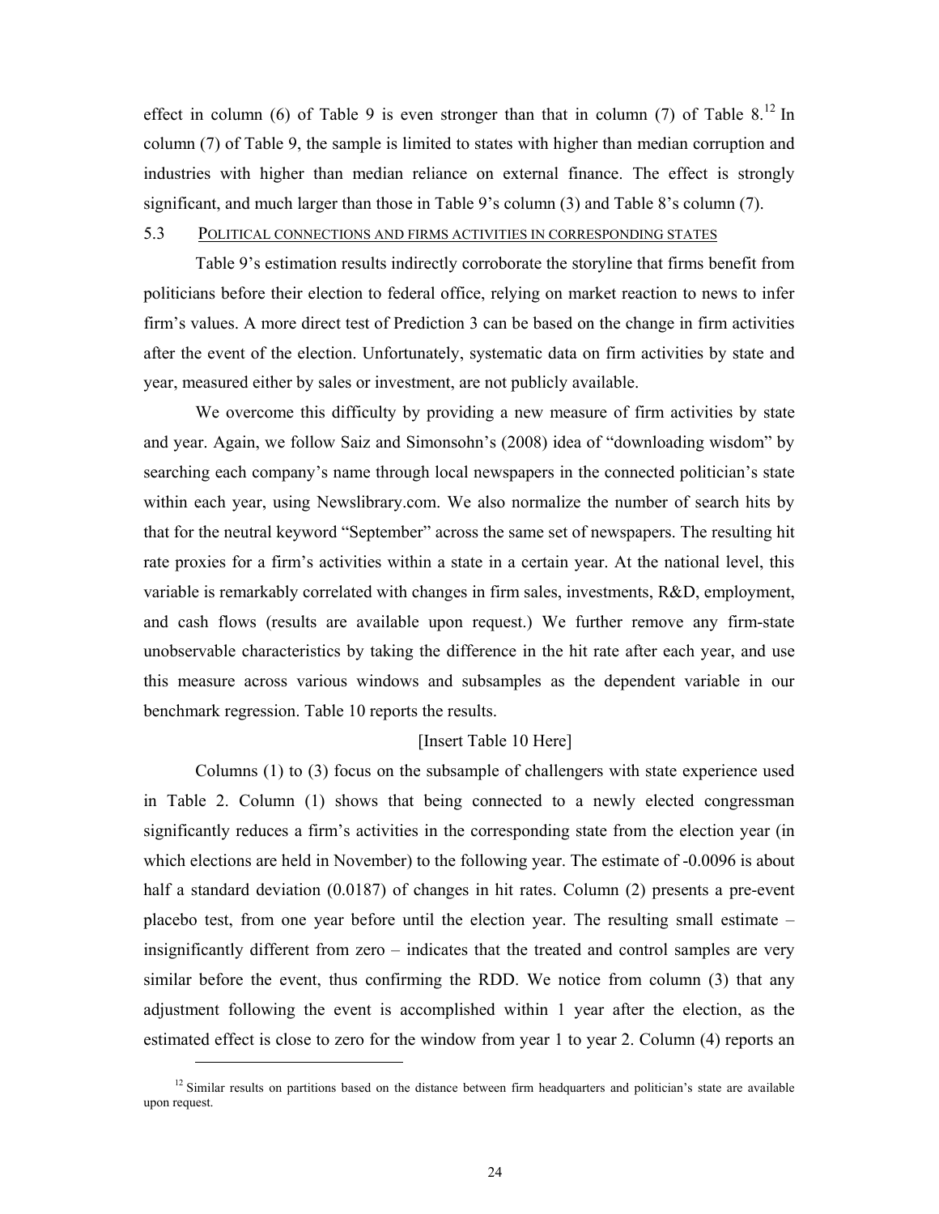effect in column (6) of Table 9 is even stronger than that in column (7) of Table 8.[12] In column (7) of Table 9, the sample is limited to states with higher than median corruption and industries with higher than median reliance on external finance. The effect is strongly significant, and much larger than those in Table 9's column (3) and Table 8's column (7).

### 5.3 Political connections and firms activities in corresponding states

Table 9's estimation results indirectly corroborate the storyline that firms benefit from politicians before their election to federal office, relying on market reaction to news to infer firm's values. A more direct test of Prediction 3 can be based on the change in firm activities after the event of the election. Unfortunately, systematic data on firm activities by state and year, measured either by sales or investment, are not publicly available.

We overcome this difficulty by providing a new measure of firm activities by state and year. Again, we follow Saiz and Simonsohn's (2008) idea of "downloading wisdom" by searching each company's name through local newspapers in the connected politician's state within each year, using Newslibrary.com. We also normalize the number of search hits by that for the neutral keyword "September" across the same set of newspapers. The resulting hit rate proxies for a firm's activities within a state in a certain year. At the national level, this variable is remarkably correlated with changes in firm sales, investments, R&D, employment, and cash flows (results are available upon request.) We further remove any firm-state unobservable characteristics by taking the difference in the hit rate after each year, and use this measure across various windows and subsamples as the dependent variable in our benchmark regression. Table 10 reports the results.

[Insert Table 10 Here]

Columns (1) to (3) focus on the subsample of challengers with state experience used in Table 2. Column (1) shows that being connected to a newly elected congressman significantly reduces a firm's activities in the corresponding state from the election year (in which elections are held in November) to the following year. The estimate of -0.0096 is about half a standard deviation (0.0187) of changes in hit rates. Column (2) presents a pre-event placebo test, from one year before until the election year. The resulting small estimate – insignificantly different from zero – indicates that the treated and control samples are very similar before the event, thus confirming the RDD. We notice from column (3) that any adjustment following the event is accomplished within 1 year after the election, as the estimated effect is close to zero for the window from year 1 to year 2. Column (4) reports an

[12] Similar results on partitions based on the distance between firm headquarters and politician's state are available upon request.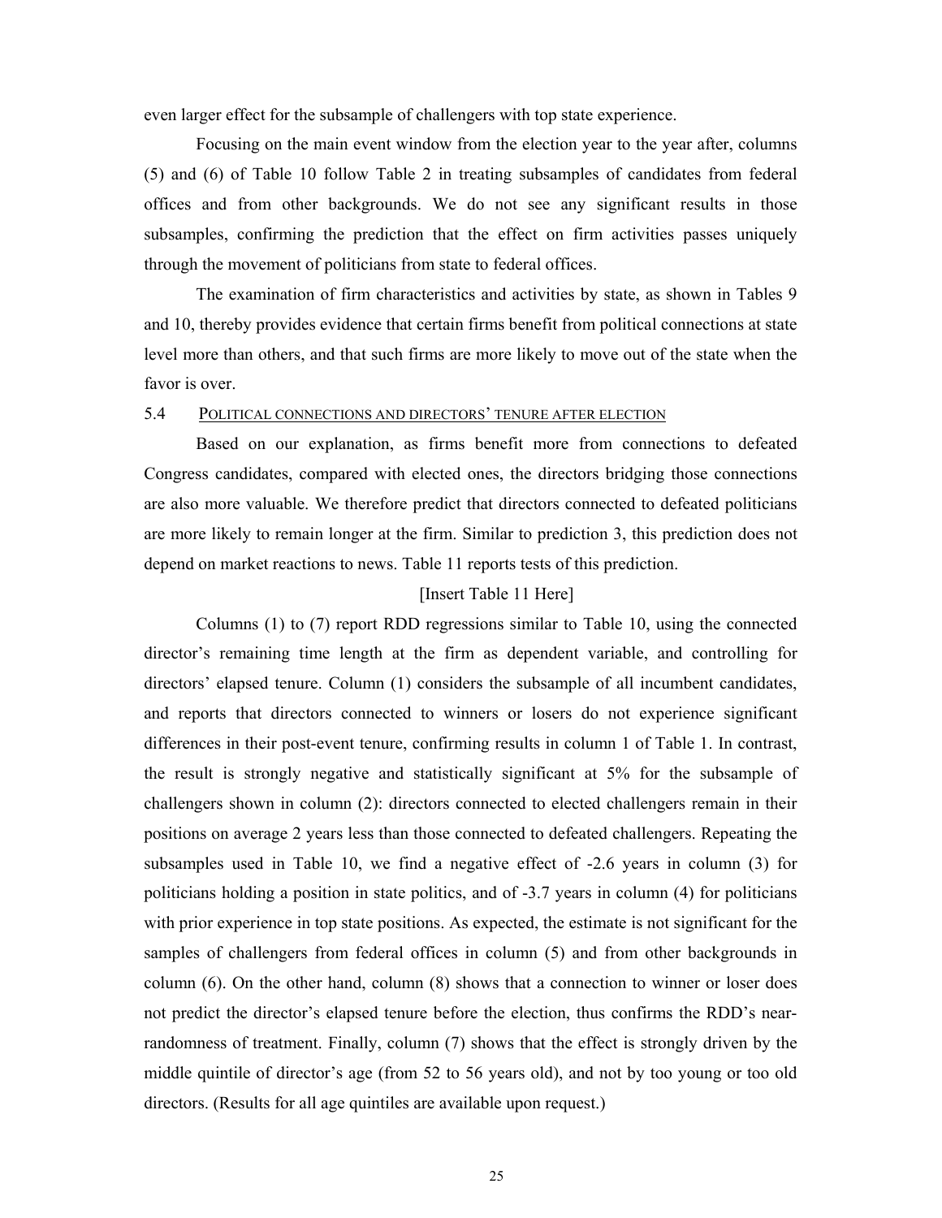even larger effect for the subsample of challengers with top state experience.

Focusing on the main event window from the election year to the year after, columns (5) and (6) of Table 10 follow Table 2 in treating subsamples of candidates from federal offices and from other backgrounds. We do not see any significant results in those subsamples, confirming the prediction that the effect on firm activities passes uniquely through the movement of politicians from state to federal offices.

The examination of firm characteristics and activities by state, as shown in Tables 9 and 10, thereby provides evidence that certain firms benefit from political connections at state level more than others, and that such firms are more likely to move out of the state when the favor is over.

### 5.4 POLITICAL CONNECTIONS AND DIRECTORS' TENURE AFTER ELECTION

Based on our explanation, as firms benefit more from connections to defeated Congress candidates, compared with elected ones, the directors bridging those connections are also more valuable. We therefore predict that directors connected to defeated politicians are more likely to remain longer at the firm. Similar to prediction 3, this prediction does not depend on market reactions to news. Table 11 reports tests of this prediction.

[Insert Table 11 Here]

Columns (1) to (7) report RDD regressions similar to Table 10, using the connected director's remaining time length at the firm as dependent variable, and controlling for directors' elapsed tenure. Column (1) considers the subsample of all incumbent candidates, and reports that directors connected to winners or losers do not experience significant differences in their post-event tenure, confirming results in column 1 of Table 1. In contrast, the result is strongly negative and statistically significant at 5% for the subsample of challengers shown in column (2): directors connected to elected challengers remain in their positions on average 2 years less than those connected to defeated challengers. Repeating the subsamples used in Table 10, we find a negative effect of -2.6 years in column (3) for politicians holding a position in state politics, and of -3.7 years in column (4) for politicians with prior experience in top state positions. As expected, the estimate is not significant for the samples of challengers from federal offices in column (5) and from other backgrounds in column (6). On the other hand, column (8) shows that a connection to winner or loser does not predict the director's elapsed tenure before the election, thus confirms the RDD's near-randomness of treatment. Finally, column (7) shows that the effect is strongly driven by the middle quintile of director's age (from 52 to 56 years old), and not by too young or too old directors. (Results for all age quintiles are available upon request.)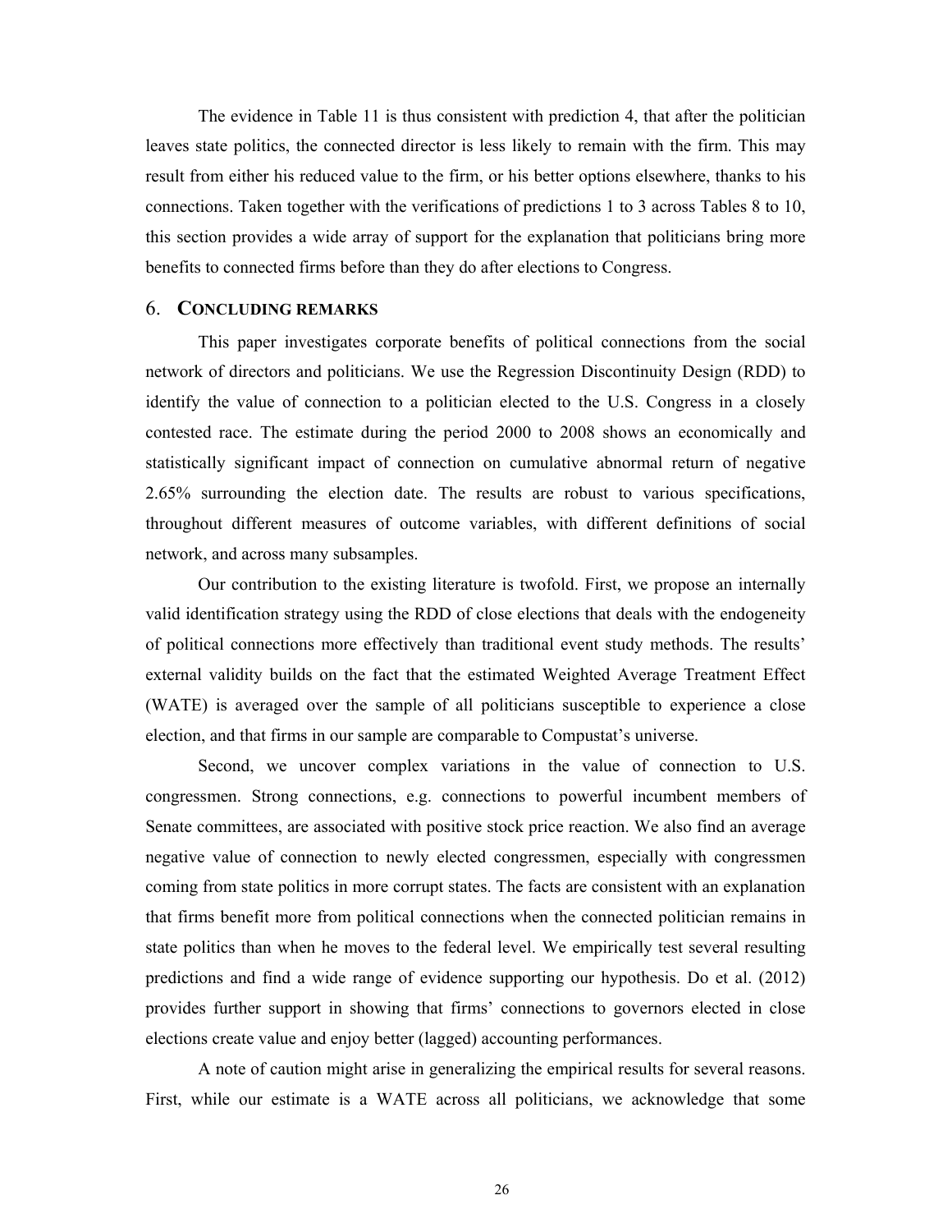The evidence in Table 11 is thus consistent with prediction 4, that after the politician leaves state politics, the connected director is less likely to remain with the firm. This may result from either his reduced value to the firm, or his better options elsewhere, thanks to his connections. Taken together with the verifications of predictions 1 to 3 across Tables 8 to 10, this section provides a wide array of support for the explanation that politicians bring more benefits to connected firms before than they do after elections to Congress.

## 6. CONCLUDING REMARKS

This paper investigates corporate benefits of political connections from the social network of directors and politicians. We use the Regression Discontinuity Design (RDD) to identify the value of connection to a politician elected to the U.S. Congress in a closely contested race. The estimate during the period 2000 to 2008 shows an economically and statistically significant impact of connection on cumulative abnormal return of negative 2.65% surrounding the election date. The results are robust to various specifications, throughout different measures of outcome variables, with different definitions of social network, and across many subsamples.

Our contribution to the existing literature is twofold. First, we propose an internally valid identification strategy using the RDD of close elections that deals with the endogeneity of political connections more effectively than traditional event study methods. The results' external validity builds on the fact that the estimated Weighted Average Treatment Effect (WATE) is averaged over the sample of all politicians susceptible to experience a close election, and that firms in our sample are comparable to Compustat's universe.

Second, we uncover complex variations in the value of connection to U.S. congressmen. Strong connections, e.g. connections to powerful incumbent members of Senate committees, are associated with positive stock price reaction. We also find an average negative value of connection to newly elected congressmen, especially with congressmen coming from state politics in more corrupt states. The facts are consistent with an explanation that firms benefit more from political connections when the connected politician remains in state politics than when he moves to the federal level. We empirically test several resulting predictions and find a wide range of evidence supporting our hypothesis. Do et al. (2012) provides further support in showing that firms' connections to governors elected in close elections create value and enjoy better (lagged) accounting performances.

A note of caution might arise in generalizing the empirical results for several reasons. First, while our estimate is a WATE across all politicians, we acknowledge that some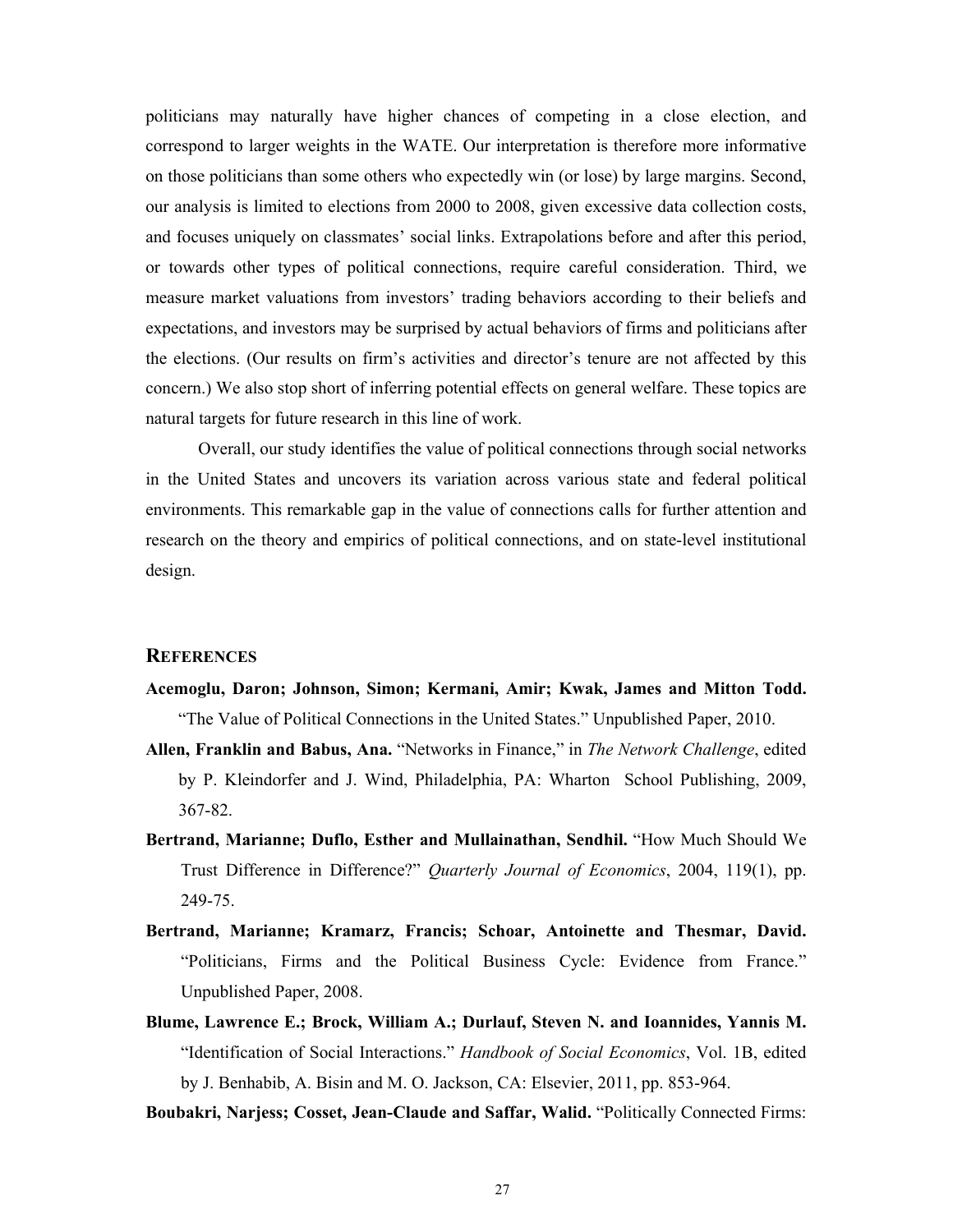politicians may naturally have higher chances of competing in a close election, and correspond to larger weights in the WATE. Our interpretation is therefore more informative on those politicians than some others who expectedly win (or lose) by large margins. Second, our analysis is limited to elections from 2000 to 2008, given excessive data collection costs, and focuses uniquely on classmates' social links. Extrapolations before and after this period, or towards other types of political connections, require careful consideration. Third, we measure market valuations from investors' trading behaviors according to their beliefs and expectations, and investors may be surprised by actual behaviors of firms and politicians after the elections. (Our results on firm's activities and director's tenure are not affected by this concern.) We also stop short of inferring potential effects on general welfare. These topics are natural targets for future research in this line of work.

Overall, our study identifies the value of political connections through social networks in the United States and uncovers its variation across various state and federal political environments. This remarkable gap in the value of connections calls for further attention and research on the theory and empirics of political connections, and on state-level institutional design.

## REFERENCES

**Acemoglu, Daron; Johnson, Simon; Kermani, Amir; Kwak, James and Mitton Todd.** "The Value of Political Connections in the United States." Unpublished Paper, 2010.

**Allen, Franklin and Babus, Ana.** "Networks in Finance," in *The Network Challenge*, edited by P. Kleindorfer and J. Wind, Philadelphia, PA: Wharton School Publishing, 2009, 367-82.

**Bertrand, Marianne; Duflo, Esther and Mullainathan, Sendhil.** "How Much Should We Trust Difference in Difference?" *Quarterly Journal of Economics*, 2004, 119(1), pp. 249-75.

**Bertrand, Marianne; Kramarz, Francis; Schoar, Antoinette and Thesmar, David.** "Politicians, Firms and the Political Business Cycle: Evidence from France." Unpublished Paper, 2008.

**Blume, Lawrence E.; Brock, William A.; Durlauf, Steven N. and Ioannides, Yannis M.** "Identification of Social Interactions." *Handbook of Social Economics*, Vol. 1B, edited by J. Benhabib, A. Bisin and M. O. Jackson, CA: Elsevier, 2011, pp. 853-964.

**Boubakri, Narjess; Cosset, Jean-Claude and Saffar, Walid.** "Politically Connected Firms: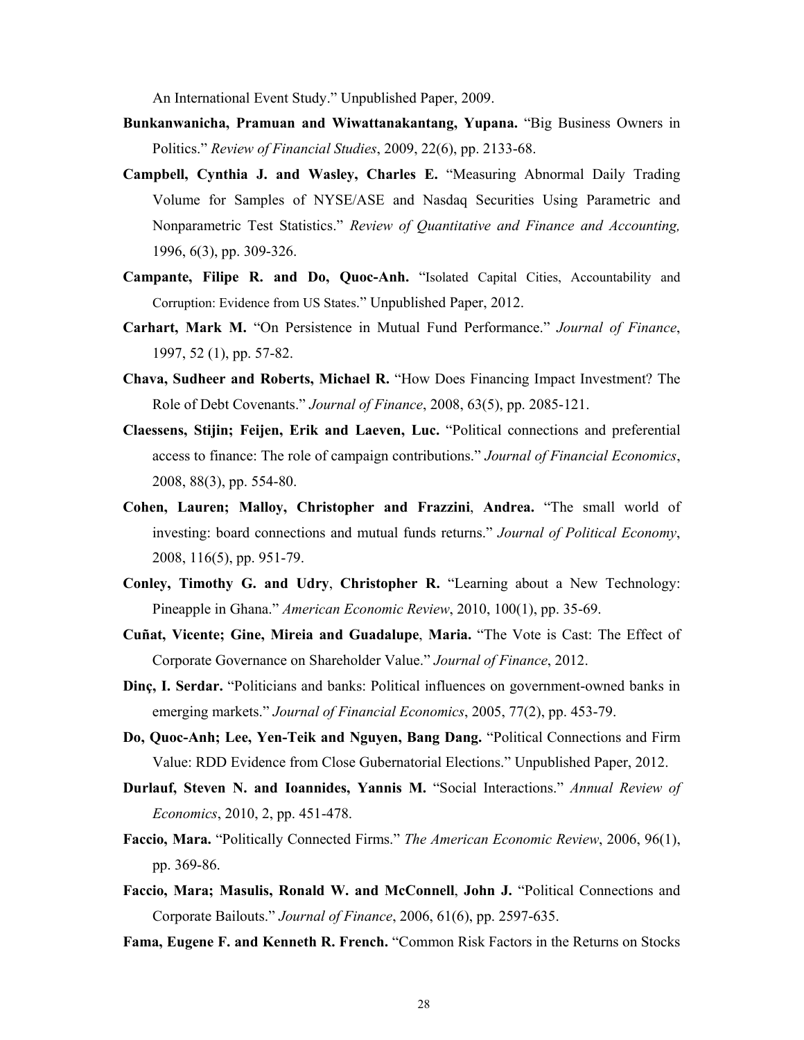An International Event Study." Unpublished Paper, 2009.

**Bunkanwanicha, Pramuan and Wiwattanakantang, Yupana.** "Big Business Owners in Politics." *Review of Financial Studies*, 2009, 22(6), pp. 2133-68.

**Campbell, Cynthia J. and Wasley, Charles E.** "Measuring Abnormal Daily Trading Volume for Samples of NYSE/ASE and Nasdaq Securities Using Parametric and Nonparametric Test Statistics." *Review of Quantitative and Finance and Accounting,* 1996, 6(3), pp. 309-326.

**Campante, Filipe R. and Do, Quoc-Anh.** "Isolated Capital Cities, Accountability and Corruption: Evidence from US States." Unpublished Paper, 2012.

**Carhart, Mark M.** "On Persistence in Mutual Fund Performance." *Journal of Finance*, 1997, 52 (1), pp. 57-82.

**Chava, Sudheer and Roberts, Michael R.** "How Does Financing Impact Investment? The Role of Debt Covenants." *Journal of Finance*, 2008, 63(5), pp. 2085-121.

**Claessens, Stijin; Feijen, Erik and Laeven, Luc.** "Political connections and preferential access to finance: The role of campaign contributions." *Journal of Financial Economics*, 2008, 88(3), pp. 554-80.

**Cohen, Lauren; Malloy, Christopher and Frazzini, Andrea.** "The small world of investing: board connections and mutual funds returns." *Journal of Political Economy*, 2008, 116(5), pp. 951-79.

**Conley, Timothy G. and Udry, Christopher R.** "Learning about a New Technology: Pineapple in Ghana." *American Economic Review*, 2010, 100(1), pp. 35-69.

**Cuñat, Vicente; Gine, Mireia and Guadalupe, Maria.** "The Vote is Cast: The Effect of Corporate Governance on Shareholder Value." *Journal of Finance*, 2012.

**Dinç, I. Serdar.** "Politicians and banks: Political influences on government-owned banks in emerging markets." *Journal of Financial Economics*, 2005, 77(2), pp. 453-79.

**Do, Quoc-Anh; Lee, Yen-Teik and Nguyen, Bang Dang.** "Political Connections and Firm Value: RDD Evidence from Close Gubernatorial Elections." Unpublished Paper, 2012.

**Durlauf, Steven N. and Ioannides, Yannis M.** "Social Interactions." *Annual Review of Economics*, 2010, 2, pp. 451-478.

**Faccio, Mara.** "Politically Connected Firms." *The American Economic Review*, 2006, 96(1), pp. 369-86.

**Faccio, Mara; Masulis, Ronald W. and McConnell, John J.** "Political Connections and Corporate Bailouts." *Journal of Finance*, 2006, 61(6), pp. 2597-635.

**Fama, Eugene F. and Kenneth R. French.** "Common Risk Factors in the Returns on Stocks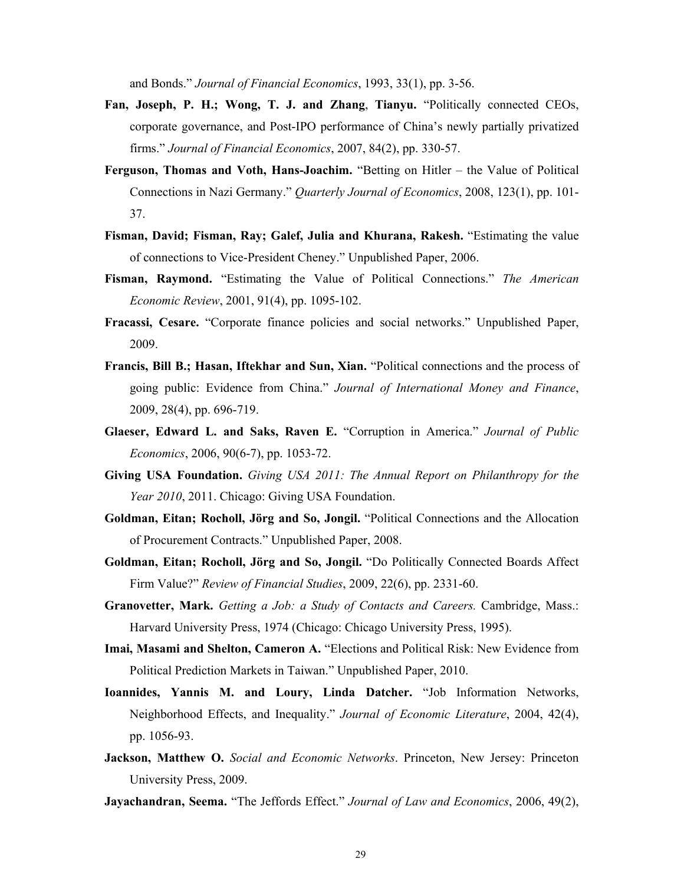and Bonds." *Journal of Financial Economics*, 1993, 33(1), pp. 3-56.

**Fan, Joseph, P. H.; Wong, T. J. and Zhang**, **Tianyu.** "Politically connected CEOs, corporate governance, and Post-IPO performance of China's newly partially privatized firms." *Journal of Financial Economics*, 2007, 84(2), pp. 330-57.

**Ferguson, Thomas and Voth, Hans-Joachim.** "Betting on Hitler – the Value of Political Connections in Nazi Germany." *Quarterly Journal of Economics*, 2008, 123(1), pp. 101-37.

**Fisman, David; Fisman, Ray; Galef, Julia and Khurana, Rakesh.** "Estimating the value of connections to Vice-President Cheney." Unpublished Paper, 2006.

**Fisman, Raymond.** "Estimating the Value of Political Connections." *The American Economic Review*, 2001, 91(4), pp. 1095-102.

**Fracassi, Cesare.** "Corporate finance policies and social networks." Unpublished Paper, 2009.

**Francis, Bill B.; Hasan, Iftekhar and Sun, Xian.** "Political connections and the process of going public: Evidence from China." *Journal of International Money and Finance*, 2009, 28(4), pp. 696-719.

**Glaeser, Edward L. and Saks, Raven E.** "Corruption in America." *Journal of Public Economics*, 2006, 90(6-7), pp. 1053-72.

**Giving USA Foundation.** *Giving USA 2011: The Annual Report on Philanthropy for the Year 2010*, 2011. Chicago: Giving USA Foundation.

**Goldman, Eitan; Rocholl, Jörg and So, Jongil.** "Political Connections and the Allocation of Procurement Contracts." Unpublished Paper, 2008.

**Goldman, Eitan; Rocholl, Jörg and So, Jongil.** "Do Politically Connected Boards Affect Firm Value?" *Review of Financial Studies*, 2009, 22(6), pp. 2331-60.

**Granovetter, Mark.** *Getting a Job: a Study of Contacts and Careers.* Cambridge, Mass.: Harvard University Press, 1974 (Chicago: Chicago University Press, 1995).

**Imai, Masami and Shelton, Cameron A.** "Elections and Political Risk: New Evidence from Political Prediction Markets in Taiwan." Unpublished Paper, 2010.

**Ioannides, Yannis M. and Loury, Linda Datcher.** "Job Information Networks, Neighborhood Effects, and Inequality." *Journal of Economic Literature*, 2004, 42(4), pp. 1056-93.

**Jackson, Matthew O.** *Social and Economic Networks*. Princeton, New Jersey: Princeton University Press, 2009.

**Jayachandran, Seema.** "The Jeffords Effect." *Journal of Law and Economics*, 2006, 49(2),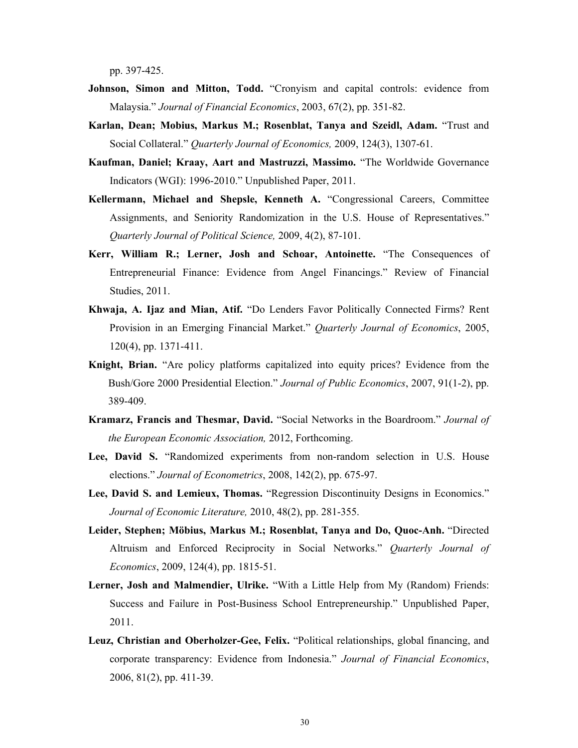pp. 397-425.

**Johnson, Simon and Mitton, Todd.** "Cronyism and capital controls: evidence from Malaysia." *Journal of Financial Economics*, 2003, 67(2), pp. 351-82.

**Karlan, Dean; Mobius, Markus M.; Rosenblat, Tanya and Szeidl, Adam.** "Trust and Social Collateral." *Quarterly Journal of Economics,* 2009, 124(3), 1307-61.

**Kaufman, Daniel; Kraay, Aart and Mastruzzi, Massimo.** "The Worldwide Governance Indicators (WGI): 1996-2010." Unpublished Paper, 2011.

**Kellermann, Michael and Shepsle, Kenneth A.** "Congressional Careers, Committee Assignments, and Seniority Randomization in the U.S. House of Representatives." *Quarterly Journal of Political Science,* 2009, 4(2), 87-101.

**Kerr, William R.; Lerner, Josh and Schoar, Antoinette.** "The Consequences of Entrepreneurial Finance: Evidence from Angel Financings." Review of Financial Studies, 2011.

**Khwaja, A. Ijaz and Mian, Atif.** "Do Lenders Favor Politically Connected Firms? Rent Provision in an Emerging Financial Market." *Quarterly Journal of Economics*, 2005, 120(4), pp. 1371-411.

**Knight, Brian.** "Are policy platforms capitalized into equity prices? Evidence from the Bush/Gore 2000 Presidential Election." *Journal of Public Economics*, 2007, 91(1-2), pp. 389-409.

**Kramarz, Francis and Thesmar, David.** "Social Networks in the Boardroom." *Journal of the European Economic Association,* 2012, Forthcoming.

**Lee, David S.** "Randomized experiments from non-random selection in U.S. House elections." *Journal of Econometrics*, 2008, 142(2), pp. 675-97.

**Lee, David S. and Lemieux, Thomas.** "Regression Discontinuity Designs in Economics." *Journal of Economic Literature,* 2010, 48(2), pp. 281-355.

**Leider, Stephen; Möbius, Markus M.; Rosenblat, Tanya and Do, Quoc-Anh.** "Directed Altruism and Enforced Reciprocity in Social Networks." *Quarterly Journal of Economics*, 2009, 124(4), pp. 1815-51.

**Lerner, Josh and Malmendier, Ulrike.** "With a Little Help from My (Random) Friends: Success and Failure in Post-Business School Entrepreneurship." Unpublished Paper, 2011.

**Leuz, Christian and Oberholzer-Gee, Felix.** "Political relationships, global financing, and corporate transparency: Evidence from Indonesia." *Journal of Financial Economics*, 2006, 81(2), pp. 411-39.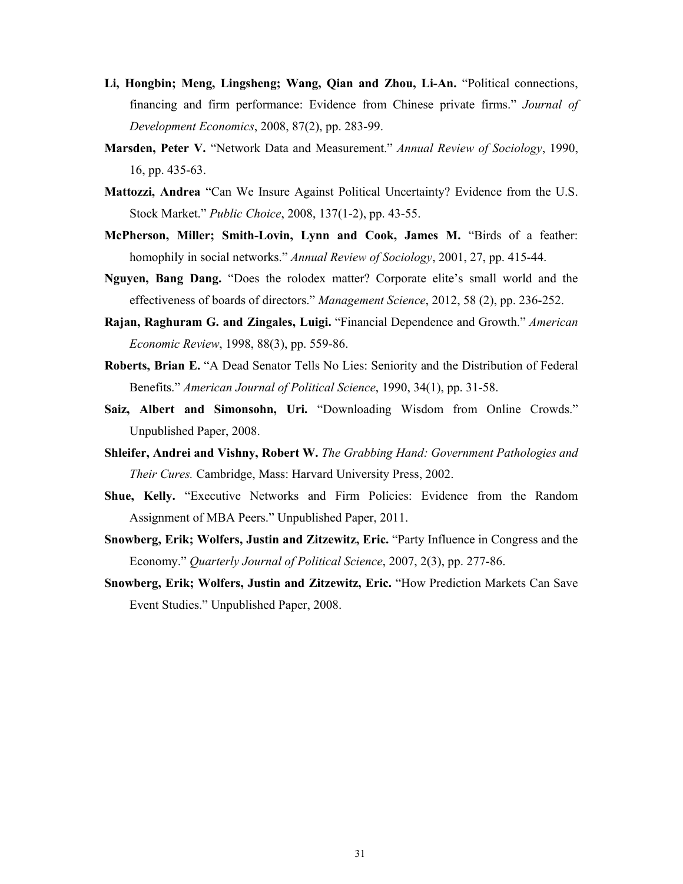**Li, Hongbin; Meng, Lingsheng; Wang, Qian and Zhou, Li-An.** "Political connections, financing and firm performance: Evidence from Chinese private firms." *Journal of Development Economics*, 2008, 87(2), pp. 283-99.

**Marsden, Peter V.** "Network Data and Measurement." *Annual Review of Sociology*, 1990, 16, pp. 435-63.

**Mattozzi, Andrea** "Can We Insure Against Political Uncertainty? Evidence from the U.S. Stock Market." *Public Choice*, 2008, 137(1-2), pp. 43-55.

**McPherson, Miller; Smith-Lovin, Lynn and Cook, James M.** "Birds of a feather: homophily in social networks." *Annual Review of Sociology*, 2001, 27, pp. 415-44.

**Nguyen, Bang Dang.** "Does the rolodex matter? Corporate elite's small world and the effectiveness of boards of directors." *Management Science*, 2012, 58 (2), pp. 236-252.

**Rajan, Raghuram G. and Zingales, Luigi.** "Financial Dependence and Growth." *American Economic Review*, 1998, 88(3), pp. 559-86.

**Roberts, Brian E.** "A Dead Senator Tells No Lies: Seniority and the Distribution of Federal Benefits." *American Journal of Political Science*, 1990, 34(1), pp. 31-58.

**Saiz, Albert and Simonsohn, Uri.** "Downloading Wisdom from Online Crowds." Unpublished Paper, 2008.

**Shleifer, Andrei and Vishny, Robert W.** *The Grabbing Hand: Government Pathologies and Their Cures.* Cambridge, Mass: Harvard University Press, 2002.

**Shue, Kelly.** "Executive Networks and Firm Policies: Evidence from the Random Assignment of MBA Peers." Unpublished Paper, 2011.

**Snowberg, Erik; Wolfers, Justin and Zitzewitz, Eric.** "Party Influence in Congress and the Economy." *Quarterly Journal of Political Science*, 2007, 2(3), pp. 277-86.

**Snowberg, Erik; Wolfers, Justin and Zitzewitz, Eric.** "How Prediction Markets Can Save Event Studies." Unpublished Paper, 2008.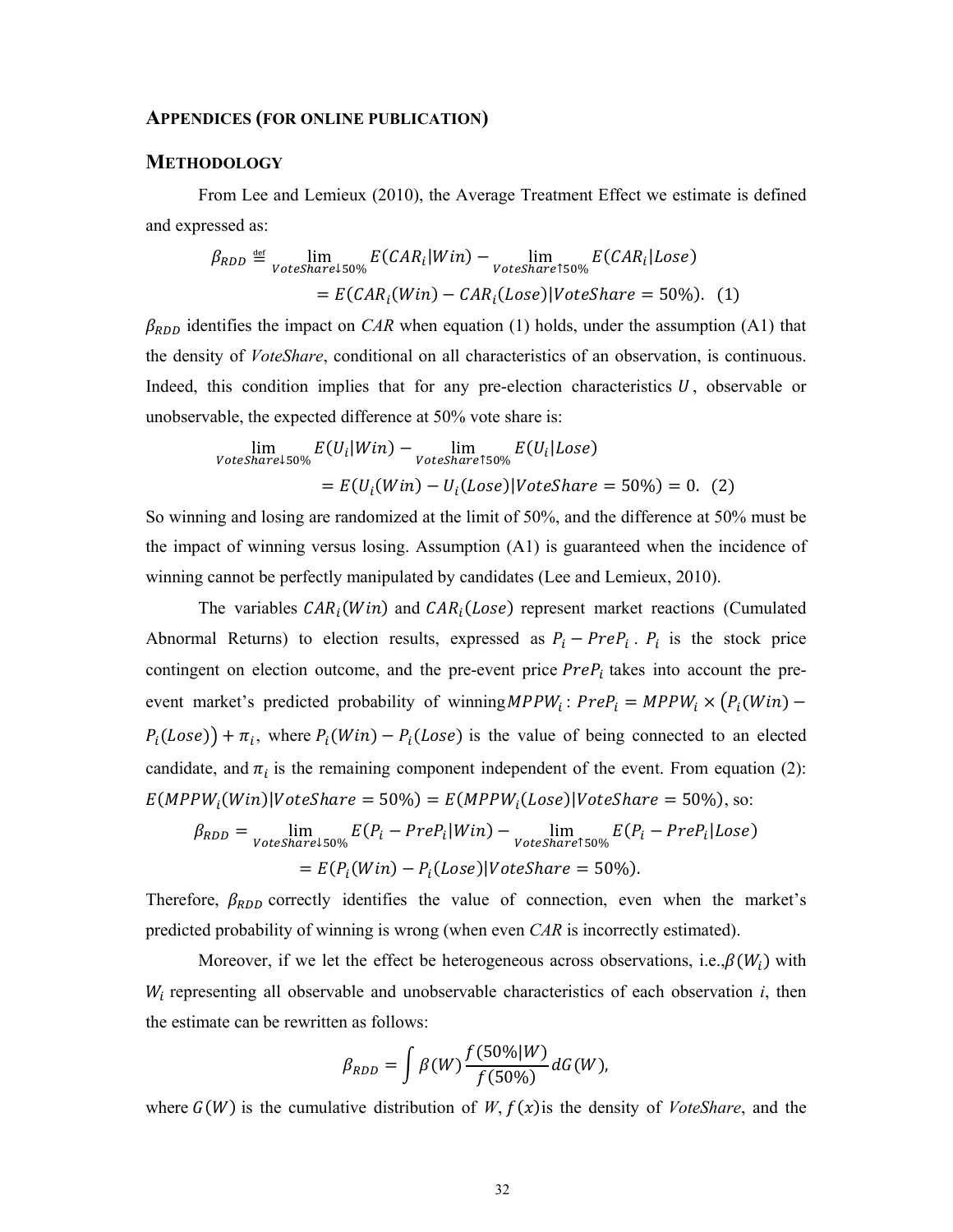## APPENDICES (FOR ONLINE PUBLICATION)

## METHODOLOGY

From Lee and Lemieux (2010), the Average Treatment Effect we estimate is defined and expressed as:

$$\beta_{RDD} \stackrel{\text{def}}{=} \lim_{VoteShare\downarrow 50\%} E(CAR_i|Win) - \lim_{VoteShare\uparrow 50\%} E(CAR_i|Lose)$$
$$= E(CAR_i(Win) - CAR_i(Lose)|VoteShare = 50\%). \quad (1)$$

$\beta_{RDD}$ identifies the impact on *CAR* when equation (1) holds, under the assumption (A1) that the density of *VoteShare*, conditional on all characteristics of an observation, is continuous. Indeed, this condition implies that for any pre-election characteristics $U$, observable or unobservable, the expected difference at 50% vote share is:

$$\lim_{VoteShare\downarrow 50\%} E(U_i|Win) - \lim_{VoteShare\uparrow 50\%} E(U_i|Lose)$$
$$= E(U_i(Win) - U_i(Lose)|VoteShare = 50\%) = 0. \quad (2)$$

So winning and losing are randomized at the limit of 50%, and the difference at 50% must be the impact of winning versus losing. Assumption (A1) is guaranteed when the incidence of winning cannot be perfectly manipulated by candidates (Lee and Lemieux, 2010).

The variables $CAR_i(Win)$ and $CAR_i(Lose)$ represent market reactions (Cumulated Abnormal Returns) to election results, expressed as $P_i - PreP_i$. $P_i$ is the stock price contingent on election outcome, and the pre-event price $PreP_i$ takes into account the pre-event market's predicted probability of winning $MPPW_i$: $PreP_i = MPPW_i \times \left(P_i(Win) - P_i(Lose)\right) + \pi_i$, where $P_i(Win) - P_i(Lose)$ is the value of being connected to an elected candidate, and $\pi_i$ is the remaining component independent of the event. From equation (2): $E(MPPW_i(Win)|VoteShare = 50\%) = E(MPPW_i(Lose)|VoteShare = 50\%)$, so:

$$\beta_{RDD} = \lim_{VoteShare\downarrow 50\%} E(P_i - PreP_i|Win) - \lim_{VoteShare\uparrow 50\%} E(P_i - PreP_i|Lose)$$
$$= E(P_i(Win) - P_i(Lose)|VoteShare = 50\%).$$

Therefore, $\beta_{RDD}$ correctly identifies the value of connection, even when the market's predicted probability of winning is wrong (when even *CAR* is incorrectly estimated).

Moreover, if we let the effect be heterogeneous across observations, i.e., $\beta(W_i)$ with $W_i$ representing all observable and unobservable characteristics of each observation *i*, then the estimate can be rewritten as follows:

$$\beta_{RDD} = \int \beta(W) \frac{f(50\%|W)}{f(50\%)} dG(W),$$

where $G(W)$ is the cumulative distribution of $W$, $f(x)$ is the density of *VoteShare*, and the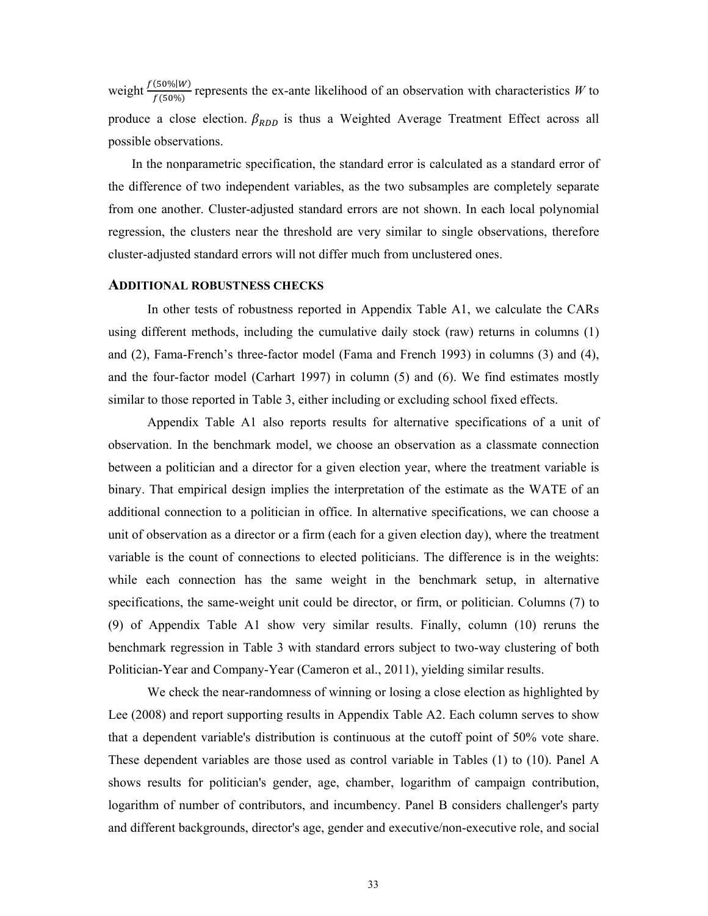weight $\frac{f(50\%|W)}{f(50\%)}$ represents the ex-ante likelihood of an observation with characteristics $W$ to produce a close election. $\beta_{RDD}$ is thus a Weighted Average Treatment Effect across all possible observations.

In the nonparametric specification, the standard error is calculated as a standard error of the difference of two independent variables, as the two subsamples are completely separate from one another. Cluster-adjusted standard errors are not shown. In each local polynomial regression, the clusters near the threshold are very similar to single observations, therefore cluster-adjusted standard errors will not differ much from unclustered ones.

### ADDITIONAL ROBUSTNESS CHECKS

In other tests of robustness reported in Appendix Table A1, we calculate the CARs using different methods, including the cumulative daily stock (raw) returns in columns (1) and (2), Fama-French's three-factor model (Fama and French 1993) in columns (3) and (4), and the four-factor model (Carhart 1997) in column (5) and (6). We find estimates mostly similar to those reported in Table 3, either including or excluding school fixed effects.

Appendix Table A1 also reports results for alternative specifications of a unit of observation. In the benchmark model, we choose an observation as a classmate connection between a politician and a director for a given election year, where the treatment variable is binary. That empirical design implies the interpretation of the estimate as the WATE of an additional connection to a politician in office. In alternative specifications, we can choose a unit of observation as a director or a firm (each for a given election day), where the treatment variable is the count of connections to elected politicians. The difference is in the weights: while each connection has the same weight in the benchmark setup, in alternative specifications, the same-weight unit could be director, or firm, or politician. Columns (7) to (9) of Appendix Table A1 show very similar results. Finally, column (10) reruns the benchmark regression in Table 3 with standard errors subject to two-way clustering of both Politician-Year and Company-Year (Cameron et al., 2011), yielding similar results.

We check the near-randomness of winning or losing a close election as highlighted by Lee (2008) and report supporting results in Appendix Table A2. Each column serves to show that a dependent variable's distribution is continuous at the cutoff point of 50% vote share. These dependent variables are those used as control variable in Tables (1) to (10). Panel A shows results for politician's gender, age, chamber, logarithm of campaign contribution, logarithm of number of contributors, and incumbency. Panel B considers challenger's party and different backgrounds, director's age, gender and executive/non-executive role, and social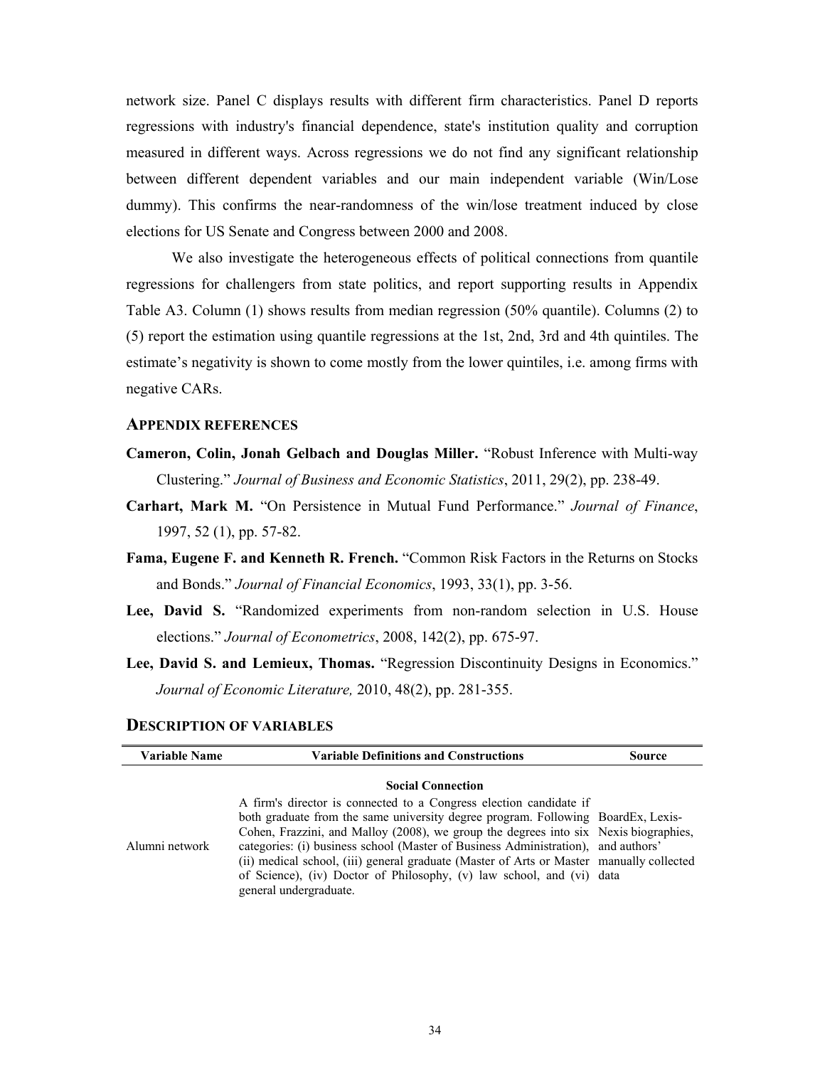network size. Panel C displays results with different firm characteristics. Panel D reports regressions with industry's financial dependence, state's institution quality and corruption measured in different ways. Across regressions we do not find any significant relationship between different dependent variables and our main independent variable (Win/Lose dummy). This confirms the near-randomness of the win/lose treatment induced by close elections for US Senate and Congress between 2000 and 2008.

We also investigate the heterogeneous effects of political connections from quantile regressions for challengers from state politics, and report supporting results in Appendix Table A3. Column (1) shows results from median regression (50% quantile). Columns (2) to (5) report the estimation using quantile regressions at the 1st, 2nd, 3rd and 4th quintiles. The estimate's negativity is shown to come mostly from the lower quintiles, i.e. among firms with negative CARs.

### APPENDIX REFERENCES

**Cameron, Colin, Jonah Gelbach and Douglas Miller.** "Robust Inference with Multi-way Clustering." *Journal of Business and Economic Statistics*, 2011, 29(2), pp. 238-49.

**Carhart, Mark M.** "On Persistence in Mutual Fund Performance." *Journal of Finance*, 1997, 52 (1), pp. 57-82.

**Fama, Eugene F. and Kenneth R. French.** "Common Risk Factors in the Returns on Stocks and Bonds." *Journal of Financial Economics*, 1993, 33(1), pp. 3-56.

**Lee, David S.** "Randomized experiments from non-random selection in U.S. House elections." *Journal of Econometrics*, 2008, 142(2), pp. 675-97.

**Lee, David S. and Lemieux, Thomas.** "Regression Discontinuity Designs in Economics." *Journal of Economic Literature,* 2010, 48(2), pp. 281-355.

### DESCRIPTION OF VARIABLES

| Variable Name | Variable Definitions and Constructions | Source |
|---|---|---|
| | **Social Connection** | |
| Alumni network | A firm's director is connected to a Congress election candidate if both graduate from the same university degree program. Following Cohen, Frazzini, and Malloy (2008), we group the degrees into six categories: (i) business school (Master of Business Administration), (ii) medical school, (iii) general graduate (Master of Arts or Master of Science), (iv) Doctor of Philosophy, (v) law school, and (vi) general undergraduate. | BoardEx, Lexis-Nexis biographies, and authors' manually collected data |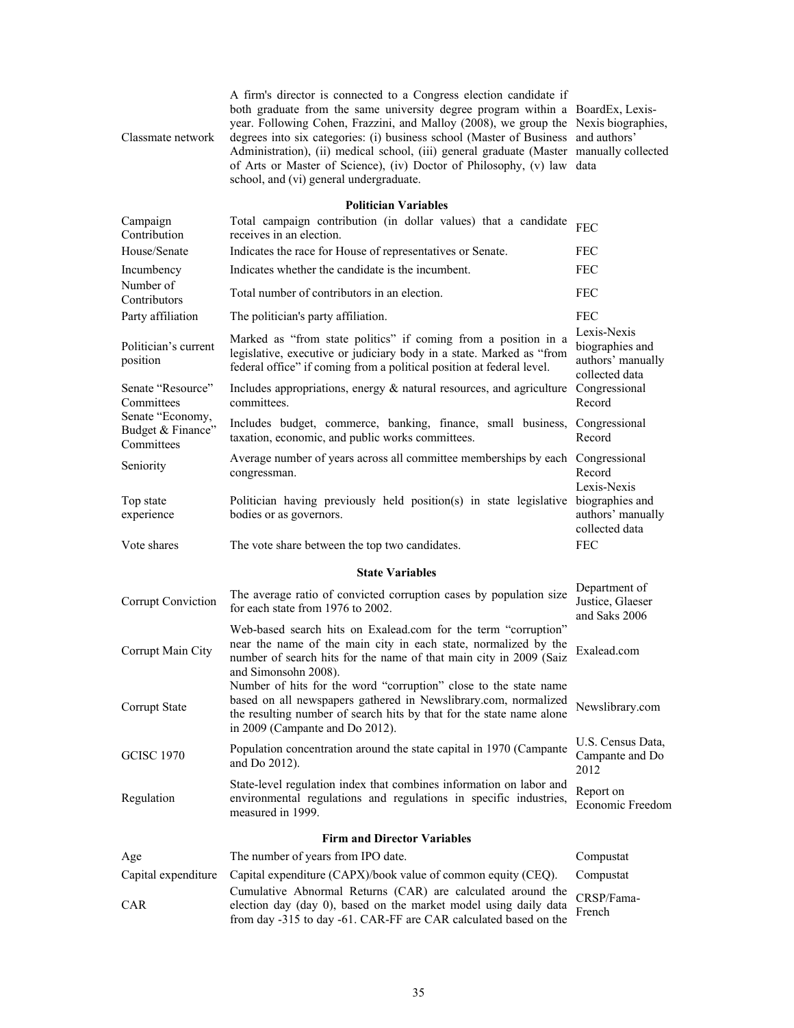| | | |
|---|---|---|
| Classmate network | A firm's director is connected to a Congress election candidate if both graduate from the same university degree program within a year. Following Cohen, Frazzini, and Malloy (2008), we group the degrees into six categories: (i) business school (Master of Business Administration), (ii) medical school, (iii) general graduate (Master of Arts or Master of Science), (iv) Doctor of Philosophy, (v) law school, and (vi) general undergraduate. | BoardEx, Lexis-Nexis biographies, and authors' manually collected data |
| | **Politician Variables** | |
| Campaign Contribution | Total campaign contribution (in dollar values) that a candidate receives in an election. | FEC |
| House/Senate | Indicates the race for House of representatives or Senate. | FEC |
| Incumbency | Indicates whether the candidate is the incumbent. | FEC |
| Number of Contributors | Total number of contributors in an election. | FEC |
| Party affiliation | The politician's party affiliation. | FEC |
| Politician's current position | Marked as "from state politics" if coming from a position in a legislative, executive or judiciary body in a state. Marked as "from federal office" if coming from a political position at federal level. | Lexis-Nexis biographies and authors' manually collected data |
| Senate "Resource" Committees | Includes appropriations, energy & natural resources, and agriculture committees. | Congressional Record |
| Senate "Economy, Budget & Finance" Committees | Includes budget, commerce, banking, finance, small business, taxation, economic, and public works committees. | Congressional Record |
| Seniority | Average number of years across all committee memberships by each congressman. | Congressional Record |
| Top state experience | Politician having previously held position(s) in state legislative bodies or as governors. | Lexis-Nexis biographies and authors' manually collected data |
| Vote shares | The vote share between the top two candidates. | FEC |
| | **State Variables** | |
| Corrupt Conviction | The average ratio of convicted corruption cases by population size for each state from 1976 to 2002. | Department of Justice, Glaeser and Saks 2006 |
| Corrupt Main City | Web-based search hits on Exalead.com for the term "corruption" near the name of the main city in each state, normalized by the number of search hits for the name of that main city in 2009 (Saiz and Simonsohn 2008). | Exalead.com |
| Corrupt State | Number of hits for the word "corruption" close to the state name based on all newspapers gathered in Newslibrary.com, normalized the resulting number of search hits by that for the state name alone in 2009 (Campante and Do 2012). | Newslibrary.com |
| GCISC 1970 | Population concentration around the state capital in 1970 (Campante and Do 2012). | U.S. Census Data, Campante and Do 2012 |
| Regulation | State-level regulation index that combines information on labor and environmental regulations and regulations in specific industries, measured in 1999. | Report on Economic Freedom |
| | **Firm and Director Variables** | |
| Age | The number of years from IPO date. | Compustat |
| Capital expenditure | Capital expenditure (CAPX)/book value of common equity (CEQ). | Compustat |
| CAR | Cumulative Abnormal Returns (CAR) are calculated around the election day (day 0), based on the market model using daily data from day -315 to day -61. CAR-FF are CAR calculated based on the | CRSP/Fama-French |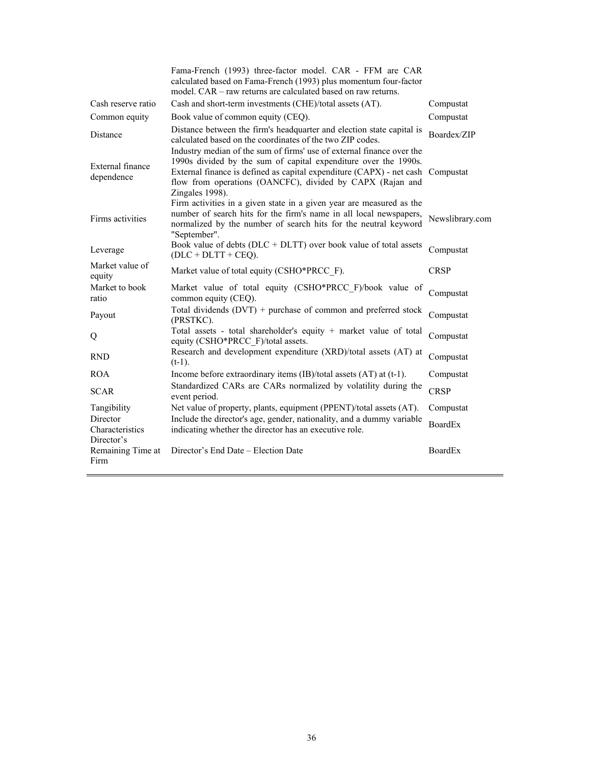| | | |
|---|---|---|
| | Fama-French (1993) three-factor model. CAR - FFM are CAR calculated based on Fama-French (1993) plus momentum four-factor model. CAR – raw returns are calculated based on raw returns. | |
| Cash reserve ratio | Cash and short-term investments (CHE)/total assets (AT). | Compustat |
| Common equity | Book value of common equity (CEQ). | Compustat |
| Distance | Distance between the firm's headquarter and election state capital is calculated based on the coordinates of the two ZIP codes. | Boardex/ZIP |
| External finance dependence | Industry median of the sum of firms' use of external finance over the 1990s divided by the sum of capital expenditure over the 1990s. External finance is defined as capital expenditure (CAPX) - net cash flow from operations (OANCFC), divided by CAPX (Rajan and Zingales 1998). | Compustat |
| Firms activities | Firm activities in a given state in a given year are measured as the number of search hits for the firm's name in all local newspapers, normalized by the number of search hits for the neutral keyword "September". | Newslibrary.com |
| Leverage | Book value of debts (DLC + DLTT) over book value of total assets (DLC + DLTT + CEQ). | Compustat |
| Market value of equity | Market value of total equity (CSHO*PRCC_F). | CRSP |
| Market to book ratio | Market value of total equity (CSHO*PRCC_F)/book value of common equity (CEQ). | Compustat |
| Payout | Total dividends (DVT) + purchase of common and preferred stock (PRSTKC). | Compustat |
| Q | Total assets - total shareholder's equity + market value of total equity (CSHO*PRCC_F)/total assets. | Compustat |
| RND | Research and development expenditure (XRD)/total assets (AT) at (t-1). | Compustat |
| ROA | Income before extraordinary items (IB)/total assets (AT) at (t-1). | Compustat |
| SCAR | Standardized CARs are CARs normalized by volatility during the event period. | CRSP |
| Tangibility | Net value of property, plants, equipment (PPENT)/total assets (AT). | Compustat |
| Director Characteristics | Include the director's age, gender, nationality, and a dummy variable indicating whether the director has an executive role. | BoardEx |
| Director's Remaining Time at Firm | Director's End Date – Election Date | BoardEx |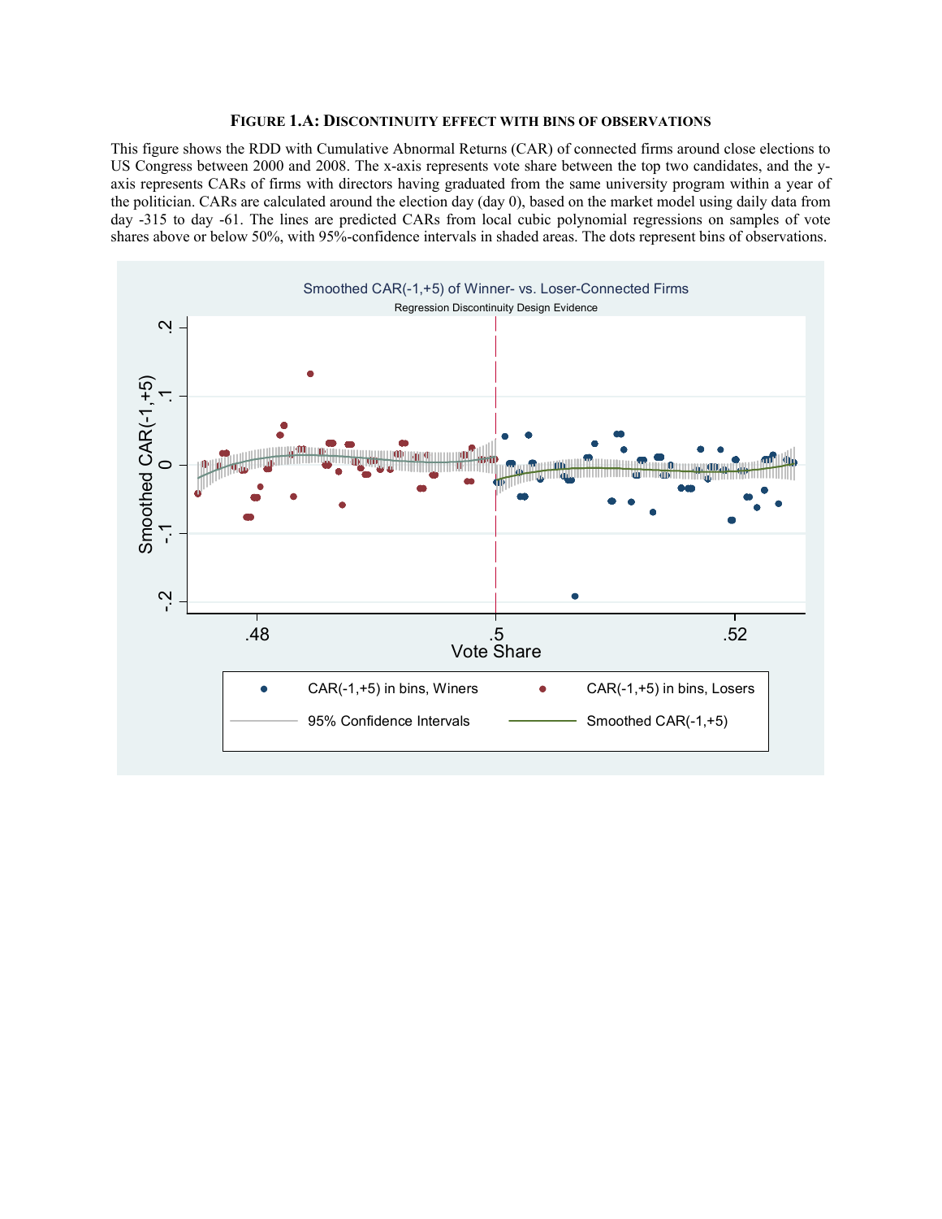**FIGURE 1.A: DISCONTINUITY EFFECT WITH BINS OF OBSERVATIONS**

This figure shows the RDD with Cumulative Abnormal Returns (CAR) of connected firms around close elections to US Congress between 2000 and 2008. The x-axis represents vote share between the top two candidates, and the y-axis represents CARs of firms with directors having graduated from the same university program within a year of the politician. CARs are calculated around the election day (day 0), based on the market model using daily data from day -315 to day -61. The lines are predicted CARs from local cubic polynomial regressions on samples of vote shares above or below 50%, with 95%-confidence intervals in shaded areas. The dots represent bins of observations.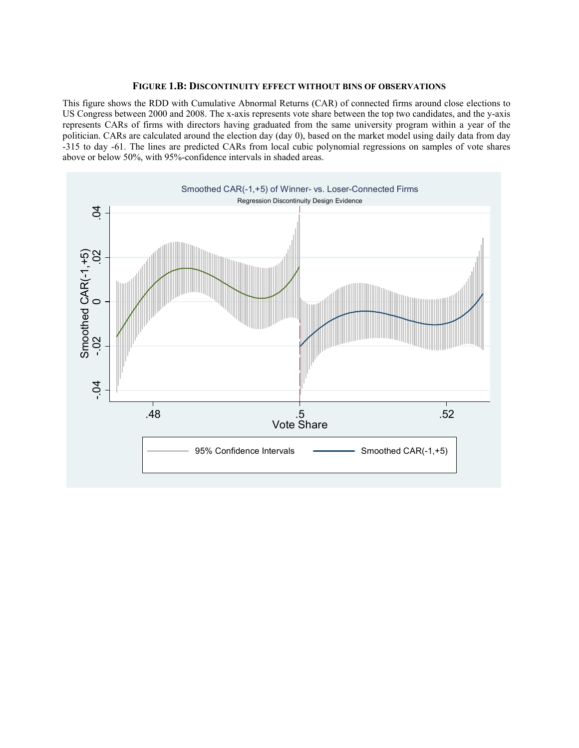**FIGURE 1.B: DISCONTINUITY EFFECT WITHOUT BINS OF OBSERVATIONS**

This figure shows the RDD with Cumulative Abnormal Returns (CAR) of connected firms around close elections to US Congress between 2000 and 2008. The x-axis represents vote share between the top two candidates, and the y-axis represents CARs of firms with directors having graduated from the same university program within a year of the politician. CARs are calculated around the election day (day 0), based on the market model using daily data from day -315 to day -61. The lines are predicted CARs from local cubic polynomial regressions on samples of vote shares above or below 50%, with 95%-confidence intervals in shaded areas.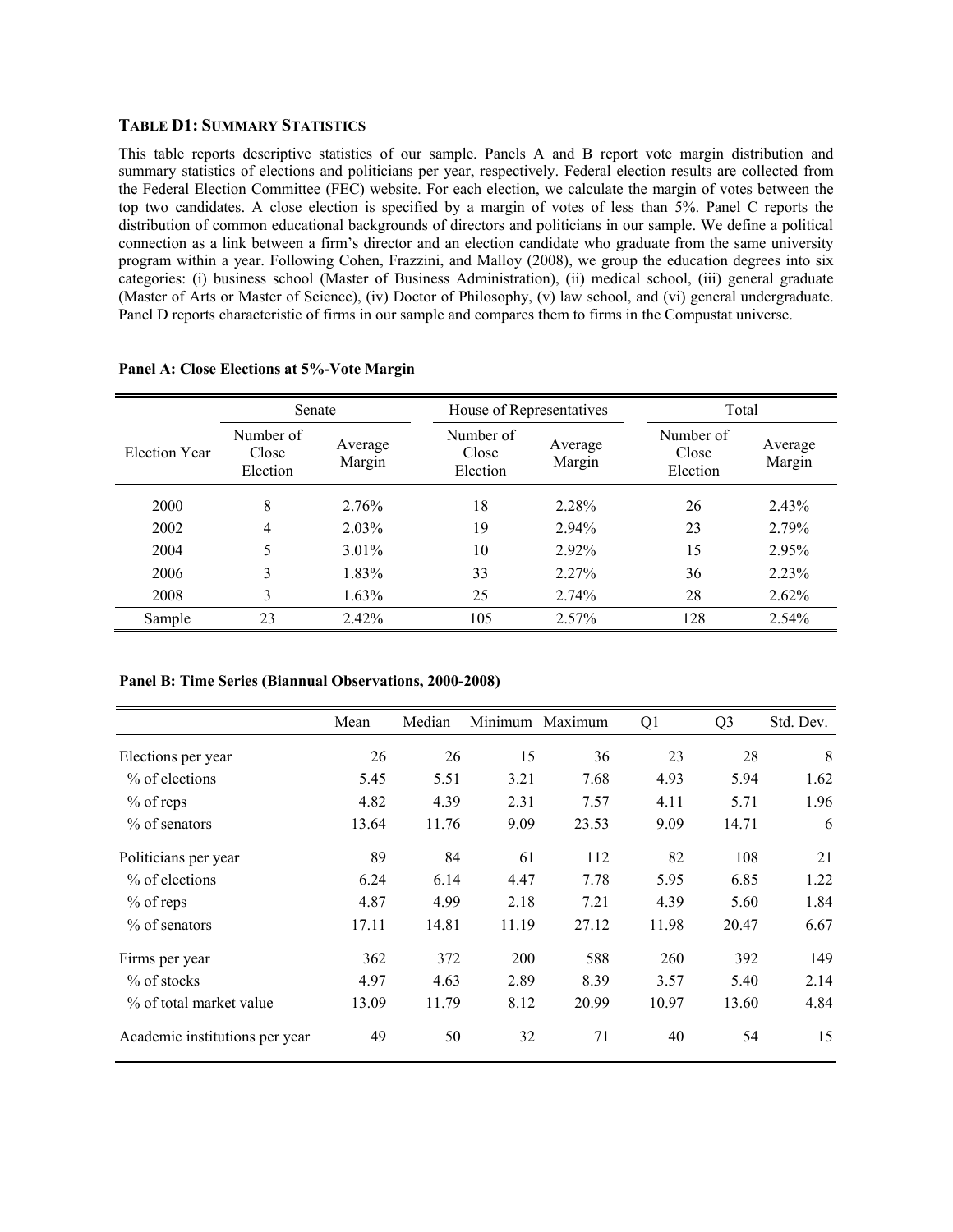### TABLE D1: SUMMARY STATISTICS

This table reports descriptive statistics of our sample. Panels A and B report vote margin distribution and summary statistics of elections and politicians per year, respectively. Federal election results are collected from the Federal Election Committee (FEC) website. For each election, we calculate the margin of votes between the top two candidates. A close election is specified by a margin of votes of less than 5%. Panel C reports the distribution of common educational backgrounds of directors and politicians in our sample. We define a political connection as a link between a firm's director and an election candidate who graduate from the same university program within a year. Following Cohen, Frazzini, and Malloy (2008), we group the education degrees into six categories: (i) business school (Master of Business Administration), (ii) medical school, (iii) general graduate (Master of Arts or Master of Science), (iv) Doctor of Philosophy, (v) law school, and (vi) general undergraduate. Panel D reports characteristic of firms in our sample and compares them to firms in the Compustat universe.

**Panel A: Close Elections at 5%-Vote Margin**

| | Senate | | House of Representatives | | Total | |
|---|---|---|---|---|---|---|
| Election Year | Number of Close Election | Average Margin | Number of Close Election | Average Margin | Number of Close Election | Average Margin |
| 2000 | 8 | 2.76% | 18 | 2.28% | 26 | 2.43% |
| 2002 | 4 | 2.03% | 19 | 2.94% | 23 | 2.79% |
| 2004 | 5 | 3.01% | 10 | 2.92% | 15 | 2.95% |
| 2006 | 3 | 1.83% | 33 | 2.27% | 36 | 2.23% |
| 2008 | 3 | 1.63% | 25 | 2.74% | 28 | 2.62% |
| Sample | 23 | 2.42% | 105 | 2.57% | 128 | 2.54% |

**Panel B: Time Series (Biannual Observations, 2000-2008)**

| | Mean | Median | Minimum | Maximum | Q1 | Q3 | Std. Dev. |
|---|---|---|---|---|---|---|---|
| Elections per year | 26 | 26 | 15 | 36 | 23 | 28 | 8 |
| % of elections | 5.45 | 5.51 | 3.21 | 7.68 | 4.93 | 5.94 | 1.62 |
| % of reps | 4.82 | 4.39 | 2.31 | 7.57 | 4.11 | 5.71 | 1.96 |
| % of senators | 13.64 | 11.76 | 9.09 | 23.53 | 9.09 | 14.71 | 6 |
| Politicians per year | 89 | 84 | 61 | 112 | 82 | 108 | 21 |
| % of elections | 6.24 | 6.14 | 4.47 | 7.78 | 5.95 | 6.85 | 1.22 |
| % of reps | 4.87 | 4.99 | 2.18 | 7.21 | 4.39 | 5.60 | 1.84 |
| % of senators | 17.11 | 14.81 | 11.19 | 27.12 | 11.98 | 20.47 | 6.67 |
| Firms per year | 362 | 372 | 200 | 588 | 260 | 392 | 149 |
| % of stocks | 4.97 | 4.63 | 2.89 | 8.39 | 3.57 | 5.40 | 2.14 |
| % of total market value | 13.09 | 11.79 | 8.12 | 20.99 | 10.97 | 13.60 | 4.84 |
| Academic institutions per year | 49 | 50 | 32 | 71 | 40 | 54 | 15 |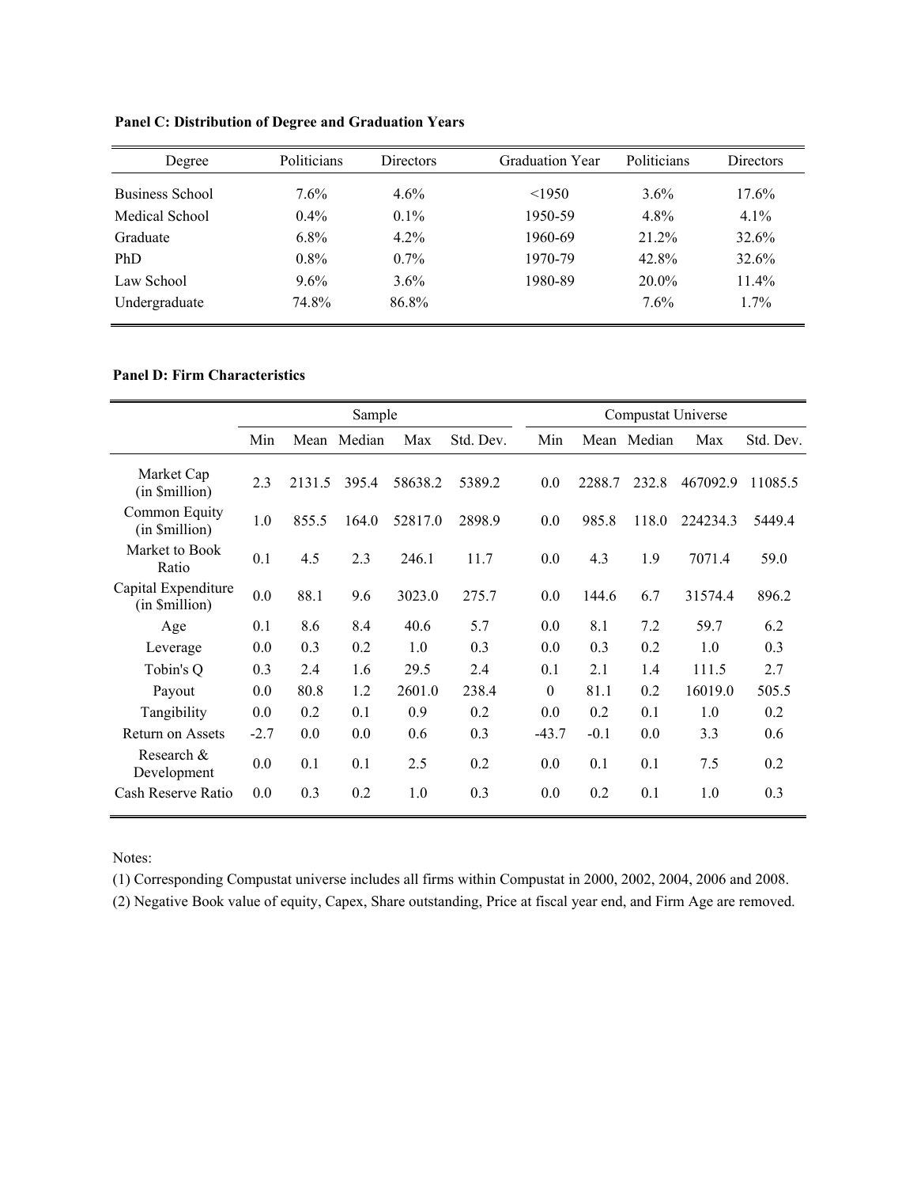**Panel C: Distribution of Degree and Graduation Years**

| Degree | Politicians | Directors | Graduation Year | Politicians | Directors |
|---|---|---|---|---|---|
| Business School | 7.6% | 4.6% | <1950 | 3.6% | 17.6% |
| Medical School | 0.4% | 0.1% | 1950-59 | 4.8% | 4.1% |
| Graduate | 6.8% | 4.2% | 1960-69 | 21.2% | 32.6% |
| PhD | 0.8% | 0.7% | 1970-79 | 42.8% | 32.6% |
| Law School | 9.6% | 3.6% | 1980-89 | 20.0% | 11.4% |
| Undergraduate | 74.8% | 86.8% | | 7.6% | 1.7% |

**Panel D: Firm Characteristics**

| | Sample | | | | | Compustat Universe | | | | |
|---|---|---|---|---|---|---|---|---|---|---|
| | Min | Mean | Median | Max | Std. Dev. | Min | Mean | Median | Max | Std. Dev. |
| Market Cap (in $million) | 2.3 | 2131.5 | 395.4 | 58638.2 | 5389.2 | 0.0 | 2288.7 | 232.8 | 467092.9 | 11085.5 |
| Common Equity (in $million) | 1.0 | 855.5 | 164.0 | 52817.0 | 2898.9 | 0.0 | 985.8 | 118.0 | 224234.3 | 5449.4 |
| Market to Book Ratio | 0.1 | 4.5 | 2.3 | 246.1 | 11.7 | 0.0 | 4.3 | 1.9 | 7071.4 | 59.0 |
| Capital Expenditure (in $million) | 0.0 | 88.1 | 9.6 | 3023.0 | 275.7 | 0.0 | 144.6 | 6.7 | 31574.4 | 896.2 |
| Age | 0.1 | 8.6 | 8.4 | 40.6 | 5.7 | 0.0 | 8.1 | 7.2 | 59.7 | 6.2 |
| Leverage | 0.0 | 0.3 | 0.2 | 1.0 | 0.3 | 0.0 | 0.3 | 0.2 | 1.0 | 0.3 |
| Tobin's Q | 0.3 | 2.4 | 1.6 | 29.5 | 2.4 | 0.1 | 2.1 | 1.4 | 111.5 | 2.7 |
| Payout | 0.0 | 80.8 | 1.2 | 2601.0 | 238.4 | 0 | 81.1 | 0.2 | 16019.0 | 505.5 |
| Tangibility | 0.0 | 0.2 | 0.1 | 0.9 | 0.2 | 0.0 | 0.2 | 0.1 | 1.0 | 0.2 |
| Return on Assets | -2.7 | 0.0 | 0.0 | 0.6 | 0.3 | -43.7 | -0.1 | 0.0 | 3.3 | 0.6 |
| Research & Development | 0.0 | 0.1 | 0.1 | 2.5 | 0.2 | 0.0 | 0.1 | 0.1 | 7.5 | 0.2 |
| Cash Reserve Ratio | 0.0 | 0.3 | 0.2 | 1.0 | 0.3 | 0.0 | 0.2 | 0.1 | 1.0 | 0.3 |

Notes:

(1) Corresponding Compustat universe includes all firms within Compustat in 2000, 2002, 2004, 2006 and 2008.

(2) Negative Book value of equity, Capex, Share outstanding, Price at fiscal year end, and Firm Age are removed.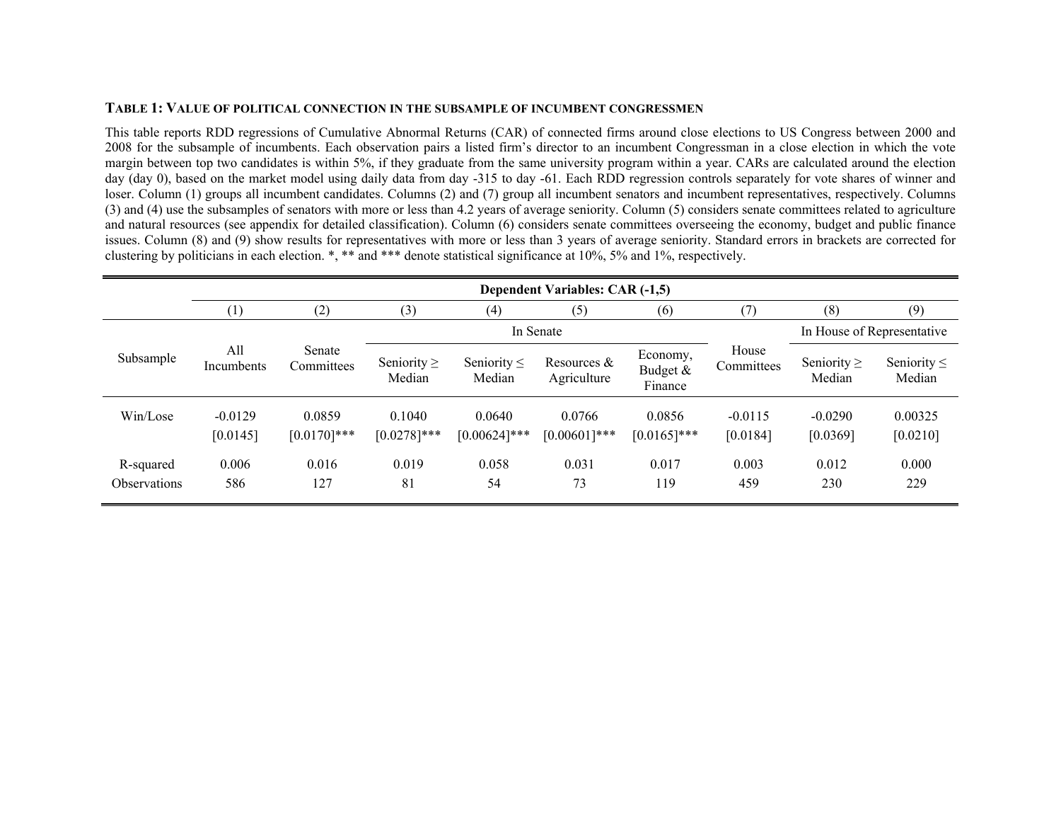**TABLE 1: VALUE OF POLITICAL CONNECTION IN THE SUBSAMPLE OF INCUMBENT CONGRESSMEN**

This table reports RDD regressions of Cumulative Abnormal Returns (CAR) of connected firms around close elections to US Congress between 2000 and 2008 for the subsample of incumbents. Each observation pairs a listed firm's director to an incumbent Congressman in a close election in which the vote margin between top two candidates is within 5%, if they graduate from the same university program within a year. CARs are calculated around the election day (day 0), based on the market model using daily data from day -315 to day -61. Each RDD regression controls separately for vote shares of winner and loser. Column (1) groups all incumbent candidates. Columns (2) and (7) group all incumbent senators and incumbent representatives, respectively. Columns (3) and (4) use the subsamples of senators with more or less than 4.2 years of average seniority. Column (5) considers senate committees related to agriculture and natural resources (see appendix for detailed classification). Column (6) considers senate committees overseeing the economy, budget and public finance issues. Column (8) and (9) show results for representatives with more or less than 3 years of average seniority. Standard errors in brackets are corrected for clustering by politicians in each election. *, ** and *** denote statistical significance at 10%, 5% and 1%, respectively.

| | Dependent Variables: CAR (-1,5) | | | | | | | | |
|---|---|---|---|---|---|---|---|---|---|
| | (1) | (2) | (3) | (4) | (5) | (6) | (7) | (8) | (9) |
| | | | In Senate | | | | | In House of Representative | |
| Subsample | All Incumbents | Senate Committees | Seniority ≥ Median | Seniority ≤ Median | Resources & Agriculture | Economy, Budget & Finance | House Committees | Seniority ≥ Median | Seniority ≤ Median |
| Win/Lose | -0.0129 | 0.0859 | 0.1040 | 0.0640 | 0.0766 | 0.0856 | -0.0115 | -0.0290 | 0.00325 |
| | [0.0145] | [0.0170]*** | [0.0278]*** | [0.00624]*** | [0.00601]*** | [0.0165]*** | [0.0184] | [0.0369] | [0.0210] |
| R-squared | 0.006 | 0.016 | 0.019 | 0.058 | 0.031 | 0.017 | 0.003 | 0.012 | 0.000 |
| Observations | 586 | 127 | 81 | 54 | 73 | 119 | 459 | 230 | 229 |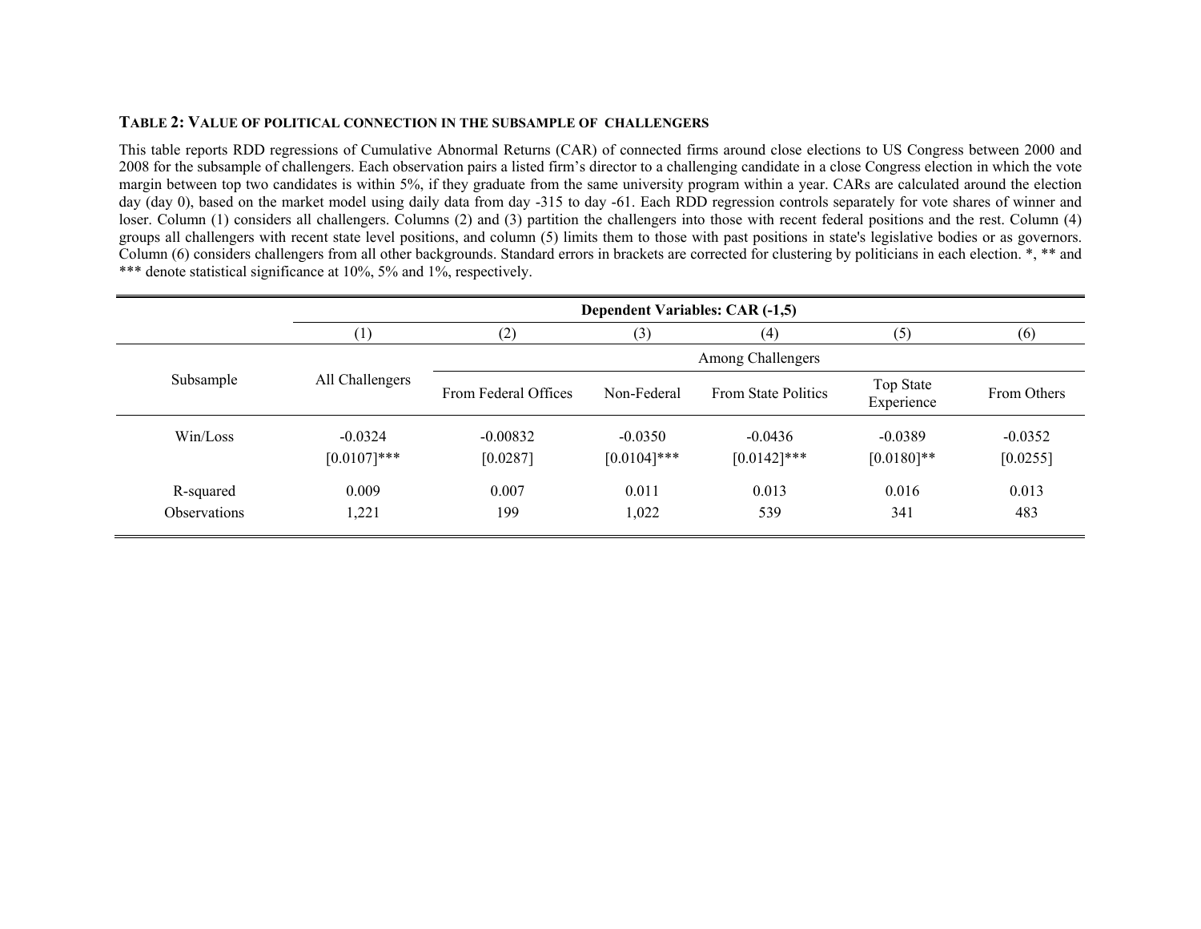**TABLE 2: VALUE OF POLITICAL CONNECTION IN THE SUBSAMPLE OF CHALLENGERS**

This table reports RDD regressions of Cumulative Abnormal Returns (CAR) of connected firms around close elections to US Congress between 2000 and 2008 for the subsample of challengers. Each observation pairs a listed firm's director to a challenging candidate in a close Congress election in which the vote margin between top two candidates is within 5%, if they graduate from the same university program within a year. CARs are calculated around the election day (day 0), based on the market model using daily data from day -315 to day -61. Each RDD regression controls separately for vote shares of winner and loser. Column (1) considers all challengers. Columns (2) and (3) partition the challengers into those with recent federal positions and the rest. Column (4) groups all challengers with recent state level positions, and column (5) limits them to those with past positions in state's legislative bodies or as governors. Column (6) considers challengers from all other backgrounds. Standard errors in brackets are corrected for clustering by politicians in each election. *, ** and *** denote statistical significance at 10%, 5% and 1%, respectively.

| | Dependent Variables: CAR (-1,5) | | | | | |
|---|---|---|---|---|---|---|
| | (1) | (2) | (3) | (4) | (5) | (6) |
| | | Among Challengers | | | | |
| Subsample | All Challengers | From Federal Offices | Non-Federal | From State Politics | Top State Experience | From Others |
| Win/Loss | -0.0324 | -0.00832 | -0.0350 | -0.0436 | -0.0389 | -0.0352 |
| | [0.0107]*** | [0.0287] | [0.0104]*** | [0.0142]*** | [0.0180]** | [0.0255] |
| R-squared | 0.009 | 0.007 | 0.011 | 0.013 | 0.016 | 0.013 |
| Observations | 1,221 | 199 | 1,022 | 539 | 341 | 483 |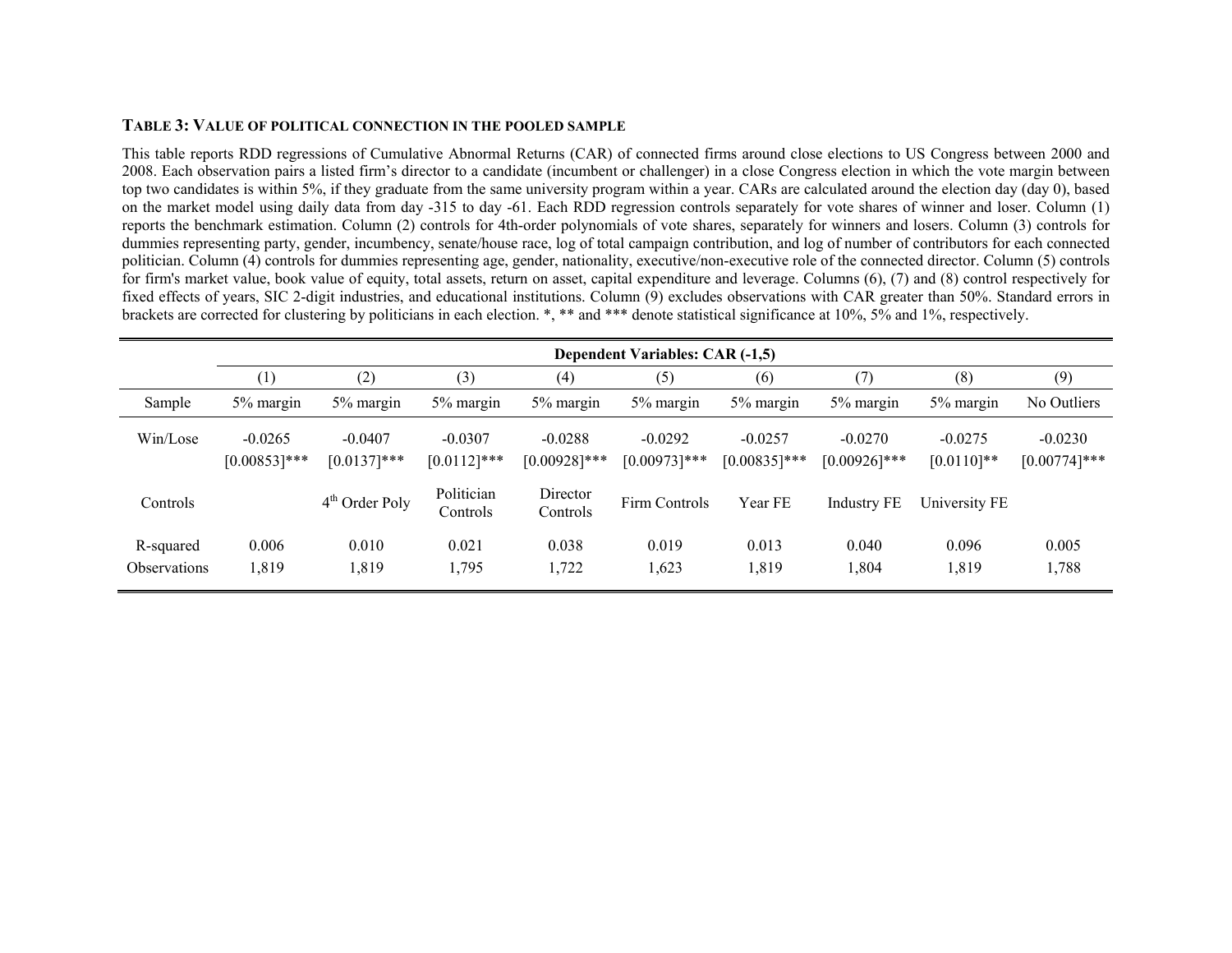**TABLE 3: VALUE OF POLITICAL CONNECTION IN THE POOLED SAMPLE**

This table reports RDD regressions of Cumulative Abnormal Returns (CAR) of connected firms around close elections to US Congress between 2000 and 2008. Each observation pairs a listed firm's director to a candidate (incumbent or challenger) in a close Congress election in which the vote margin between top two candidates is within 5%, if they graduate from the same university program within a year. CARs are calculated around the election day (day 0), based on the market model using daily data from day -315 to day -61. Each RDD regression controls separately for vote shares of winner and loser. Column (1) reports the benchmark estimation. Column (2) controls for 4th-order polynomials of vote shares, separately for winners and losers. Column (3) controls for dummies representing party, gender, incumbency, senate/house race, log of total campaign contribution, and log of number of contributors for each connected politician. Column (4) controls for dummies representing age, gender, nationality, executive/non-executive role of the connected director. Column (5) controls for firm's market value, book value of equity, total assets, return on asset, capital expenditure and leverage. Columns (6), (7) and (8) control respectively for fixed effects of years, SIC 2-digit industries, and educational institutions. Column (9) excludes observations with CAR greater than 50%. Standard errors in brackets are corrected for clustering by politicians in each election. *, ** and *** denote statistical significance at 10%, 5% and 1%, respectively.

| | Dependent Variables: CAR (-1,5) | | | | | | | | |
|---|---|---|---|---|---|---|---|---|---|
| | (1) | (2) | (3) | (4) | (5) | (6) | (7) | (8) | (9) |
| Sample | 5% margin | 5% margin | 5% margin | 5% margin | 5% margin | 5% margin | 5% margin | 5% margin | No Outliers |
| Win/Lose | -0.0265 | -0.0407 | -0.0307 | -0.0288 | -0.0292 | -0.0257 | -0.0270 | -0.0275 | -0.0230 |
| | [0.00853]*** | [0.0137]*** | [0.0112]*** | [0.00928]*** | [0.00973]*** | [0.00835]*** | [0.00926]*** | [0.0110]** | [0.00774]*** |
| Controls | | 4th Order Poly | Politician Controls | Director Controls | Firm Controls | Year FE | Industry FE | University FE | |
| R-squared | 0.006 | 0.010 | 0.021 | 0.038 | 0.019 | 0.013 | 0.040 | 0.096 | 0.005 |
| Observations | 1,819 | 1,819 | 1,795 | 1,722 | 1,623 | 1,819 | 1,804 | 1,819 | 1,788 |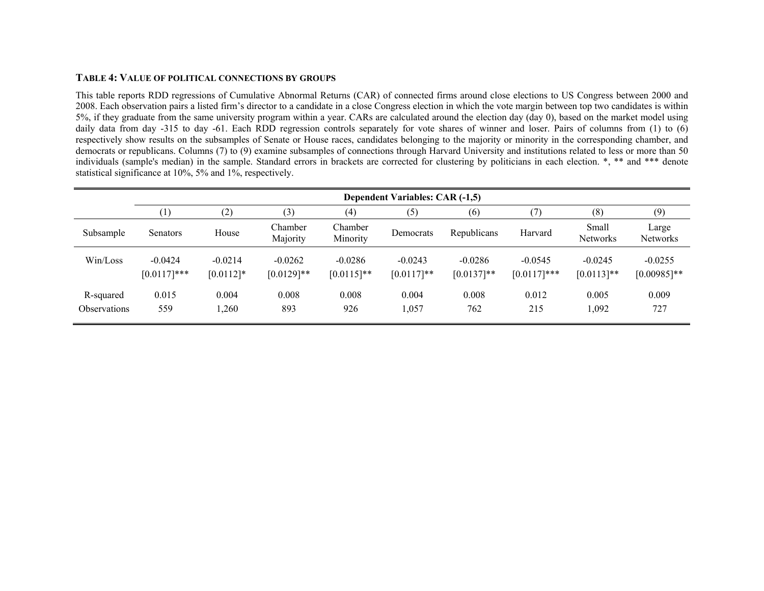**TABLE 4: VALUE OF POLITICAL CONNECTIONS BY GROUPS**

This table reports RDD regressions of Cumulative Abnormal Returns (CAR) of connected firms around close elections to US Congress between 2000 and 2008. Each observation pairs a listed firm's director to a candidate in a close Congress election in which the vote margin between top two candidates is within 5%, if they graduate from the same university program within a year. CARs are calculated around the election day (day 0), based on the market model using daily data from day -315 to day -61. Each RDD regression controls separately for vote shares of winner and loser. Pairs of columns from (1) to (6) respectively show results on the subsamples of Senate or House races, candidates belonging to the majority or minority in the corresponding chamber, and democrats or republicans. Columns (7) to (9) examine subsamples of connections through Harvard University and institutions related to less or more than 50 individuals (sample's median) in the sample. Standard errors in brackets are corrected for clustering by politicians in each election. *, ** and *** denote statistical significance at 10%, 5% and 1%, respectively.

| | Dependent Variables: CAR (-1,5) | | | | | | | | |
|---|---|---|---|---|---|---|---|---|---|
| | (1) | (2) | (3) | (4) | (5) | (6) | (7) | (8) | (9) |
| Subsample | Senators | House | Chamber Majority | Chamber Minority | Democrats | Republicans | Harvard | Small Networks | Large Networks |
| Win/Loss | -0.0424 | -0.0214 | -0.0262 | -0.0286 | -0.0243 | -0.0286 | -0.0545 | -0.0245 | -0.0255 |
| | [0.0117]*** | [0.0112]* | [0.0129]** | [0.0115]** | [0.0117]** | [0.0137]** | [0.0117]*** | [0.0113]** | [0.00985]** |
| R-squared | 0.015 | 0.004 | 0.008 | 0.008 | 0.004 | 0.008 | 0.012 | 0.005 | 0.009 |
| Observations | 559 | 1,260 | 893 | 926 | 1,057 | 762 | 215 | 1,092 | 727 |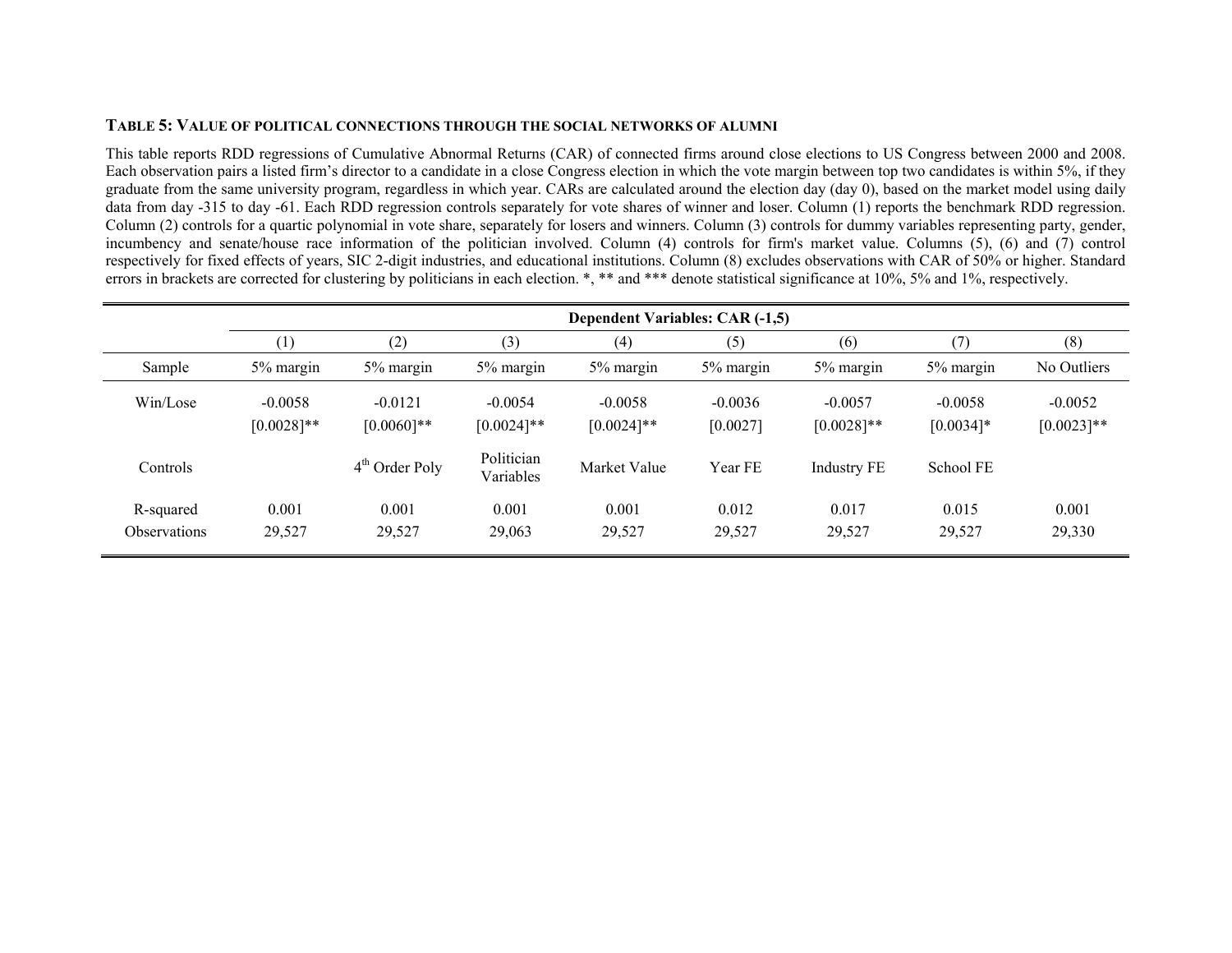**TABLE 5: VALUE OF POLITICAL CONNECTIONS THROUGH THE SOCIAL NETWORKS OF ALUMNI**

This table reports RDD regressions of Cumulative Abnormal Returns (CAR) of connected firms around close elections to US Congress between 2000 and 2008. Each observation pairs a listed firm's director to a candidate in a close Congress election in which the vote margin between top two candidates is within 5%, if they graduate from the same university program, regardless in which year. CARs are calculated around the election day (day 0), based on the market model using daily data from day -315 to day -61. Each RDD regression controls separately for vote shares of winner and loser. Column (1) reports the benchmark RDD regression. Column (2) controls for a quartic polynomial in vote share, separately for losers and winners. Column (3) controls for dummy variables representing party, gender, incumbency and senate/house race information of the politician involved. Column (4) controls for firm's market value. Columns (5), (6) and (7) control respectively for fixed effects of years, SIC 2-digit industries, and educational institutions. Column (8) excludes observations with CAR of 50% or higher. Standard errors in brackets are corrected for clustering by politicians in each election. *, ** and *** denote statistical significance at 10%, 5% and 1%, respectively.

| | **Dependent Variables: CAR (-1,5)** | | | | | | | |
|---|---|---|---|---|---|---|---|---|
| | (1) | (2) | (3) | (4) | (5) | (6) | (7) | (8) |
| Sample | 5% margin | 5% margin | 5% margin | 5% margin | 5% margin | 5% margin | 5% margin | No Outliers |
| Win/Lose | -0.0058 | -0.0121 | -0.0054 | -0.0058 | -0.0036 | -0.0057 | -0.0058 | -0.0052 |
| | [0.0028]** | [0.0060]** | [0.0024]** | [0.0024]** | [0.0027] | [0.0028]** | [0.0034]* | [0.0023]** |
| Controls | | 4th Order Poly | Politician Variables | Market Value | Year FE | Industry FE | School FE | |
| R-squared | 0.001 | 0.001 | 0.001 | 0.001 | 0.012 | 0.017 | 0.015 | 0.001 |
| Observations | 29,527 | 29,527 | 29,063 | 29,527 | 29,527 | 29,527 | 29,527 | 29,330 |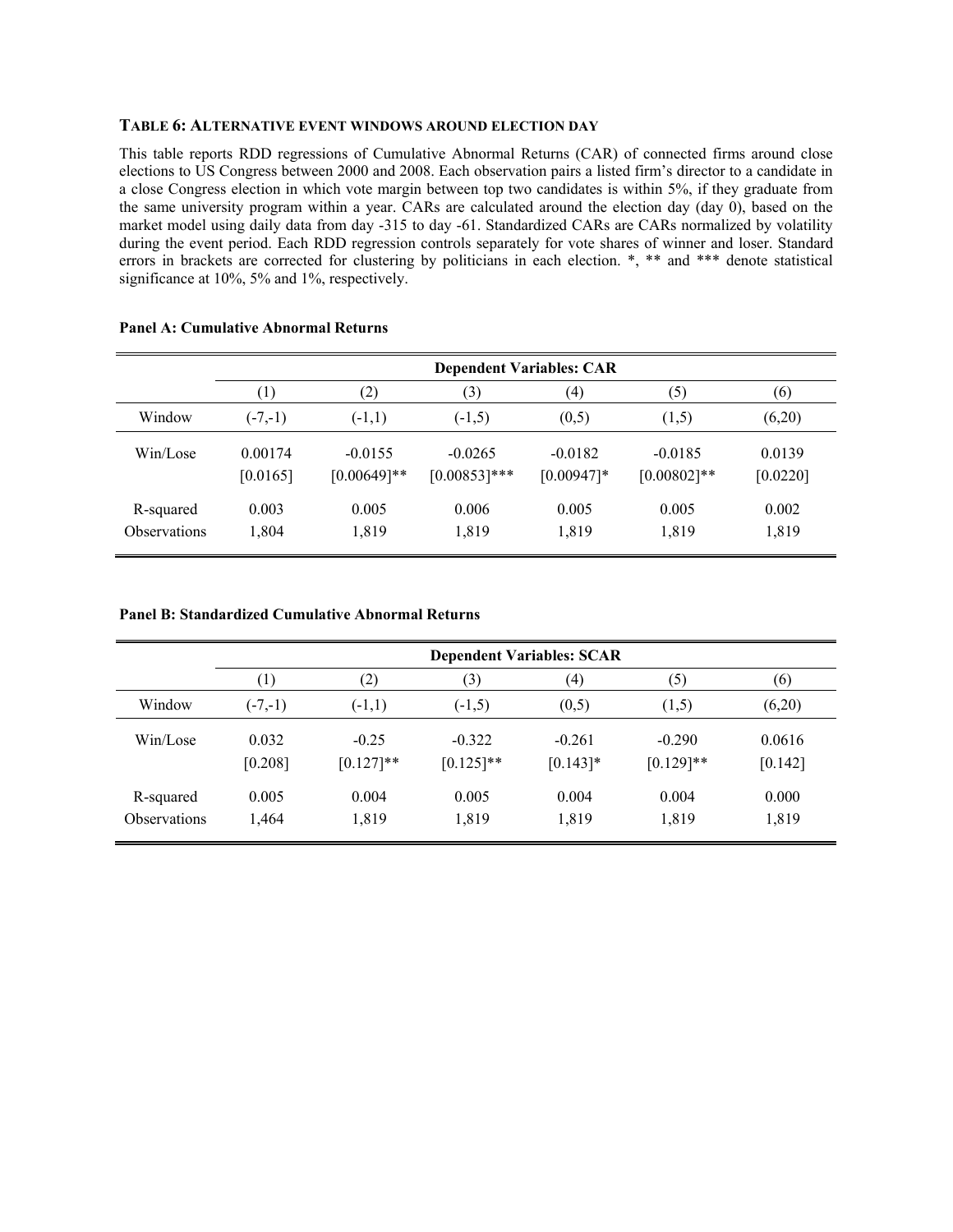**TABLE 6: ALTERNATIVE EVENT WINDOWS AROUND ELECTION DAY**

This table reports RDD regressions of Cumulative Abnormal Returns (CAR) of connected firms around close elections to US Congress between 2000 and 2008. Each observation pairs a listed firm's director to a candidate in a close Congress election in which vote margin between top two candidates is within 5%, if they graduate from the same university program within a year. CARs are calculated around the election day (day 0), based on the market model using daily data from day -315 to day -61. Standardized CARs are CARs normalized by volatility during the event period. Each RDD regression controls separately for vote shares of winner and loser. Standard errors in brackets are corrected for clustering by politicians in each election. *, ** and *** denote statistical significance at 10%, 5% and 1%, respectively.

**Panel A: Cumulative Abnormal Returns**

| | Dependent Variables: CAR | | | | | |
|---|---|---|---|---|---|---|
| | (1) | (2) | (3) | (4) | (5) | (6) |
| Window | (-7,-1) | (-1,1) | (-1,5) | (0,5) | (1,5) | (6,20) |
| Win/Lose | 0.00174 | -0.0155 | -0.0265 | -0.0182 | -0.0185 | 0.0139 |
| | [0.0165] | [0.00649]** | [0.00853]*** | [0.00947]* | [0.00802]** | [0.0220] |
| R-squared | 0.003 | 0.005 | 0.006 | 0.005 | 0.005 | 0.002 |
| Observations | 1,804 | 1,819 | 1,819 | 1,819 | 1,819 | 1,819 |

**Panel B: Standardized Cumulative Abnormal Returns**

| | Dependent Variables: SCAR | | | | | |
|---|---|---|---|---|---|---|
| | (1) | (2) | (3) | (4) | (5) | (6) |
| Window | (-7,-1) | (-1,1) | (-1,5) | (0,5) | (1,5) | (6,20) |
| Win/Lose | 0.032 | -0.25 | -0.322 | -0.261 | -0.290 | 0.0616 |
| | [0.208] | [0.127]** | [0.125]** | [0.143]* | [0.129]** | [0.142] |
| R-squared | 0.005 | 0.004 | 0.005 | 0.004 | 0.004 | 0.000 |
| Observations | 1,464 | 1,819 | 1,819 | 1,819 | 1,819 | 1,819 |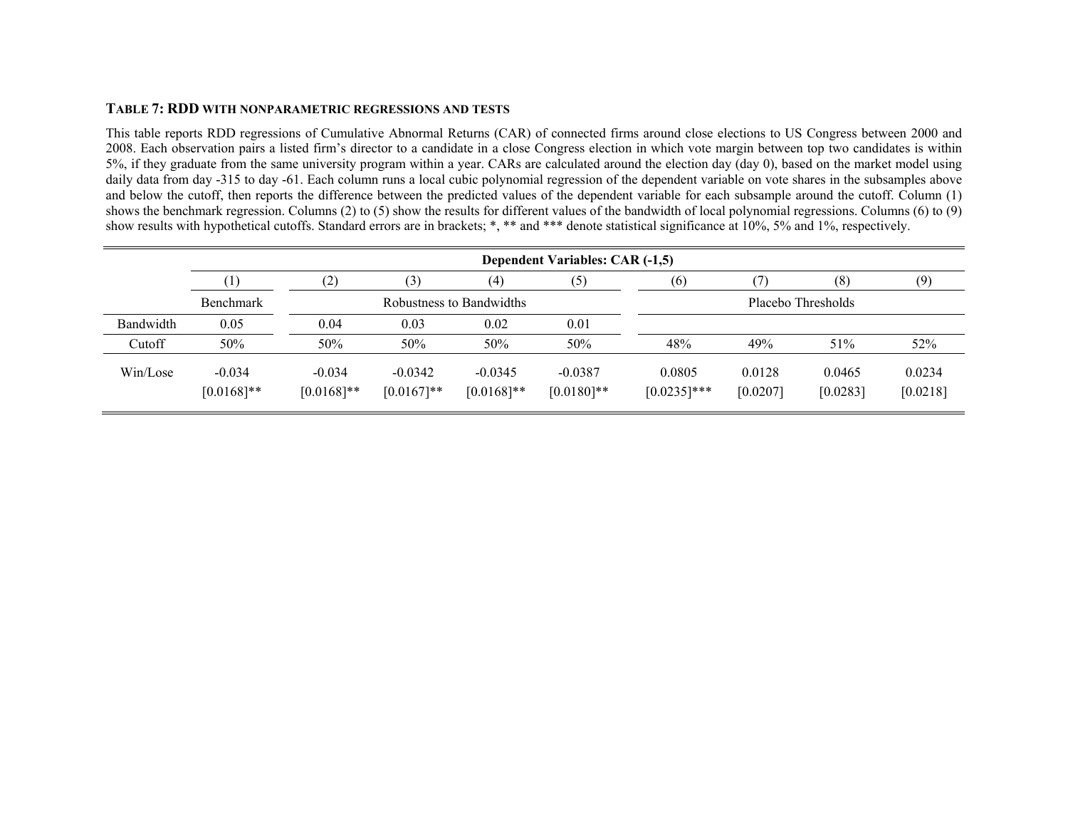**TABLE 7: RDD WITH NONPARAMETRIC REGRESSIONS AND TESTS**

This table reports RDD regressions of Cumulative Abnormal Returns (CAR) of connected firms around close elections to US Congress between 2000 and 2008. Each observation pairs a listed firm's director to a candidate in a close Congress election in which vote margin between top two candidates is within 5%, if they graduate from the same university program within a year. CARs are calculated around the election day (day 0), based on the market model using daily data from day -315 to day -61. Each column runs a local cubic polynomial regression of the dependent variable on vote shares in the subsamples above and below the cutoff, then reports the difference between the predicted values of the dependent variable for each subsample around the cutoff. Column (1) shows the benchmark regression. Columns (2) to (5) show the results for different values of the bandwidth of local polynomial regressions. Columns (6) to (9) show results with hypothetical cutoffs. Standard errors are in brackets; *, ** and *** denote statistical significance at 10%, 5% and 1%, respectively.

| | **Dependent Variables: CAR (-1,5)** | | | | | | | | |
|---|---|---|---|---|---|---|---|---|---|
| | (1) | (2) | (3) | (4) | (5) | (6) | (7) | (8) | (9) |
| | Benchmark | Robustness to Bandwidths | | | | Placebo Thresholds | | | |
| Bandwidth | 0.05 | 0.04 | 0.03 | 0.02 | 0.01 | | | | |
| Cutoff | 50% | 50% | 50% | 50% | 50% | 48% | 49% | 51% | 52% |
| Win/Lose | -0.034 | -0.034 | -0.0342 | -0.0345 | -0.0387 | 0.0805 | 0.0128 | 0.0465 | 0.0234 |
| | [0.0168]** | [0.0168]** | [0.0167]** | [0.0168]** | [0.0180]** | [0.0235]*** | [0.0207] | [0.0283] | [0.0218] |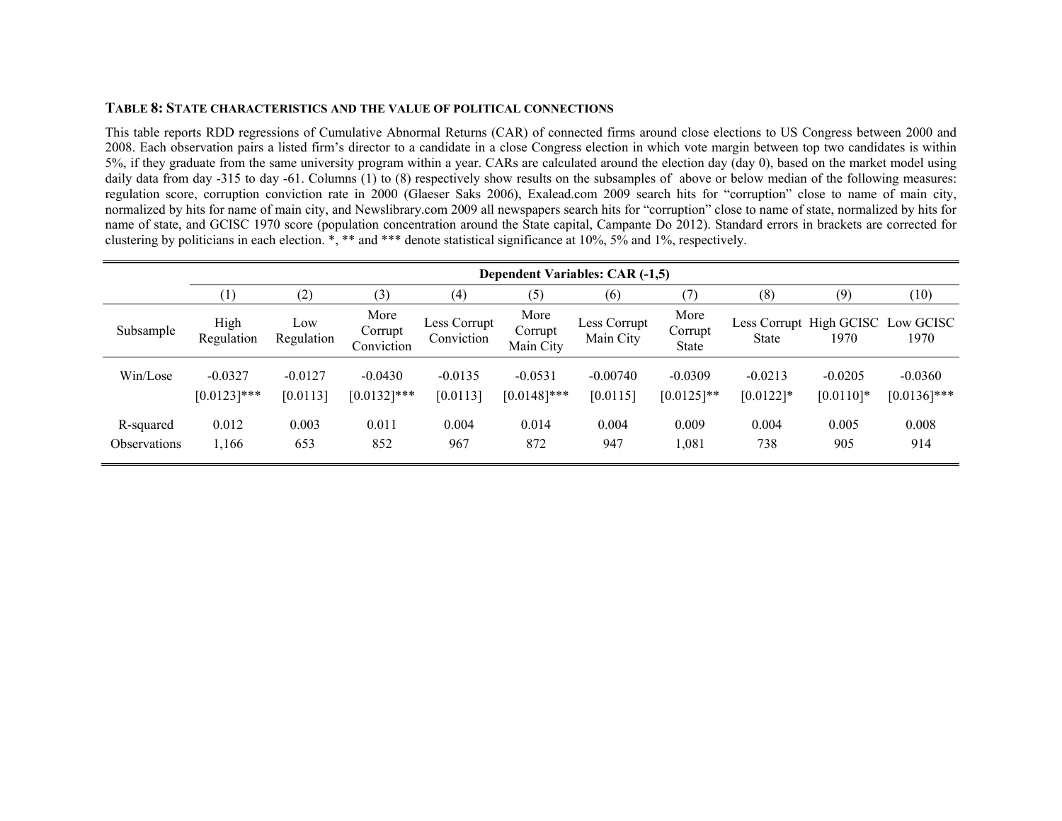**TABLE 8: STATE CHARACTERISTICS AND THE VALUE OF POLITICAL CONNECTIONS**

This table reports RDD regressions of Cumulative Abnormal Returns (CAR) of connected firms around close elections to US Congress between 2000 and 2008. Each observation pairs a listed firm's director to a candidate in a close Congress election in which vote margin between top two candidates is within 5%, if they graduate from the same university program within a year. CARs are calculated around the election day (day 0), based on the market model using daily data from day -315 to day -61. Columns (1) to (8) respectively show results on the subsamples of above or below median of the following measures: regulation score, corruption conviction rate in 2000 (Glaeser Saks 2006), Exalead.com 2009 search hits for "corruption" close to name of main city, normalized by hits for name of main city, and Newslibrary.com 2009 all newspapers search hits for "corruption" close to name of state, normalized by hits for name of state, and GCISC 1970 score (population concentration around the State capital, Campante Do 2012). Standard errors in brackets are corrected for clustering by politicians in each election. *, ** and *** denote statistical significance at 10%, 5% and 1%, respectively.

| | Dependent Variables: CAR (-1,5) | | | | | | | | | |
|---|---|---|---|---|---|---|---|---|---|---|
| | (1) | (2) | (3) | (4) | (5) | (6) | (7) | (8) | (9) | (10) |
| Subsample | High Regulation | Low Regulation | More Corrupt Conviction | Less Corrupt Conviction | More Corrupt Main City | Less Corrupt Main City | More Corrupt State | Less Corrupt State | High GCISC 1970 | Low GCISC 1970 |
| Win/Lose | -0.0327 | -0.0127 | -0.0430 | -0.0135 | -0.0531 | -0.00740 | -0.0309 | -0.0213 | -0.0205 | -0.0360 |
| | [0.0123]*** | [0.0113] | [0.0132]*** | [0.0113] | [0.0148]*** | [0.0115] | [0.0125]** | [0.0122]* | [0.0110]* | [0.0136]*** |
| R-squared | 0.012 | 0.003 | 0.011 | 0.004 | 0.014 | 0.004 | 0.009 | 0.004 | 0.005 | 0.008 |
| Observations | 1,166 | 653 | 852 | 967 | 872 | 947 | 1,081 | 738 | 905 | 914 |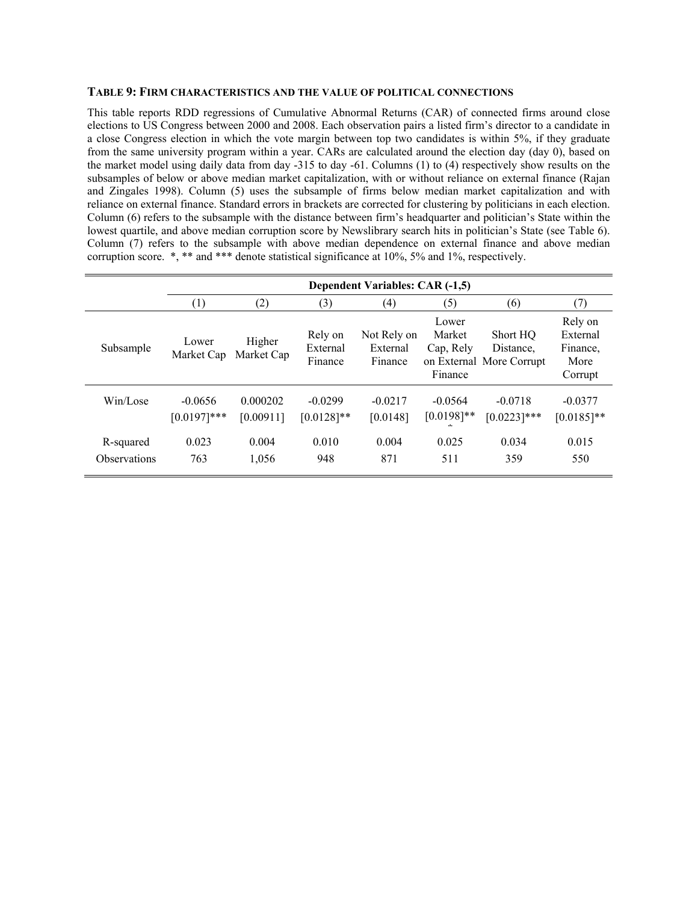### TABLE 9: FIRM CHARACTERISTICS AND THE VALUE OF POLITICAL CONNECTIONS

This table reports RDD regressions of Cumulative Abnormal Returns (CAR) of connected firms around close elections to US Congress between 2000 and 2008. Each observation pairs a listed firm's director to a candidate in a close Congress election in which the vote margin between top two candidates is within 5%, if they graduate from the same university program within a year. CARs are calculated around the election day (day 0), based on the market model using daily data from day -315 to day -61. Columns (1) to (4) respectively show results on the subsamples of below or above median market capitalization, with or without reliance on external finance (Rajan and Zingales 1998). Column (5) uses the subsample of firms below median market capitalization and with reliance on external finance. Standard errors in brackets are corrected for clustering by politicians in each election. Column (6) refers to the subsample with the distance between firm's headquarter and politician's State within the lowest quartile, and above median corruption score by Newslibrary search hits in politician's State (see Table 6). Column (7) refers to the subsample with above median dependence on external finance and above median corruption score. *, ** and *** denote statistical significance at 10%, 5% and 1%, respectively.

| | Dependent Variables: CAR (-1,5) | | | | | | |
|---|---|---|---|---|---|---|---|
| | (1) | (2) | (3) | (4) | (5) | (6) | (7) |
| Subsample | Lower Market Cap | Higher Market Cap | Rely on External Finance | Not Rely on External Finance | Lower Market Cap, Rely on External Finance | Short HQ Distance, More Corrupt | Rely on External Finance, More Corrupt |
| Win/Lose | -0.0656 | 0.000202 | -0.0299 | -0.0217 | -0.0564 | -0.0718 | -0.0377 |
| | [0.0197]*** | [0.00911] | [0.0128]** | [0.0148] | [0.0198]*** | [0.0223]*** | [0.0185]** |
| R-squared | 0.023 | 0.004 | 0.010 | 0.004 | 0.025 | 0.034 | 0.015 |
| Observations | 763 | 1,056 | 948 | 871 | 511 | 359 | 550 |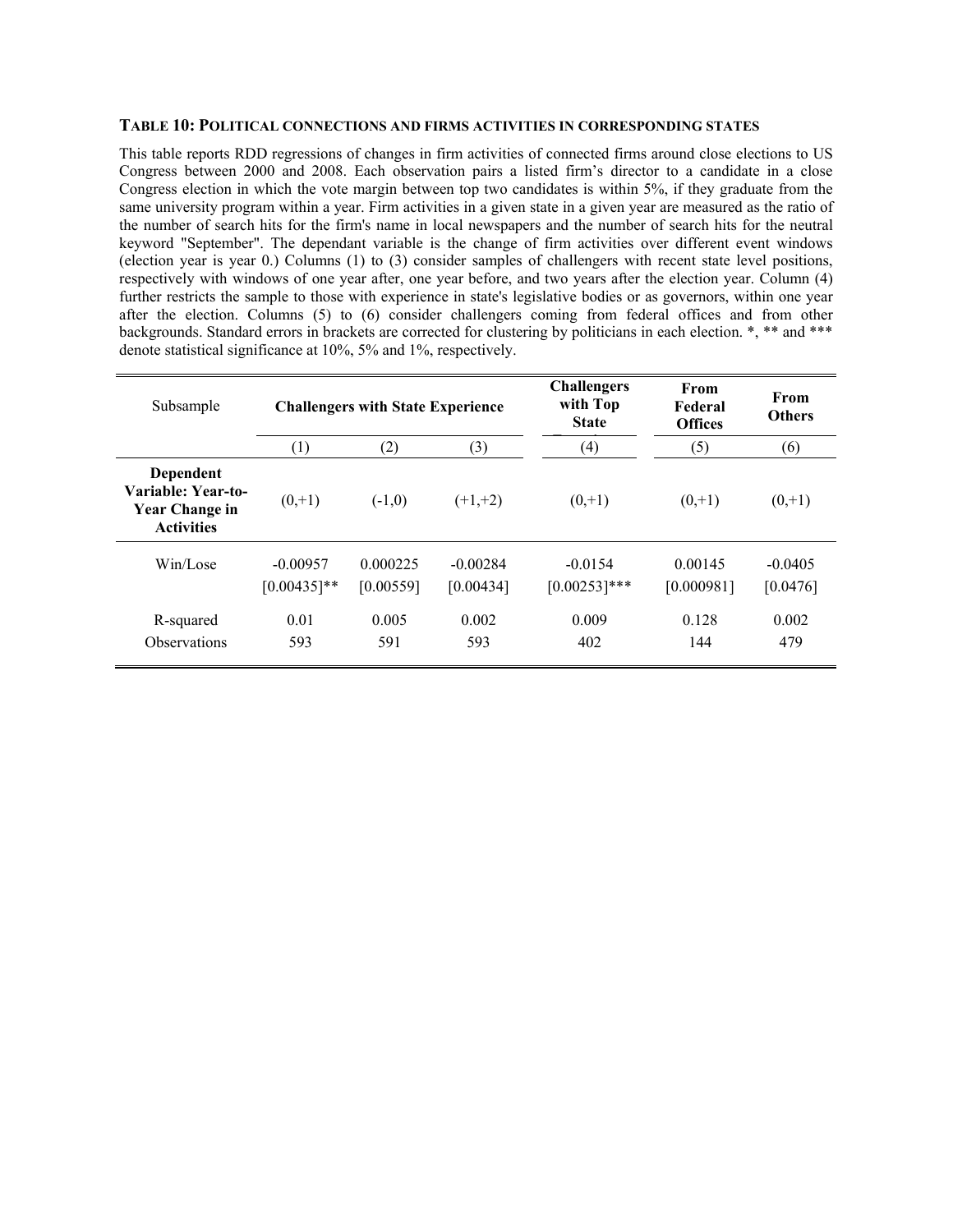### TABLE 10: POLITICAL CONNECTIONS AND FIRMS ACTIVITIES IN CORRESPONDING STATES

This table reports RDD regressions of changes in firm activities of connected firms around close elections to US Congress between 2000 and 2008. Each observation pairs a listed firm's director to a candidate in a close Congress election in which the vote margin between top two candidates is within 5%, if they graduate from the same university program within a year. Firm activities in a given state in a given year are measured as the ratio of the number of search hits for the firm's name in local newspapers and the number of search hits for the neutral keyword "September". The dependant variable is the change of firm activities over different event windows (election year is year 0.) Columns (1) to (3) consider samples of challengers with recent state level positions, respectively with windows of one year after, one year before, and two years after the election year. Column (4) further restricts the sample to those with experience in state's legislative bodies or as governors, within one year after the election. Columns (5) to (6) consider challengers coming from federal offices and from other backgrounds. Standard errors in brackets are corrected for clustering by politicians in each election. *, ** and *** denote statistical significance at 10%, 5% and 1%, respectively.

| Subsample | Challengers with State Experience | | | Challengers with Top State | From Federal Offices | From Others |
|---|---|---|---|---|---|---|
| | (1) | (2) | (3) | (4) | (5) | (6) |
| **Dependent Variable: Year-to-Year Change in Activities** | (0,+1) | (-1,0) | (+1,+2) | (0,+1) | (0,+1) | (0,+1) |
| Win/Lose | -0.00957 | 0.000225 | -0.00284 | -0.0154 | 0.00145 | -0.0405 |
| | [0.00435]** | [0.00559] | [0.00434] | [0.00253]*** | [0.000981] | [0.0476] |
| R-squared | 0.01 | 0.005 | 0.002 | 0.009 | 0.128 | 0.002 |
| Observations | 593 | 591 | 593 | 402 | 144 | 479 |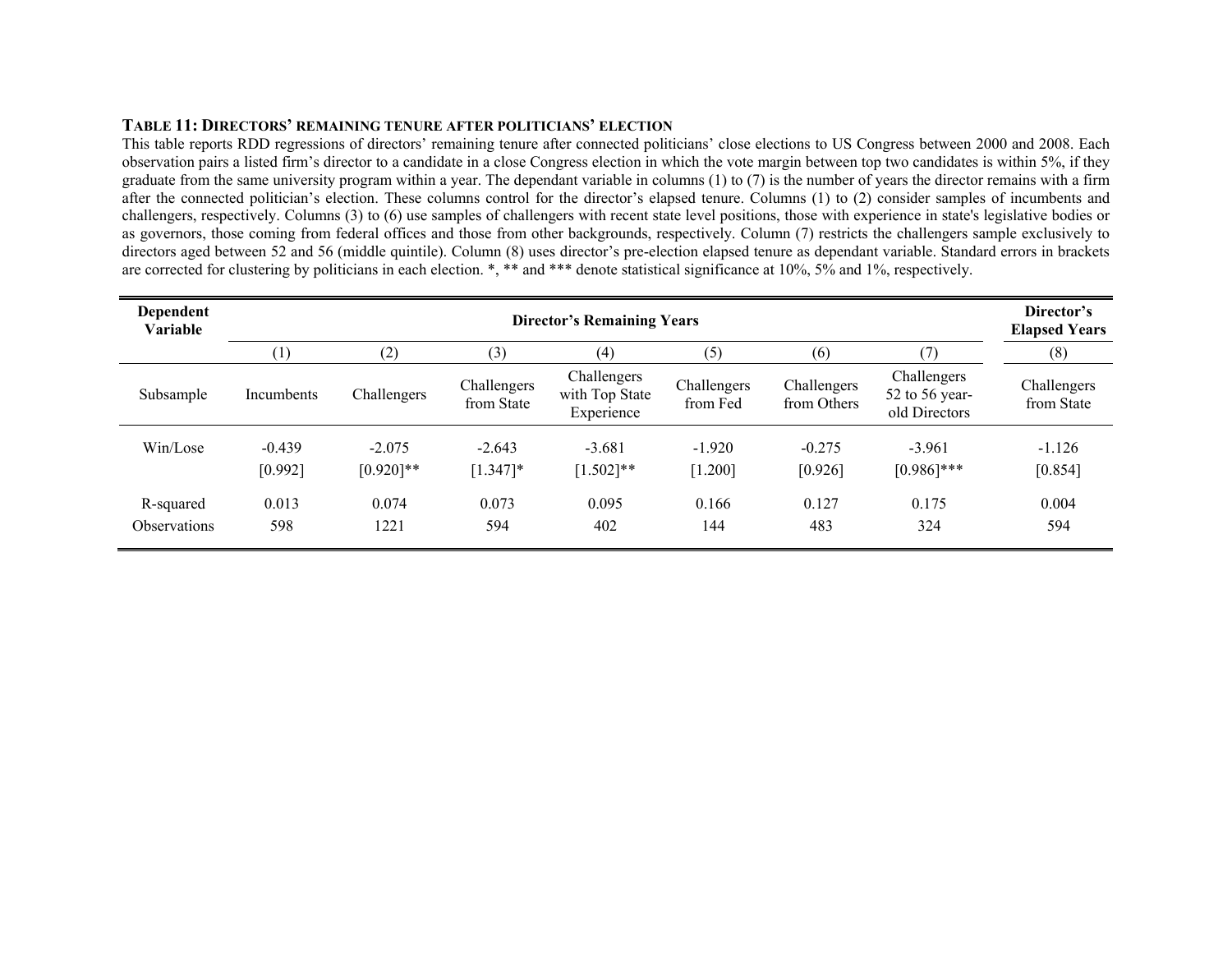**TABLE 11: DIRECTORS' REMAINING TENURE AFTER POLITICIANS' ELECTION**

This table reports RDD regressions of directors' remaining tenure after connected politicians' close elections to US Congress between 2000 and 2008. Each observation pairs a listed firm's director to a candidate in a close Congress election in which the vote margin between top two candidates is within 5%, if they graduate from the same university program within a year. The dependant variable in columns (1) to (7) is the number of years the director remains with a firm after the connected politician's election. These columns control for the director's elapsed tenure. Columns (1) to (2) consider samples of incumbents and challengers, respectively. Columns (3) to (6) use samples of challengers with recent state level positions, those with experience in state's legislative bodies or as governors, those coming from federal offices and those from other backgrounds, respectively. Column (7) restricts the challengers sample exclusively to directors aged between 52 and 56 (middle quintile). Column (8) uses director's pre-election elapsed tenure as dependant variable. Standard errors in brackets are corrected for clustering by politicians in each election. *, ** and *** denote statistical significance at 10%, 5% and 1%, respectively.

| **Dependent Variable** | **Director's Remaining Years** | | | | | | | **Director's Elapsed Years** |
|---|---|---|---|---|---|---|---|---|
| | (1) | (2) | (3) | (4) | (5) | (6) | (7) | (8) |
| Subsample | Incumbents | Challengers | Challengers from State | Challengers with Top State Experience | Challengers from Fed | Challengers from Others | Challengers 52 to 56 year-old Directors | Challengers from State |
| Win/Lose | -0.439 | -2.075 | -2.643 | -3.681 | -1.920 | -0.275 | -3.961 | -1.126 |
| | [0.992] | [0.920]** | [1.347]* | [1.502]** | [1.200] | [0.926] | [0.986]*** | [0.854] |
| R-squared | 0.013 | 0.074 | 0.073 | 0.095 | 0.166 | 0.127 | 0.175 | 0.004 |
| Observations | 598 | 1221 | 594 | 402 | 144 | 483 | 324 | 594 |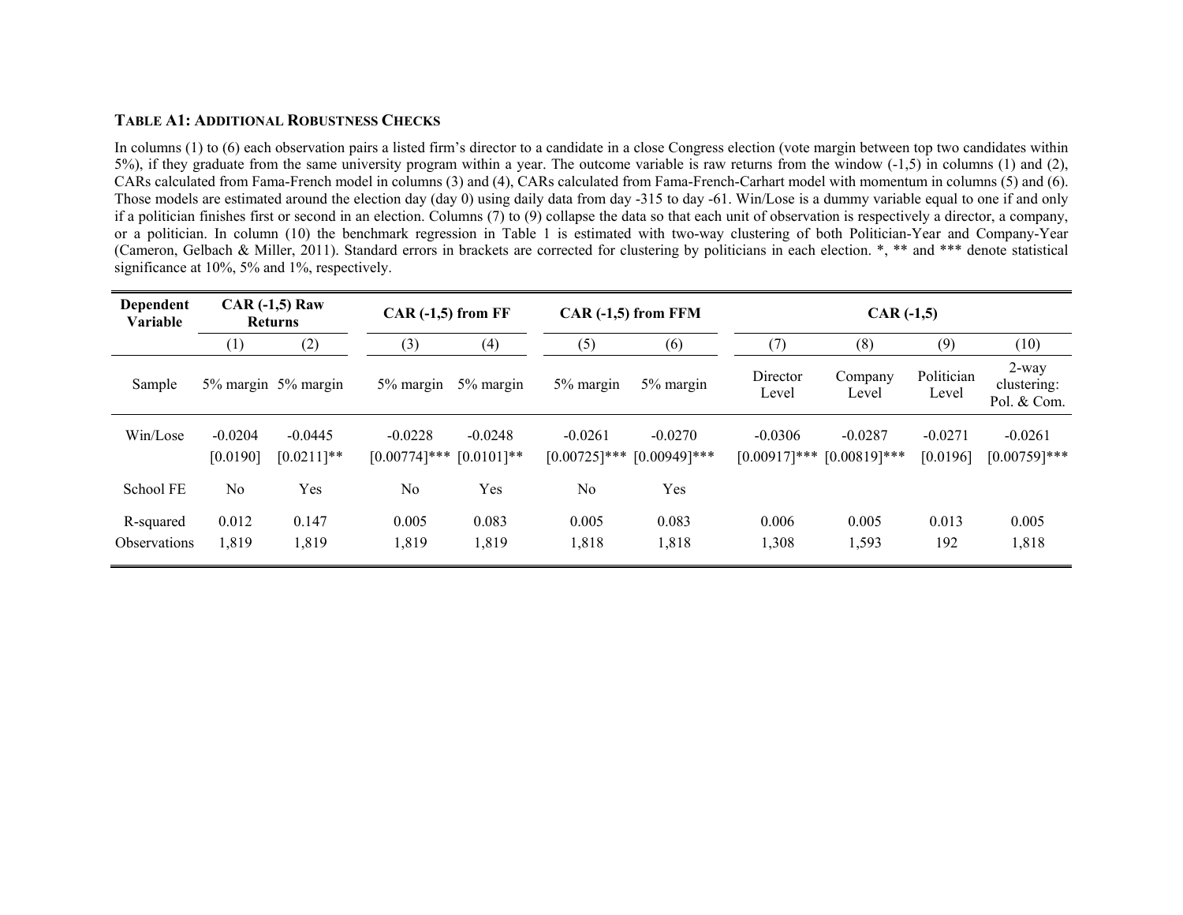**TABLE A1: ADDITIONAL ROBUSTNESS CHECKS**

In columns (1) to (6) each observation pairs a listed firm's director to a candidate in a close Congress election (vote margin between top two candidates within 5%), if they graduate from the same university program within a year. The outcome variable is raw returns from the window (-1,5) in columns (1) and (2), CARs calculated from Fama-French model in columns (3) and (4), CARs calculated from Fama-French-Carhart model with momentum in columns (5) and (6). Those models are estimated around the election day (day 0) using daily data from day -315 to day -61. Win/Lose is a dummy variable equal to one if and only if a politician finishes first or second in an election. Columns (7) to (9) collapse the data so that each unit of observation is respectively a director, a company, or a politician. In column (10) the benchmark regression in Table 1 is estimated with two-way clustering of both Politician-Year and Company-Year (Cameron, Gelbach & Miller, 2011). Standard errors in brackets are corrected for clustering by politicians in each election. *, ** and *** denote statistical significance at 10%, 5% and 1%, respectively.

| Dependent Variable | CAR (-1,5) Raw Returns | | CAR (-1,5) from FF | | CAR (-1,5) from FFM | | CAR (-1,5) | | | |
|---|---|---|---|---|---|---|---|---|---|---|
| | (1) | (2) | (3) | (4) | (5) | (6) | (7) | (8) | (9) | (10) |
| Sample | 5% margin | 5% margin | 5% margin | 5% margin | 5% margin | 5% margin | Director Level | Company Level | Politician Level | 2-way clustering: Pol. & Com. |
| Win/Lose | -0.0204 | -0.0445 | -0.0228 | -0.0248 | -0.0261 | -0.0270 | -0.0306 | -0.0287 | -0.0271 | -0.0261 |
| | [0.0190] | [0.0211]** | [0.00774]*** | [0.0101]** | [0.00725]*** | [0.00949]*** | [0.00917]*** | [0.00819]*** | [0.0196] | [0.00759]*** |
| School FE | No | Yes | No | Yes | No | Yes | | | | |
| R-squared | 0.012 | 0.147 | 0.005 | 0.083 | 0.005 | 0.083 | 0.006 | 0.005 | 0.013 | 0.005 |
| Observations | 1,819 | 1,819 | 1,819 | 1,819 | 1,818 | 1,818 | 1,308 | 1,593 | 192 | 1,818 |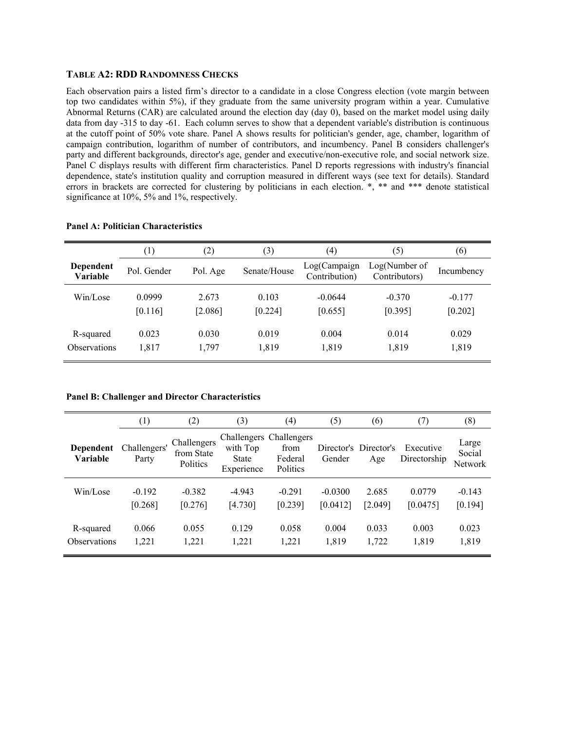### TABLE A2: RDD RANDOMNESS CHECKS

Each observation pairs a listed firm's director to a candidate in a close Congress election (vote margin between top two candidates within 5%), if they graduate from the same university program within a year. Cumulative Abnormal Returns (CAR) are calculated around the election day (day 0), based on the market model using daily data from day -315 to day -61. Each column serves to show that a dependent variable's distribution is continuous at the cutoff point of 50% vote share. Panel A shows results for politician's gender, age, chamber, logarithm of campaign contribution, logarithm of number of contributors, and incumbency. Panel B considers challenger's party and different backgrounds, director's age, gender and executive/non-executive role, and social network size. Panel C displays results with different firm characteristics. Panel D reports regressions with industry's financial dependence, state's institution quality and corruption measured in different ways (see text for details). Standard errors in brackets are corrected for clustering by politicians in each election. *, ** and *** denote statistical significance at 10%, 5% and 1%, respectively.

**Panel A: Politician Characteristics**

| | (1) | (2) | (3) | (4) | (5) | (6) |
|---|---|---|---|---|---|---|
| **Dependent Variable** | Pol. Gender | Pol. Age | Senate/House | Log(Campaign Contribution) | Log(Number of Contributors) | Incumbency |
| Win/Lose | 0.0999 | 2.673 | 0.103 | -0.0644 | -0.370 | -0.177 |
| | [0.116] | [2.086] | [0.224] | [0.655] | [0.395] | [0.202] |
| R-squared | 0.023 | 0.030 | 0.019 | 0.004 | 0.014 | 0.029 |
| Observations | 1,817 | 1,797 | 1,819 | 1,819 | 1,819 | 1,819 |

**Panel B: Challenger and Director Characteristics**

| | (1) | (2) | (3) | (4) | (5) | (6) | (7) | (8) |
|---|---|---|---|---|---|---|---|---|
| **Dependent Variable** | Challengers' Party | Challengers from State Politics | Challengers with Top State Experience | Challengers from Federal Politics | Director's Gender | Director's Age | Executive Directorship | Large Social Network |
| Win/Lose | -0.192 | -0.382 | -4.943 | -0.291 | -0.0300 | 2.685 | 0.0779 | -0.143 |
| | [0.268] | [0.276] | [4.730] | [0.239] | [0.0412] | [2.049] | [0.0475] | [0.194] |
| R-squared | 0.066 | 0.055 | 0.129 | 0.058 | 0.004 | 0.033 | 0.003 | 0.023 |
| Observations | 1,221 | 1,221 | 1,221 | 1,221 | 1,819 | 1,722 | 1,819 | 1,819 |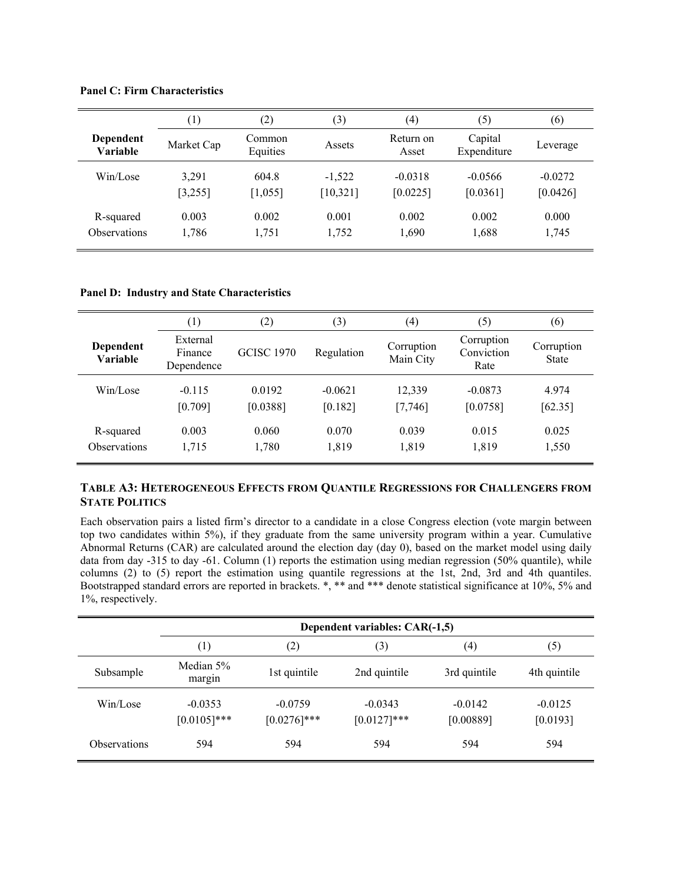**Panel C: Firm Characteristics**

| | (1) | (2) | (3) | (4) | (5) | (6) |
|---|---|---|---|---|---|---|
| **Dependent Variable** | Market Cap | Common Equities | Assets | Return on Asset | Capital Expenditure | Leverage |
| Win/Lose | 3,291 | 604.8 | -1,522 | -0.0318 | -0.0566 | -0.0272 |
| | [3,255] | [1,055] | [10,321] | [0.0225] | [0.0361] | [0.0426] |
| R-squared | 0.003 | 0.002 | 0.001 | 0.002 | 0.002 | 0.000 |
| Observations | 1,786 | 1,751 | 1,752 | 1,690 | 1,688 | 1,745 |

**Panel D: Industry and State Characteristics**

| | (1) | (2) | (3) | (4) | (5) | (6) |
|---|---|---|---|---|---|---|
| **Dependent Variable** | External Finance Dependence | GCISC 1970 | Regulation | Corruption Main City | Corruption Conviction Rate | Corruption State |
| Win/Lose | -0.115 | 0.0192 | -0.0621 | 12,339 | -0.0873 | 4.974 |
| | [0.709] | [0.0388] | [0.182] | [7,746] | [0.0758] | [62.35] |
| R-squared | 0.003 | 0.060 | 0.070 | 0.039 | 0.015 | 0.025 |
| Observations | 1,715 | 1,780 | 1,819 | 1,819 | 1,819 | 1,550 |

## TABLE A3: HETEROGENEOUS EFFECTS FROM QUANTILE REGRESSIONS FOR CHALLENGERS FROM STATE POLITICS

Each observation pairs a listed firm's director to a candidate in a close Congress election (vote margin between top two candidates within 5%), if they graduate from the same university program within a year. Cumulative Abnormal Returns (CAR) are calculated around the election day (day 0), based on the market model using daily data from day -315 to day -61. Column (1) reports the estimation using median regression (50% quantile), while columns (2) to (5) report the estimation using quantile regressions at the 1st, 2nd, 3rd and 4th quantiles. Bootstrapped standard errors are reported in brackets. *, ** and *** denote statistical significance at 10%, 5% and 1%, respectively.

| | Dependent variables: CAR(-1,5) | | | | |
|---|---|---|---|---|---|
| | (1) | (2) | (3) | (4) | (5) |
| Subsample | Median 5% margin | 1st quintile | 2nd quintile | 3rd quintile | 4th quintile |
| Win/Lose | -0.0353 | -0.0759 | -0.0343 | -0.0142 | -0.0125 |
| | [0.0105]*** | [0.0276]*** | [0.0127]*** | [0.00889] | [0.0193] |
| Observations | 594 | 594 | 594 | 594 | 594 |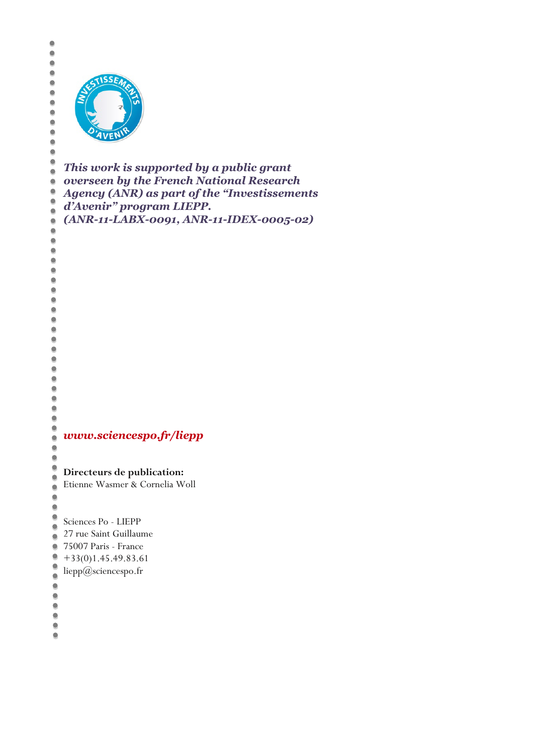***This work is supported by a public grant overseen by the French National Research Agency (ANR) as part of the "Investissements d'Avenir" program LIEPP. (ANR-11-LABX-0091, ANR-11-IDEX-0005-02)***

***www.sciencespo.fr/liepp***

**Directeurs de publication:**
Etienne Wasmer & Cornelia Woll

Sciences Po - LIEPP
27 rue Saint Guillaume
75007 Paris - France
+33(0)1.45.49.83.61
liepp@sciencespo.fr